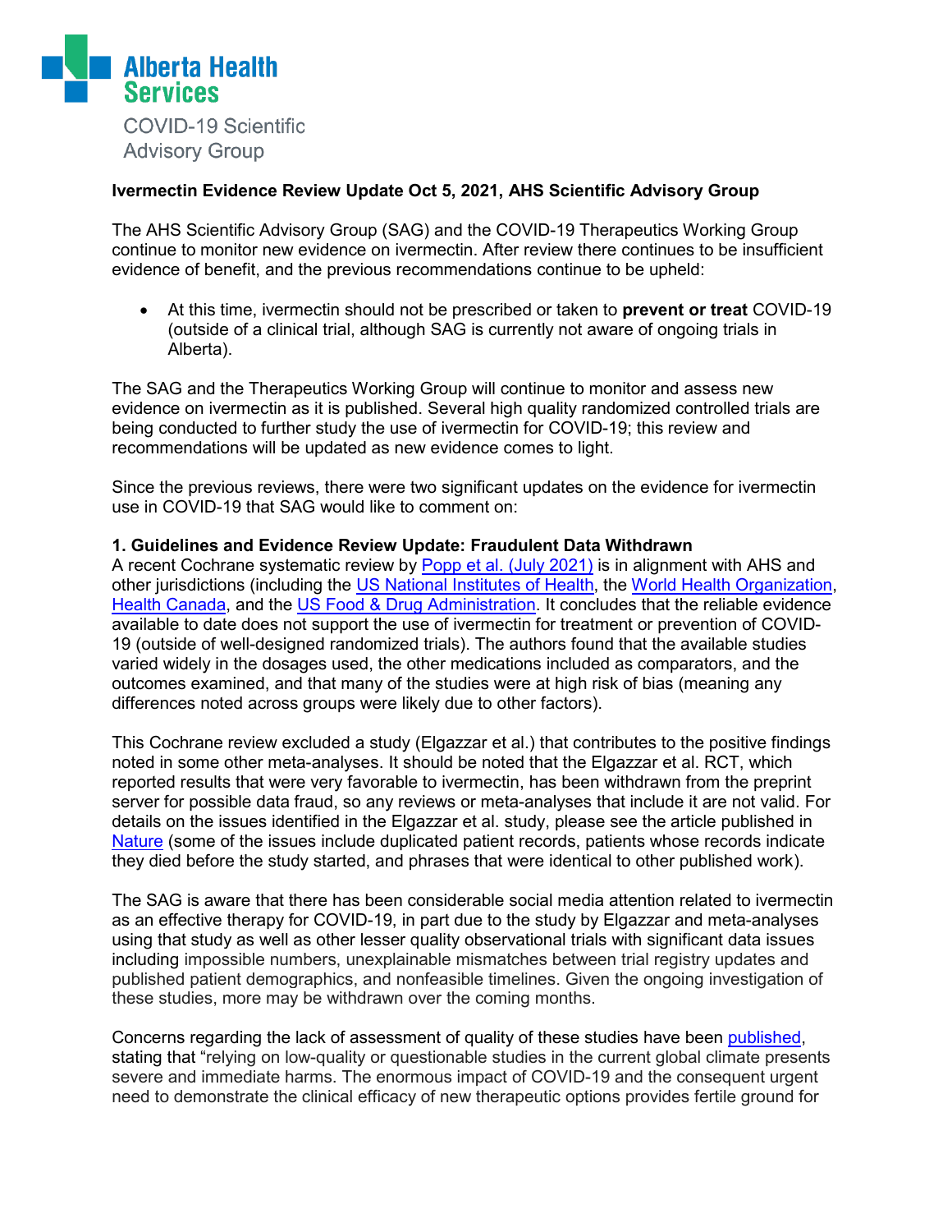Alberta Health Services

COVID-19 Scientific Advisory Group

**Ivermectin Evidence Review Update Oct 5, 2021, AHS Scientific Advisory Group**

The AHS Scientific Advisory Group (SAG) and the COVID-19 Therapeutics Working Group continue to monitor new evidence on ivermectin. After review there continues to be insufficient evidence of benefit, and the previous recommendations continue to be upheld:

- At this time, ivermectin should not be prescribed or taken to **prevent or treat** COVID-19 (outside of a clinical trial, although SAG is currently not aware of ongoing trials in Alberta).

The SAG and the Therapeutics Working Group will continue to monitor and assess new evidence on ivermectin as it is published. Several high quality randomized controlled trials are being conducted to further study the use of ivermectin for COVID-19; this review and recommendations will be updated as new evidence comes to light.

Since the previous reviews, there were two significant updates on the evidence for ivermectin use in COVID-19 that SAG would like to comment on:

**1. Guidelines and Evidence Review Update: Fraudulent Data Withdrawn**

A recent Cochrane systematic review by Popp et al. (July 2021) is in alignment with AHS and other jurisdictions (including the US National Institutes of Health, the World Health Organization, Health Canada, and the US Food & Drug Administration. It concludes that the reliable evidence available to date does not support the use of ivermectin for treatment or prevention of COVID-19 (outside of well-designed randomized trials). The authors found that the available studies varied widely in the dosages used, the other medications included as comparators, and the outcomes examined, and that many of the studies were at high risk of bias (meaning any differences noted across groups were likely due to other factors).

This Cochrane review excluded a study (Elgazzar et al.) that contributes to the positive findings noted in some other meta-analyses. It should be noted that the Elgazzar et al. RCT, which reported results that were very favorable to ivermectin, has been withdrawn from the preprint server for possible data fraud, so any reviews or meta-analyses that include it are not valid. For details on the issues identified in the Elgazzar et al. study, please see the article published in Nature (some of the issues include duplicated patient records, patients whose records indicate they died before the study started, and phrases that were identical to other published work).

The SAG is aware that there has been considerable social media attention related to ivermectin as an effective therapy for COVID-19, in part due to the study by Elgazzar and meta-analyses using that study as well as other lesser quality observational trials with significant data issues including impossible numbers, unexplainable mismatches between trial registry updates and published patient demographics, and nonfeasible timelines. Given the ongoing investigation of these studies, more may be withdrawn over the coming months.

Concerns regarding the lack of assessment of quality of these studies have been published, stating that "relying on low-quality or questionable studies in the current global climate presents severe and immediate harms. The enormous impact of COVID-19 and the consequent urgent need to demonstrate the clinical efficacy of new therapeutic options provides fertile ground for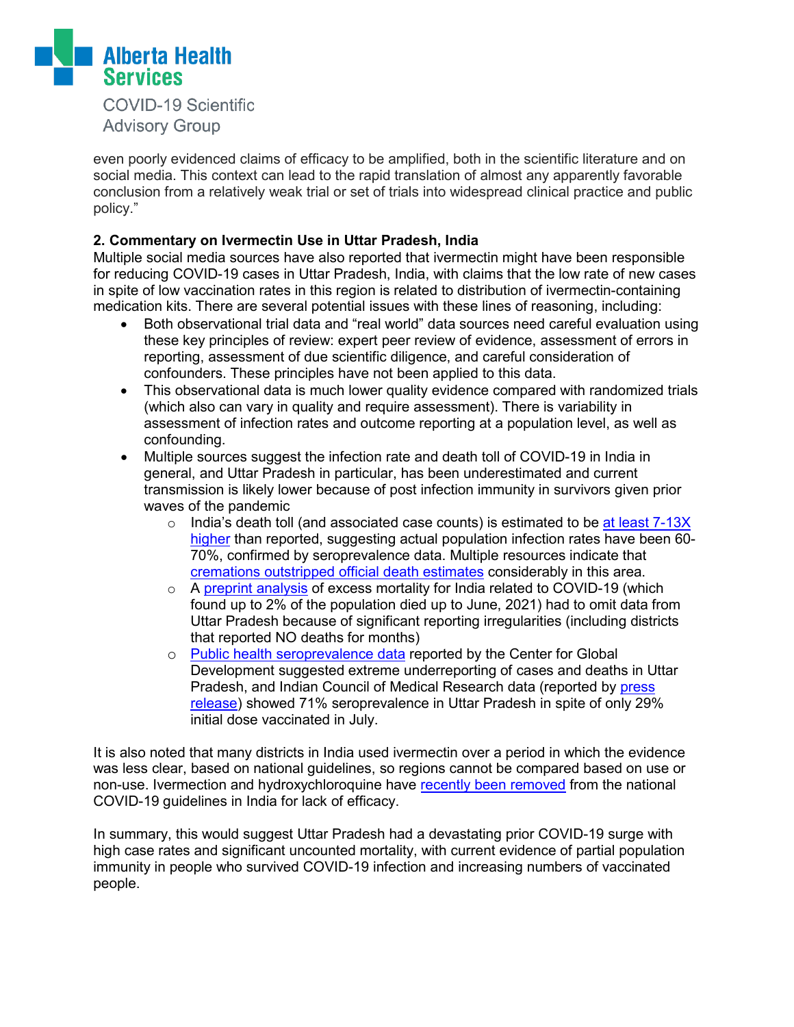even poorly evidenced claims of efficacy to be amplified, both in the scientific literature and on social media. This context can lead to the rapid translation of almost any apparently favorable conclusion from a relatively weak trial or set of trials into widespread clinical practice and public policy."

**2. Commentary on Ivermectin Use in Uttar Pradesh, India**

Multiple social media sources have also reported that ivermectin might have been responsible for reducing COVID-19 cases in Uttar Pradesh, India, with claims that the low rate of new cases in spite of low vaccination rates in this region is related to distribution of ivermectin-containing medication kits. There are several potential issues with these lines of reasoning, including:

- Both observational trial data and "real world" data sources need careful evaluation using these key principles of review: expert peer review of evidence, assessment of errors in reporting, assessment of due scientific diligence, and careful consideration of confounders. These principles have not been applied to this data.
- This observational data is much lower quality evidence compared with randomized trials (which also can vary in quality and require assessment). There is variability in assessment of infection rates and outcome reporting at a population level, as well as confounding.
- Multiple sources suggest the infection rate and death toll of COVID-19 in India in general, and Uttar Pradesh in particular, has been underestimated and current transmission is likely lower because of post infection immunity in survivors given prior waves of the pandemic
    - India's death toll (and associated case counts) is estimated to be at least 7-13X higher than reported, suggesting actual population infection rates have been 60-70%, confirmed by seroprevalence data. Multiple resources indicate that cremations outstripped official death estimates considerably in this area.
    - A preprint analysis of excess mortality for India related to COVID-19 (which found up to 2% of the population died up to June, 2021) had to omit data from Uttar Pradesh because of significant reporting irregularities (including districts that reported NO deaths for months)
    - Public health seroprevalence data reported by the Center for Global Development suggested extreme underreporting of cases and deaths in Uttar Pradesh, and Indian Council of Medical Research data (reported by press release) showed 71% seroprevalence in Uttar Pradesh in spite of only 29% initial dose vaccinated in July.

It is also noted that many districts in India used ivermectin over a period in which the evidence was less clear, based on national guidelines, so regions cannot be compared based on use or non-use. Ivermection and hydroxychloroquine have recently been removed from the national COVID-19 guidelines in India for lack of efficacy.

In summary, this would suggest Uttar Pradesh had a devastating prior COVID-19 surge with high case rates and significant uncounted mortality, with current evidence of partial population immunity in people who survived COVID-19 infection and increasing numbers of vaccinated people.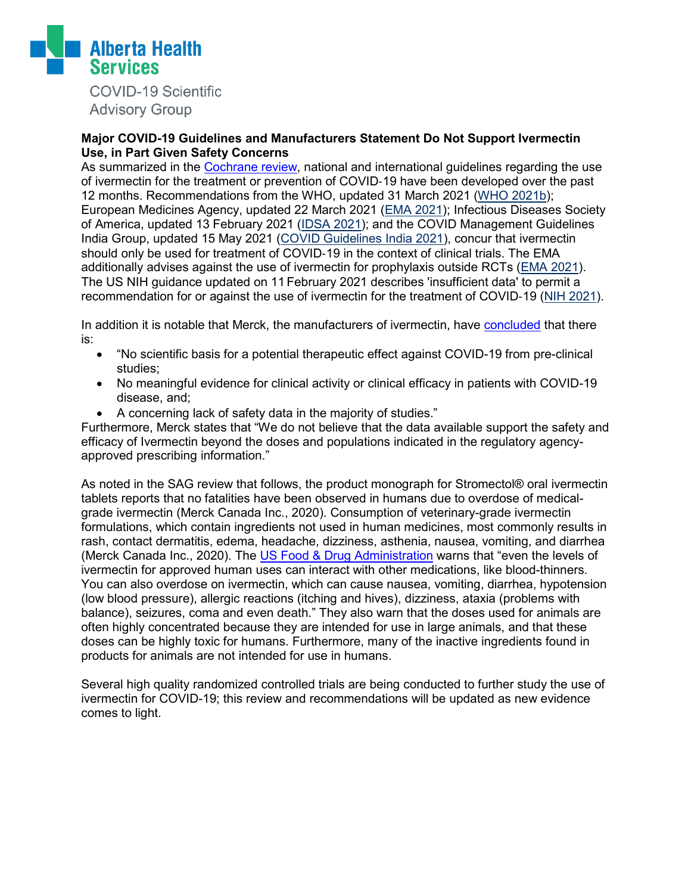**Major COVID-19 Guidelines and Manufacturers Statement Do Not Support Ivermectin Use, in Part Given Safety Concerns**

As summarized in the Cochrane review, national and international guidelines regarding the use of ivermectin for the treatment or prevention of COVID-19 have been developed over the past 12 months. Recommendations from the WHO, updated 31 March 2021 (WHO 2021b); European Medicines Agency, updated 22 March 2021 (EMA 2021); Infectious Diseases Society of America, updated 13 February 2021 (IDSA 2021); and the COVID Management Guidelines India Group, updated 15 May 2021 (COVID Guidelines India 2021), concur that ivermectin should only be used for treatment of COVID-19 in the context of clinical trials. The EMA additionally advises against the use of ivermectin for prophylaxis outside RCTs (EMA 2021). The US NIH guidance updated on 11 February 2021 describes 'insufficient data' to permit a recommendation for or against the use of ivermectin for the treatment of COVID-19 (NIH 2021).

In addition it is notable that Merck, the manufacturers of ivermectin, have concluded that there is:

- "No scientific basis for a potential therapeutic effect against COVID-19 from pre-clinical studies;
- No meaningful evidence for clinical activity or clinical efficacy in patients with COVID-19 disease, and;
- A concerning lack of safety data in the majority of studies."

Furthermore, Merck states that "We do not believe that the data available support the safety and efficacy of Ivermectin beyond the doses and populations indicated in the regulatory agency-approved prescribing information."

As noted in the SAG review that follows, the product monograph for Stromectol® oral ivermectin tablets reports that no fatalities have been observed in humans due to overdose of medical-grade ivermectin (Merck Canada Inc., 2020). Consumption of veterinary-grade ivermectin formulations, which contain ingredients not used in human medicines, most commonly results in rash, contact dermatitis, edema, headache, dizziness, asthenia, nausea, vomiting, and diarrhea (Merck Canada Inc., 2020). The US Food & Drug Administration warns that "even the levels of ivermectin for approved human uses can interact with other medications, like blood-thinners. You can also overdose on ivermectin, which can cause nausea, vomiting, diarrhea, hypotension (low blood pressure), allergic reactions (itching and hives), dizziness, ataxia (problems with balance), seizures, coma and even death." They also warn that the doses used for animals are often highly concentrated because they are intended for use in large animals, and that these doses can be highly toxic for humans. Furthermore, many of the inactive ingredients found in products for animals are not intended for use in humans.

Several high quality randomized controlled trials are being conducted to further study the use of ivermectin for COVID-19; this review and recommendations will be updated as new evidence comes to light.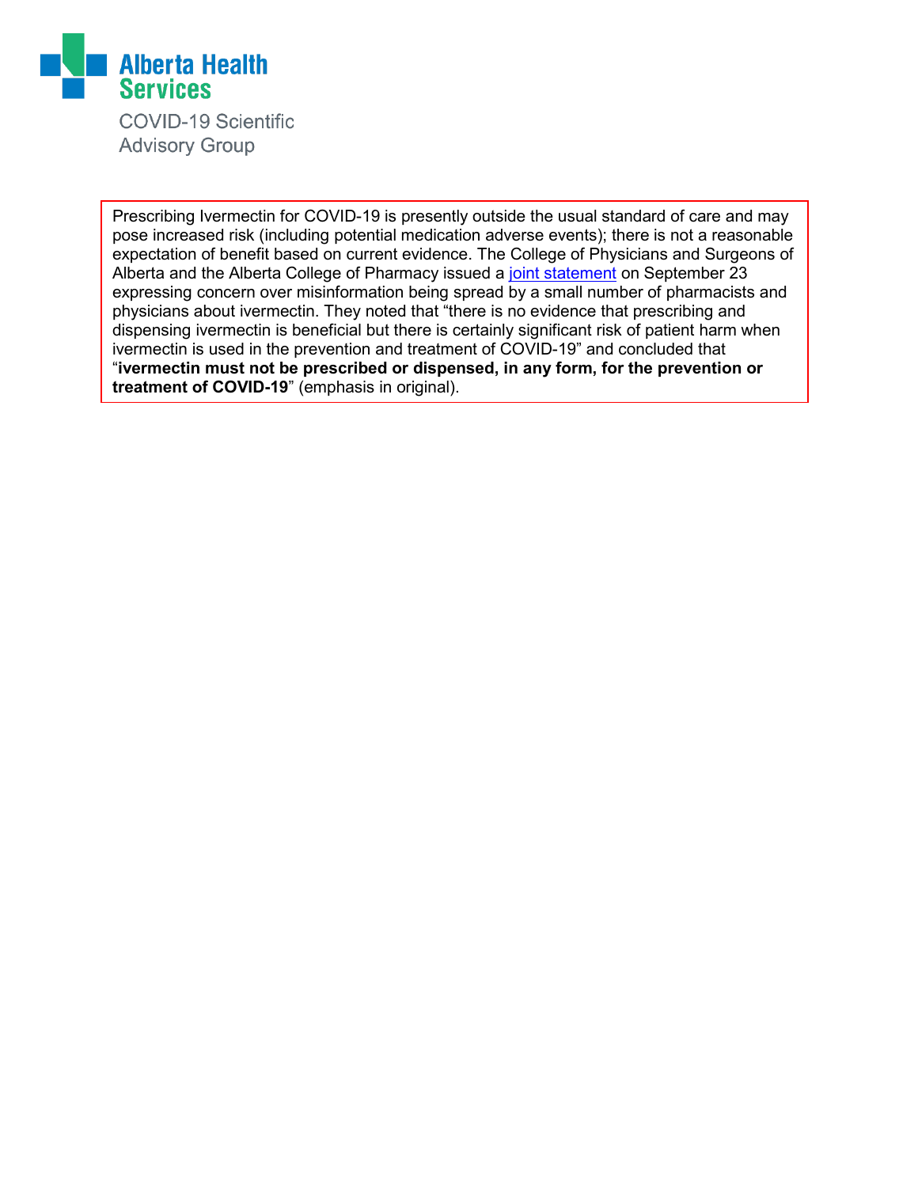Prescribing Ivermectin for COVID-19 is presently outside the usual standard of care and may pose increased risk (including potential medication adverse events); there is not a reasonable expectation of benefit based on current evidence. The College of Physicians and Surgeons of Alberta and the Alberta College of Pharmacy issued a joint statement on September 23 expressing concern over misinformation being spread by a small number of pharmacists and physicians about ivermectin. They noted that "there is no evidence that prescribing and dispensing ivermectin is beneficial but there is certainly significant risk of patient harm when ivermectin is used in the prevention and treatment of COVID-19" and concluded that "**ivermectin must not be prescribed or dispensed, in any form, for the prevention or treatment of COVID-19**" (emphasis in original).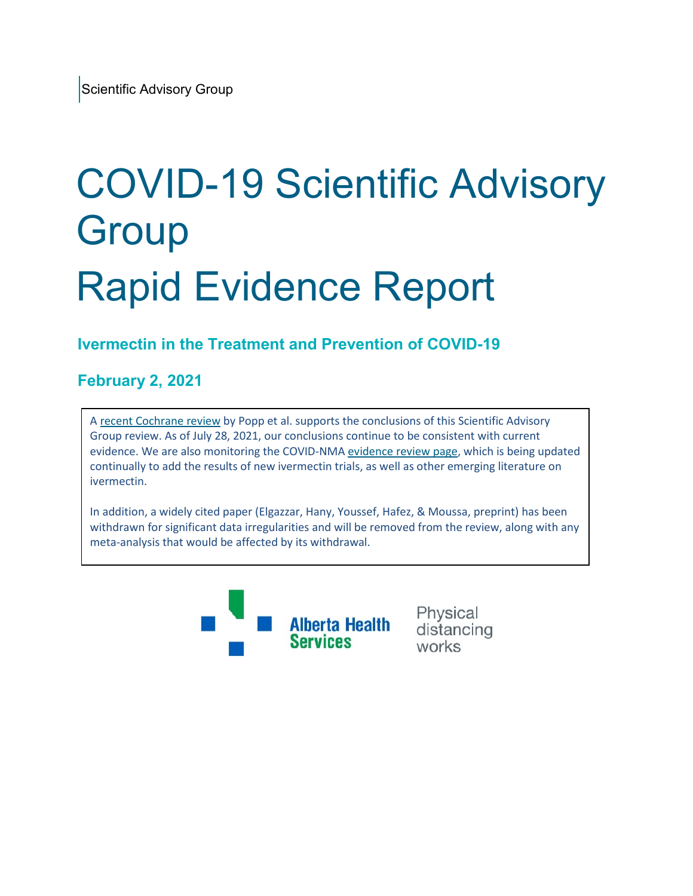Scientific Advisory Group

# COVID-19 Scientific Advisory Group Rapid Evidence Report

## Ivermectin in the Treatment and Prevention of COVID-19

## February 2, 2021

A recent Cochrane review by Popp et al. supports the conclusions of this Scientific Advisory Group review. As of July 28, 2021, our conclusions continue to be consistent with current evidence. We are also monitoring the COVID-NMA evidence review page, which is being updated continually to add the results of new ivermectin trials, as well as other emerging literature on ivermectin.

In addition, a widely cited paper (Elgazzar, Hany, Youssef, Hafez, & Moussa, preprint) has been withdrawn for significant data irregularities and will be removed from the review, along with any meta-analysis that would be affected by its withdrawal.

Alberta Health Services

Physical distancing works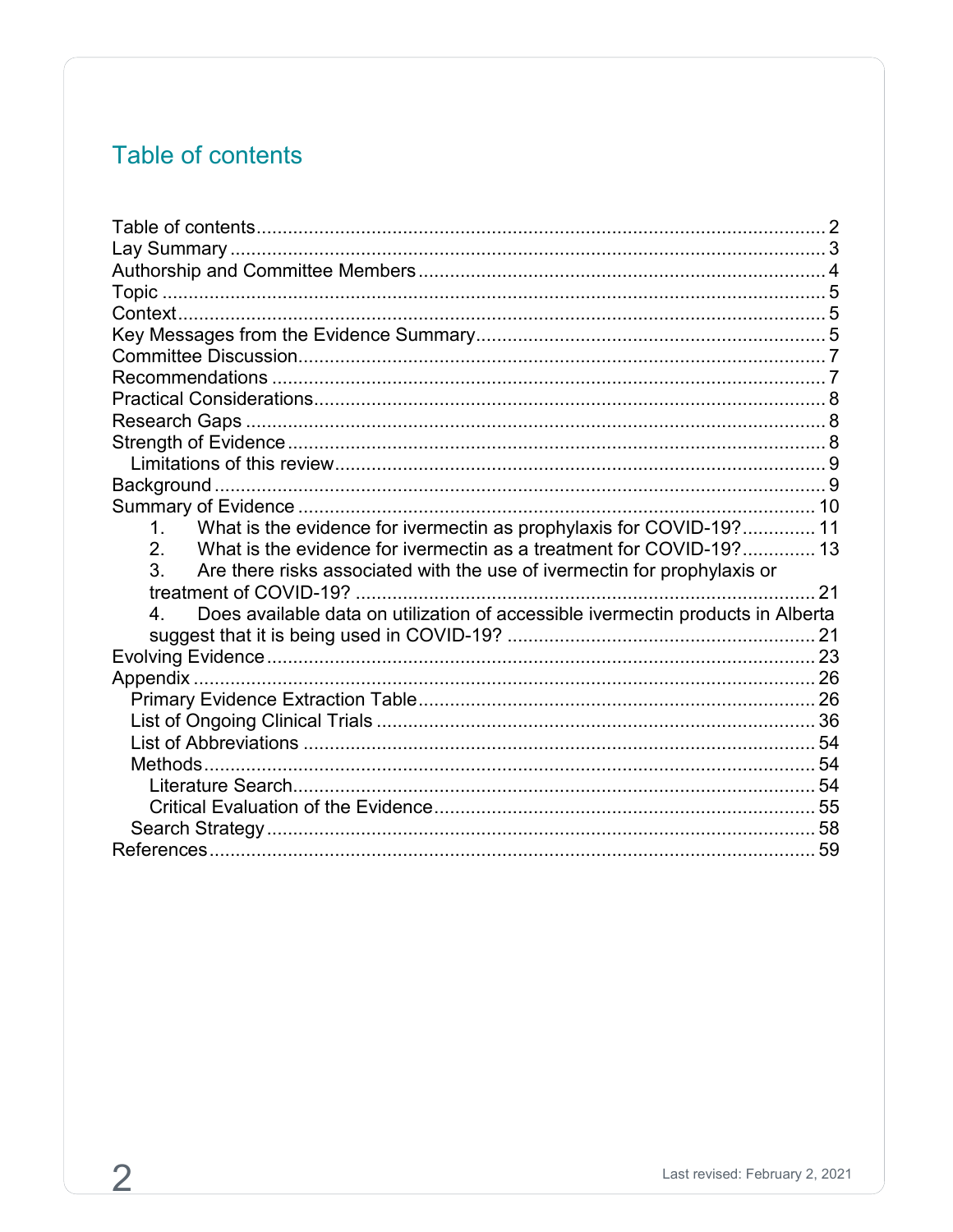# Table of contents

Table of contents .......... 2
Lay Summary .......... 3
Authorship and Committee Members .......... 4
Topic .......... 5
Context .......... 5
Key Messages from the Evidence Summary .......... 5
Committee Discussion .......... 7
Recommendations .......... 7
Practical Considerations .......... 8
Research Gaps .......... 8
Strength of Evidence .......... 8
- Limitations of this review .......... 9

Background .......... 9
Summary of Evidence .......... 10
1. What is the evidence for ivermectin as prophylaxis for COVID-19? .......... 11
2. What is the evidence for ivermectin as a treatment for COVID-19? .......... 13
3. Are there risks associated with the use of ivermectin for prophylaxis or treatment of COVID-19? .......... 21
4. Does available data on utilization of accessible ivermectin products in Alberta suggest that it is being used in COVID-19? .......... 21

Evolving Evidence .......... 23
Appendix .......... 26
- Primary Evidence Extraction Table .......... 26
- List of Ongoing Clinical Trials .......... 36
- List of Abbreviations .......... 54
- Methods .......... 54
  - Literature Search .......... 54
  - Critical Evaluation of the Evidence .......... 55
- Search Strategy .......... 58

References .......... 59

Last revised: February 2, 2021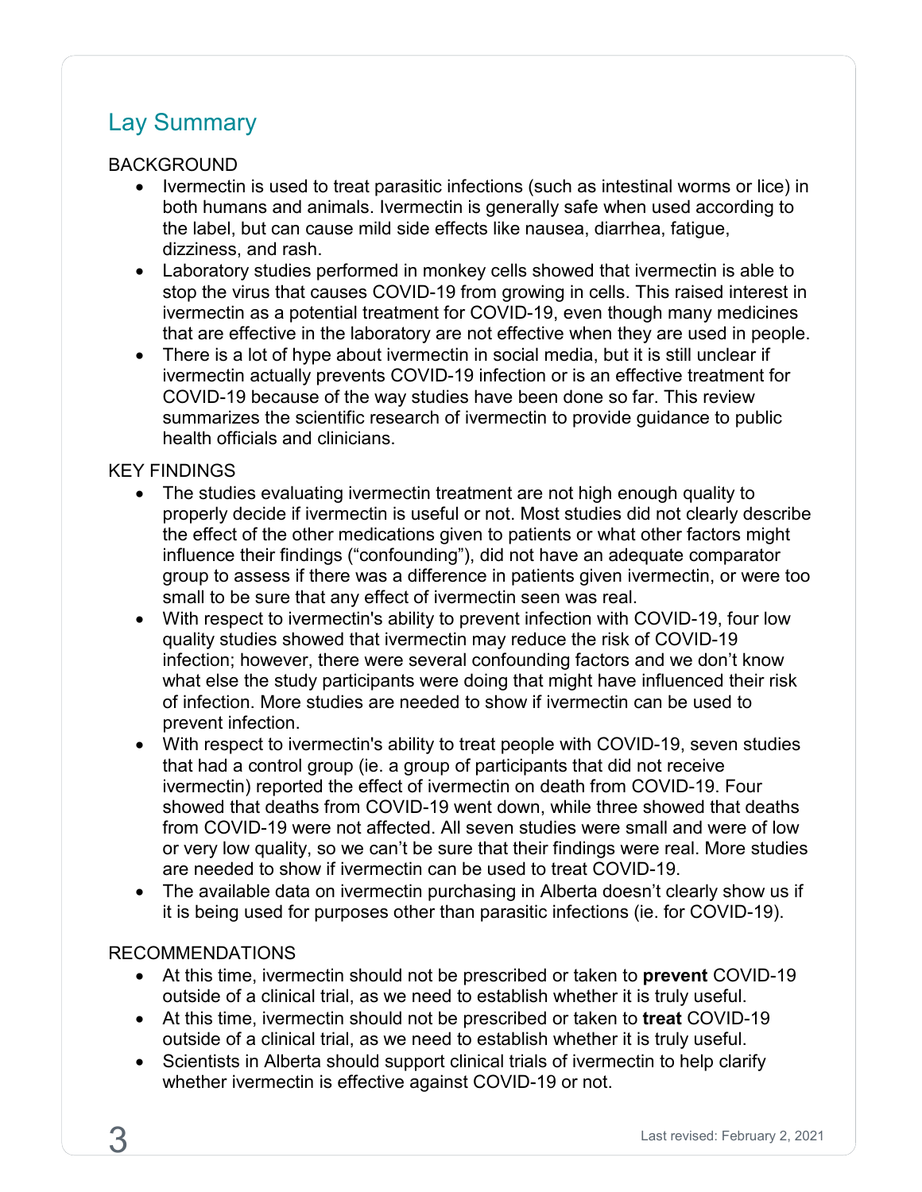## Lay Summary

BACKGROUND

- Ivermectin is used to treat parasitic infections (such as intestinal worms or lice) in both humans and animals. Ivermectin is generally safe when used according to the label, but can cause mild side effects like nausea, diarrhea, fatigue, dizziness, and rash.
- Laboratory studies performed in monkey cells showed that ivermectin is able to stop the virus that causes COVID-19 from growing in cells. This raised interest in ivermectin as a potential treatment for COVID-19, even though many medicines that are effective in the laboratory are not effective when they are used in people.
- There is a lot of hype about ivermectin in social media, but it is still unclear if ivermectin actually prevents COVID-19 infection or is an effective treatment for COVID-19 because of the way studies have been done so far. This review summarizes the scientific research of ivermectin to provide guidance to public health officials and clinicians.

KEY FINDINGS

- The studies evaluating ivermectin treatment are not high enough quality to properly decide if ivermectin is useful or not. Most studies did not clearly describe the effect of the other medications given to patients or what other factors might influence their findings ("confounding"), did not have an adequate comparator group to assess if there was a difference in patients given ivermectin, or were too small to be sure that any effect of ivermectin seen was real.
- With respect to ivermectin's ability to prevent infection with COVID-19, four low quality studies showed that ivermectin may reduce the risk of COVID-19 infection; however, there were several confounding factors and we don't know what else the study participants were doing that might have influenced their risk of infection. More studies are needed to show if ivermectin can be used to prevent infection.
- With respect to ivermectin's ability to treat people with COVID-19, seven studies that had a control group (ie. a group of participants that did not receive ivermectin) reported the effect of ivermectin on death from COVID-19. Four showed that deaths from COVID-19 went down, while three showed that deaths from COVID-19 were not affected. All seven studies were small and were of low or very low quality, so we can't be sure that their findings were real. More studies are needed to show if ivermectin can be used to treat COVID-19.
- The available data on ivermectin purchasing in Alberta doesn't clearly show us if it is being used for purposes other than parasitic infections (ie. for COVID-19).

RECOMMENDATIONS

- At this time, ivermectin should not be prescribed or taken to **prevent** COVID-19 outside of a clinical trial, as we need to establish whether it is truly useful.
- At this time, ivermectin should not be prescribed or taken to **treat** COVID-19 outside of a clinical trial, as we need to establish whether it is truly useful.
- Scientists in Alberta should support clinical trials of ivermectin to help clarify whether ivermectin is effective against COVID-19 or not.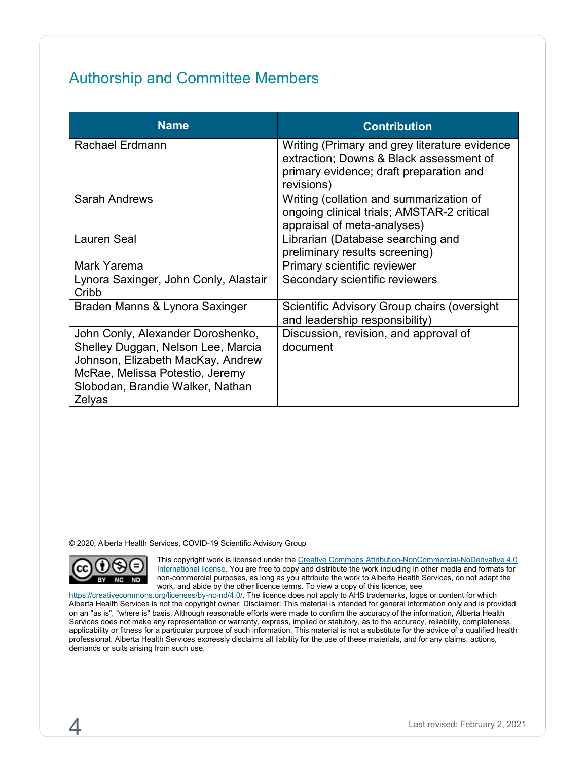## Authorship and Committee Members

| Name | Contribution |
| --- | --- |
| Rachael Erdmann | Writing (Primary and grey literature evidence extraction; Downs & Black assessment of primary evidence; draft preparation and revisions) |
| Sarah Andrews | Writing (collation and summarization of ongoing clinical trials; AMSTAR-2 critical appraisal of meta-analyses) |
| Lauren Seal | Librarian (Database searching and preliminary results screening) |
| Mark Yarema | Primary scientific reviewer |
| Lynora Saxinger, John Conly, Alastair Cribb | Secondary scientific reviewers |
| Braden Manns & Lynora Saxinger | Scientific Advisory Group chairs (oversight and leadership responsibility) |
| John Conly, Alexander Doroshenko, Shelley Duggan, Nelson Lee, Marcia Johnson, Elizabeth MacKay, Andrew McRae, Melissa Potestio, Jeremy Slobodan, Brandie Walker, Nathan Zelyas | Discussion, revision, and approval of document |

© 2020, Alberta Health Services, COVID-19 Scientific Advisory Group

This copyright work is licensed under the Creative Commons Attribution-NonCommercial-NoDerivative 4.0 International license. You are free to copy and distribute the work including in other media and formats for non-commercial purposes, as long as you attribute the work to Alberta Health Services, do not adapt the work, and abide by the other licence terms. To view a copy of this licence, see https://creativecommons.org/licenses/by-nc-nd/4.0/. The licence does not apply to AHS trademarks, logos or content for which Alberta Health Services is not the copyright owner. Disclaimer: This material is intended for general information only and is provided on an "as is", "where is" basis. Although reasonable efforts were made to confirm the accuracy of the information, Alberta Health Services does not make any representation or warranty, express, implied or statutory, as to the accuracy, reliability, completeness, applicability or fitness for a particular purpose of such information. This material is not a substitute for the advice of a qualified health professional. Alberta Health Services expressly disclaims all liability for the use of these materials, and for any claims, actions, demands or suits arising from such use.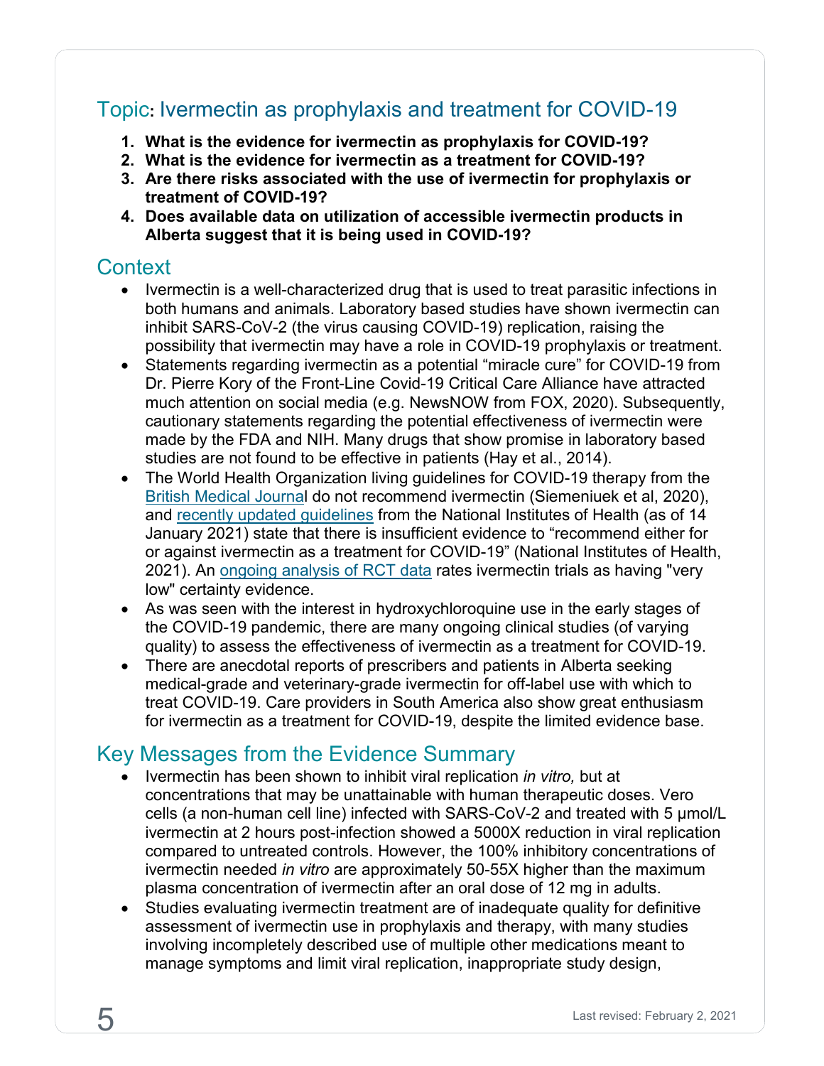## Topic: Ivermectin as prophylaxis and treatment for COVID-19

1. **What is the evidence for ivermectin as prophylaxis for COVID-19?**
2. **What is the evidence for ivermectin as a treatment for COVID-19?**
3. **Are there risks associated with the use of ivermectin for prophylaxis or treatment of COVID-19?**
4. **Does available data on utilization of accessible ivermectin products in Alberta suggest that it is being used in COVID-19?**

## Context

- Ivermectin is a well-characterized drug that is used to treat parasitic infections in both humans and animals. Laboratory based studies have shown ivermectin can inhibit SARS-CoV-2 (the virus causing COVID-19) replication, raising the possibility that ivermectin may have a role in COVID-19 prophylaxis or treatment.
- Statements regarding ivermectin as a potential "miracle cure" for COVID-19 from Dr. Pierre Kory of the Front-Line Covid-19 Critical Care Alliance have attracted much attention on social media (e.g. NewsNOW from FOX, 2020). Subsequently, cautionary statements regarding the potential effectiveness of ivermectin were made by the FDA and NIH. Many drugs that show promise in laboratory based studies are not found to be effective in patients (Hay et al., 2014).
- The World Health Organization living guidelines for COVID-19 therapy from the British Medical Journal do not recommend ivermectin (Siemeniuek et al, 2020), and recently updated guidelines from the National Institutes of Health (as of 14 January 2021) state that there is insufficient evidence to "recommend either for or against ivermectin as a treatment for COVID-19" (National Institutes of Health, 2021). An ongoing analysis of RCT data rates ivermectin trials as having "very low" certainty evidence.
- As was seen with the interest in hydroxychloroquine use in the early stages of the COVID-19 pandemic, there are many ongoing clinical studies (of varying quality) to assess the effectiveness of ivermectin as a treatment for COVID-19.
- There are anecdotal reports of prescribers and patients in Alberta seeking medical-grade and veterinary-grade ivermectin for off-label use with which to treat COVID-19. Care providers in South America also show great enthusiasm for ivermectin as a treatment for COVID-19, despite the limited evidence base.

## Key Messages from the Evidence Summary

- Ivermectin has been shown to inhibit viral replication *in vitro,* but at concentrations that may be unattainable with human therapeutic doses. Vero cells (a non-human cell line) infected with SARS-CoV-2 and treated with 5 μmol/L ivermectin at 2 hours post-infection showed a 5000X reduction in viral replication compared to untreated controls. However, the 100% inhibitory concentrations of ivermectin needed *in vitro* are approximately 50-55X higher than the maximum plasma concentration of ivermectin after an oral dose of 12 mg in adults.
- Studies evaluating ivermectin treatment are of inadequate quality for definitive assessment of ivermectin use in prophylaxis and therapy, with many studies involving incompletely described use of multiple other medications meant to manage symptoms and limit viral replication, inappropriate study design,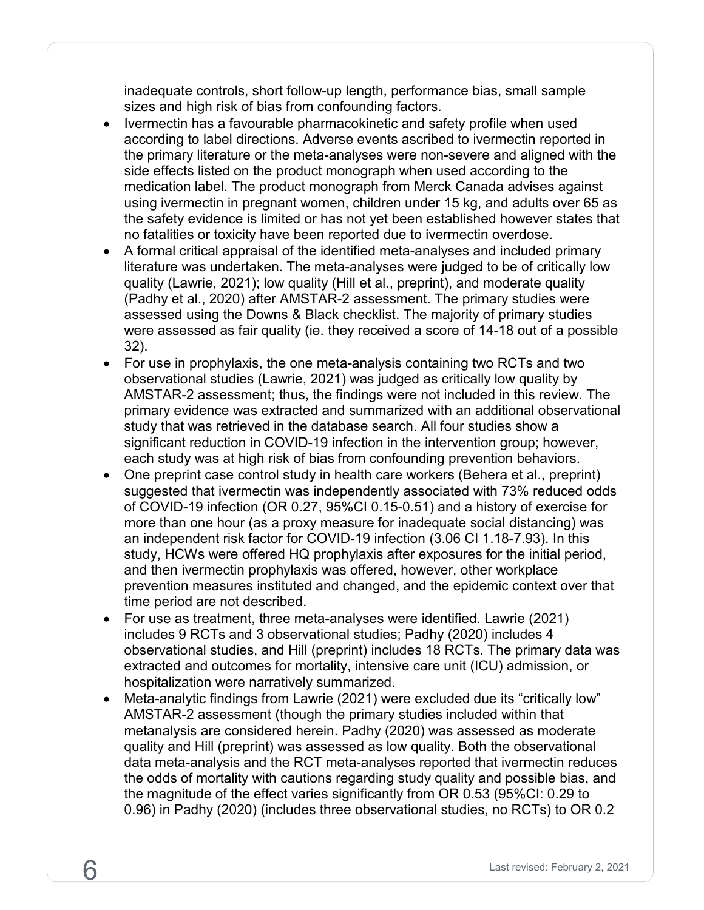inadequate controls, short follow-up length, performance bias, small sample sizes and high risk of bias from confounding factors.

- Ivermectin has a favourable pharmacokinetic and safety profile when used according to label directions. Adverse events ascribed to ivermectin reported in the primary literature or the meta-analyses were non-severe and aligned with the side effects listed on the product monograph when used according to the medication label. The product monograph from Merck Canada advises against using ivermectin in pregnant women, children under 15 kg, and adults over 65 as the safety evidence is limited or has not yet been established however states that no fatalities or toxicity have been reported due to ivermectin overdose.
- A formal critical appraisal of the identified meta-analyses and included primary literature was undertaken. The meta-analyses were judged to be of critically low quality (Lawrie, 2021); low quality (Hill et al., preprint), and moderate quality (Padhy et al., 2020) after AMSTAR-2 assessment. The primary studies were assessed using the Downs & Black checklist. The majority of primary studies were assessed as fair quality (ie. they received a score of 14-18 out of a possible 32).
- For use in prophylaxis, the one meta-analysis containing two RCTs and two observational studies (Lawrie, 2021) was judged as critically low quality by AMSTAR-2 assessment; thus, the findings were not included in this review. The primary evidence was extracted and summarized with an additional observational study that was retrieved in the database search. All four studies show a significant reduction in COVID-19 infection in the intervention group; however, each study was at high risk of bias from confounding prevention behaviors.
- One preprint case control study in health care workers (Behera et al., preprint) suggested that ivermectin was independently associated with 73% reduced odds of COVID-19 infection (OR 0.27, 95%CI 0.15-0.51) and a history of exercise for more than one hour (as a proxy measure for inadequate social distancing) was an independent risk factor for COVID-19 infection (3.06 CI 1.18-7.93). In this study, HCWs were offered HQ prophylaxis after exposures for the initial period, and then ivermectin prophylaxis was offered, however, other workplace prevention measures instituted and changed, and the epidemic context over that time period are not described.
- For use as treatment, three meta-analyses were identified. Lawrie (2021) includes 9 RCTs and 3 observational studies; Padhy (2020) includes 4 observational studies, and Hill (preprint) includes 18 RCTs. The primary data was extracted and outcomes for mortality, intensive care unit (ICU) admission, or hospitalization were narratively summarized.
- Meta-analytic findings from Lawrie (2021) were excluded due its "critically low" AMSTAR-2 assessment (though the primary studies included within that metanalysis are considered herein. Padhy (2020) was assessed as moderate quality and Hill (preprint) was assessed as low quality. Both the observational data meta-analysis and the RCT meta-analyses reported that ivermectin reduces the odds of mortality with cautions regarding study quality and possible bias, and the magnitude of the effect varies significantly from OR 0.53 (95%CI: 0.29 to 0.96) in Padhy (2020) (includes three observational studies, no RCTs) to OR 0.2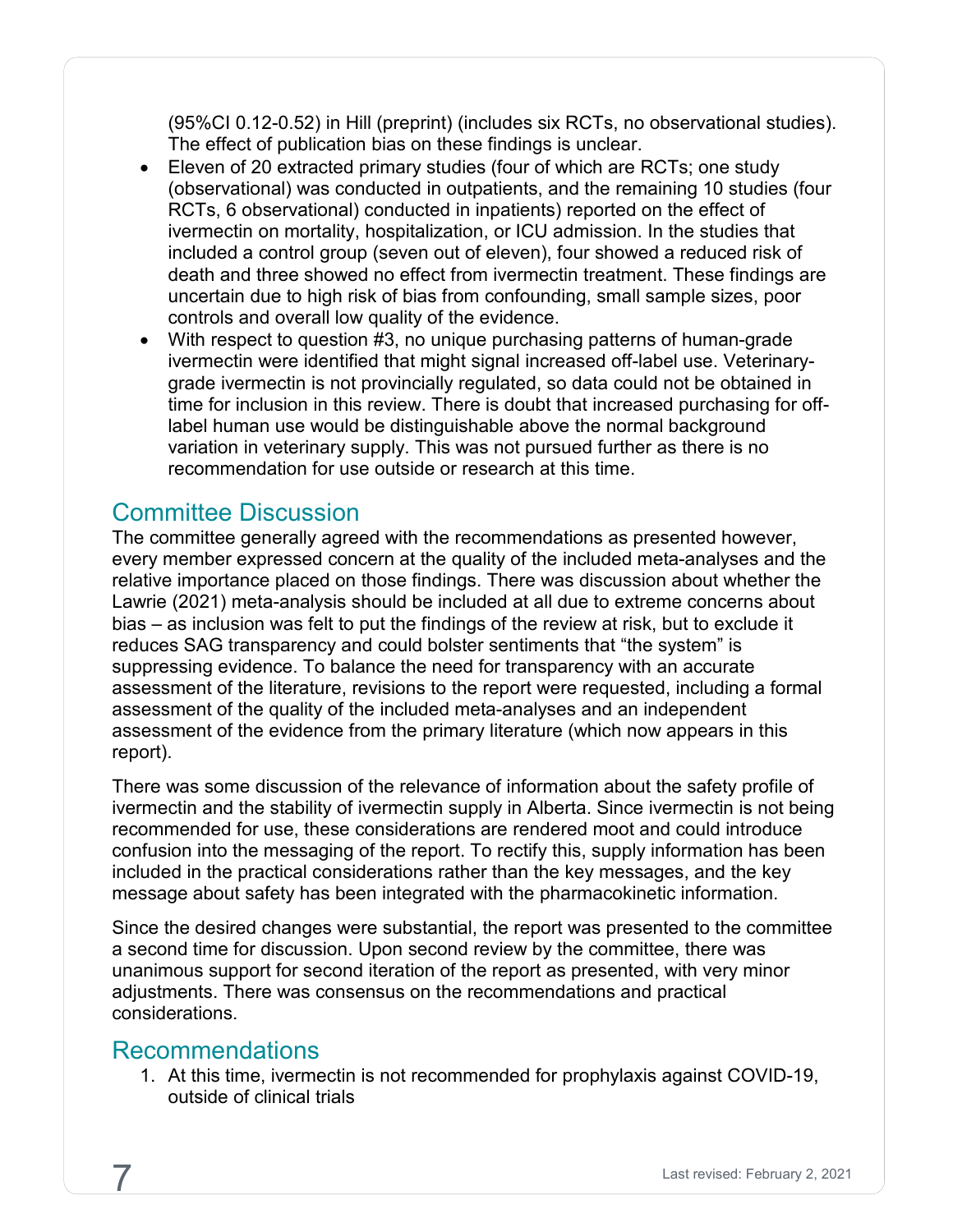(95%CI 0.12-0.52) in Hill (preprint) (includes six RCTs, no observational studies). The effect of publication bias on these findings is unclear.

- Eleven of 20 extracted primary studies (four of which are RCTs; one study (observational) was conducted in outpatients, and the remaining 10 studies (four RCTs, 6 observational) conducted in inpatients) reported on the effect of ivermectin on mortality, hospitalization, or ICU admission. In the studies that included a control group (seven out of eleven), four showed a reduced risk of death and three showed no effect from ivermectin treatment. These findings are uncertain due to high risk of bias from confounding, small sample sizes, poor controls and overall low quality of the evidence.
- With respect to question #3, no unique purchasing patterns of human-grade ivermectin were identified that might signal increased off-label use. Veterinary-grade ivermectin is not provincially regulated, so data could not be obtained in time for inclusion in this review. There is doubt that increased purchasing for off-label human use would be distinguishable above the normal background variation in veterinary supply. This was not pursued further as there is no recommendation for use outside or research at this time.

## Committee Discussion

The committee generally agreed with the recommendations as presented however, every member expressed concern at the quality of the included meta-analyses and the relative importance placed on those findings. There was discussion about whether the Lawrie (2021) meta-analysis should be included at all due to extreme concerns about bias – as inclusion was felt to put the findings of the review at risk, but to exclude it reduces SAG transparency and could bolster sentiments that "the system" is suppressing evidence. To balance the need for transparency with an accurate assessment of the literature, revisions to the report were requested, including a formal assessment of the quality of the included meta-analyses and an independent assessment of the evidence from the primary literature (which now appears in this report).

There was some discussion of the relevance of information about the safety profile of ivermectin and the stability of ivermectin supply in Alberta. Since ivermectin is not being recommended for use, these considerations are rendered moot and could introduce confusion into the messaging of the report. To rectify this, supply information has been included in the practical considerations rather than the key messages, and the key message about safety has been integrated with the pharmacokinetic information.

Since the desired changes were substantial, the report was presented to the committee a second time for discussion. Upon second review by the committee, there was unanimous support for second iteration of the report as presented, with very minor adjustments. There was consensus on the recommendations and practical considerations.

## Recommendations

1. At this time, ivermectin is not recommended for prophylaxis against COVID-19, outside of clinical trials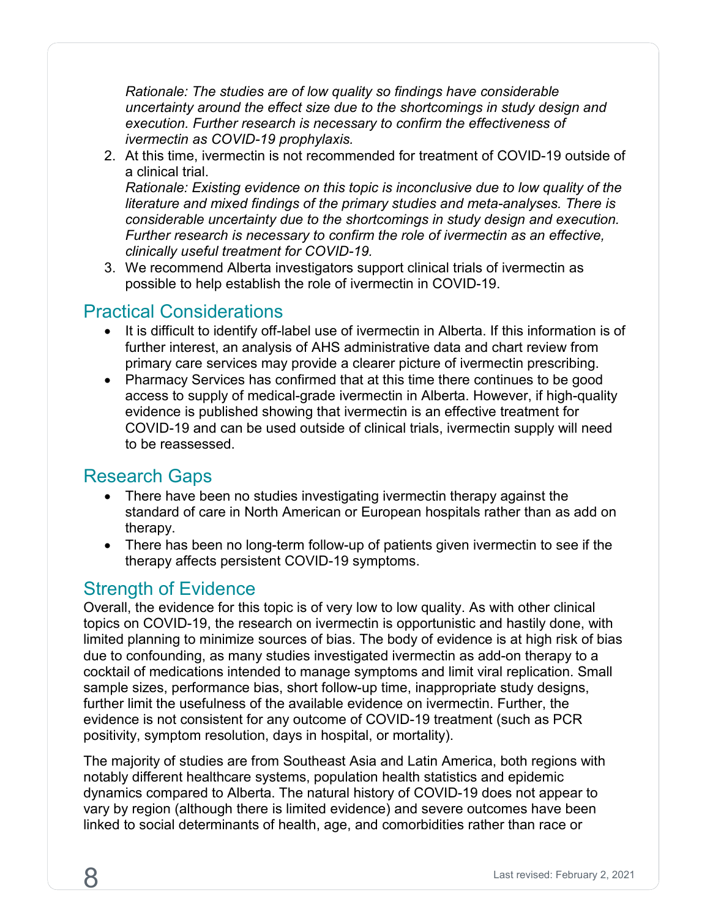*Rationale: The studies are of low quality so findings have considerable uncertainty around the effect size due to the shortcomings in study design and execution. Further research is necessary to confirm the effectiveness of ivermectin as COVID-19 prophylaxis.*

2. At this time, ivermectin is not recommended for treatment of COVID-19 outside of a clinical trial.
   *Rationale: Existing evidence on this topic is inconclusive due to low quality of the literature and mixed findings of the primary studies and meta-analyses. There is considerable uncertainty due to the shortcomings in study design and execution. Further research is necessary to confirm the role of ivermectin as an effective, clinically useful treatment for COVID-19.*
3. We recommend Alberta investigators support clinical trials of ivermectin as possible to help establish the role of ivermectin in COVID-19.

## Practical Considerations

- It is difficult to identify off-label use of ivermectin in Alberta. If this information is of further interest, an analysis of AHS administrative data and chart review from primary care services may provide a clearer picture of ivermectin prescribing.
- Pharmacy Services has confirmed that at this time there continues to be good access to supply of medical-grade ivermectin in Alberta. However, if high-quality evidence is published showing that ivermectin is an effective treatment for COVID-19 and can be used outside of clinical trials, ivermectin supply will need to be reassessed.

## Research Gaps

- There have been no studies investigating ivermectin therapy against the standard of care in North American or European hospitals rather than as add on therapy.
- There has been no long-term follow-up of patients given ivermectin to see if the therapy affects persistent COVID-19 symptoms.

## Strength of Evidence

Overall, the evidence for this topic is of very low to low quality. As with other clinical topics on COVID-19, the research on ivermectin is opportunistic and hastily done, with limited planning to minimize sources of bias. The body of evidence is at high risk of bias due to confounding, as many studies investigated ivermectin as add-on therapy to a cocktail of medications intended to manage symptoms and limit viral replication. Small sample sizes, performance bias, short follow-up time, inappropriate study designs, further limit the usefulness of the available evidence on ivermectin. Further, the evidence is not consistent for any outcome of COVID-19 treatment (such as PCR positivity, symptom resolution, days in hospital, or mortality).

The majority of studies are from Southeast Asia and Latin America, both regions with notably different healthcare systems, population health statistics and epidemic dynamics compared to Alberta. The natural history of COVID-19 does not appear to vary by region (although there is limited evidence) and severe outcomes have been linked to social determinants of health, age, and comorbidities rather than race or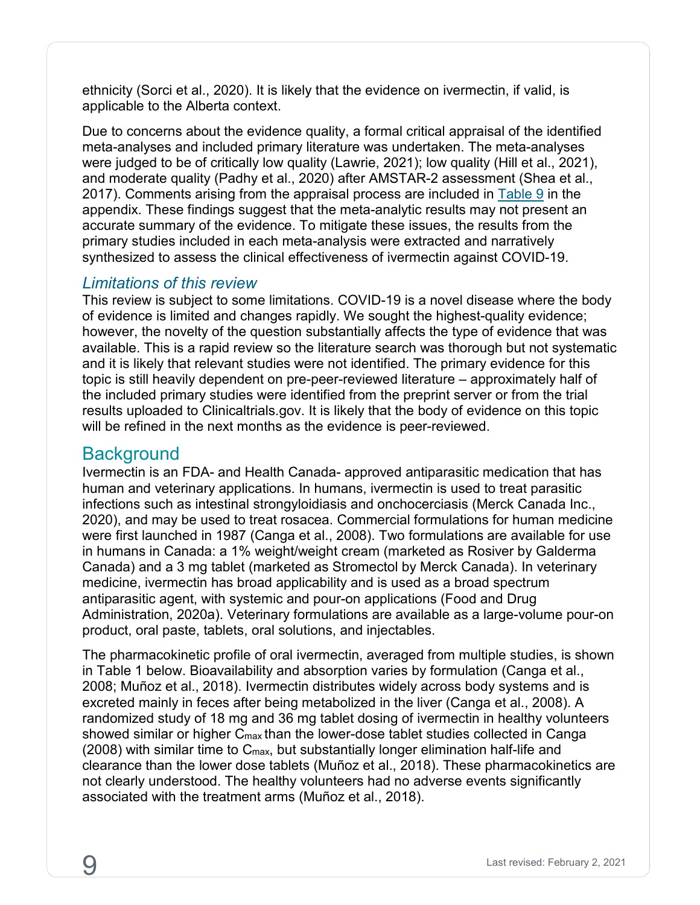ethnicity (Sorci et al., 2020). It is likely that the evidence on ivermectin, if valid, is applicable to the Alberta context.

Due to concerns about the evidence quality, a formal critical appraisal of the identified meta-analyses and included primary literature was undertaken. The meta-analyses were judged to be of critically low quality (Lawrie, 2021); low quality (Hill et al., 2021), and moderate quality (Padhy et al., 2020) after AMSTAR-2 assessment (Shea et al., 2017). Comments arising from the appraisal process are included in Table 9 in the appendix. These findings suggest that the meta-analytic results may not present an accurate summary of the evidence. To mitigate these issues, the results from the primary studies included in each meta-analysis were extracted and narratively synthesized to assess the clinical effectiveness of ivermectin against COVID-19.

### *Limitations of this review*

This review is subject to some limitations. COVID-19 is a novel disease where the body of evidence is limited and changes rapidly. We sought the highest-quality evidence; however, the novelty of the question substantially affects the type of evidence that was available. This is a rapid review so the literature search was thorough but not systematic and it is likely that relevant studies were not identified. The primary evidence for this topic is still heavily dependent on pre-peer-reviewed literature – approximately half of the included primary studies were identified from the preprint server or from the trial results uploaded to Clinicaltrials.gov. It is likely that the body of evidence on this topic will be refined in the next months as the evidence is peer-reviewed.

## Background

Ivermectin is an FDA- and Health Canada- approved antiparasitic medication that has human and veterinary applications. In humans, ivermectin is used to treat parasitic infections such as intestinal strongyloidiasis and onchocerciasis (Merck Canada Inc., 2020), and may be used to treat rosacea. Commercial formulations for human medicine were first launched in 1987 (Canga et al., 2008). Two formulations are available for use in humans in Canada: a 1% weight/weight cream (marketed as Rosiver by Galderma Canada) and a 3 mg tablet (marketed as Stromectol by Merck Canada). In veterinary medicine, ivermectin has broad applicability and is used as a broad spectrum antiparasitic agent, with systemic and pour-on applications (Food and Drug Administration, 2020a). Veterinary formulations are available as a large-volume pour-on product, oral paste, tablets, oral solutions, and injectables.

The pharmacokinetic profile of oral ivermectin, averaged from multiple studies, is shown in Table 1 below. Bioavailability and absorption varies by formulation (Canga et al., 2008; Muñoz et al., 2018). Ivermectin distributes widely across body systems and is excreted mainly in feces after being metabolized in the liver (Canga et al., 2008). A randomized study of 18 mg and 36 mg tablet dosing of ivermectin in healthy volunteers showed similar or higher $C_{max}$ than the lower-dose tablet studies collected in Canga (2008) with similar time to $C_{max}$, but substantially longer elimination half-life and clearance than the lower dose tablets (Muñoz et al., 2018). These pharmacokinetics are not clearly understood. The healthy volunteers had no adverse events significantly associated with the treatment arms (Muñoz et al., 2018).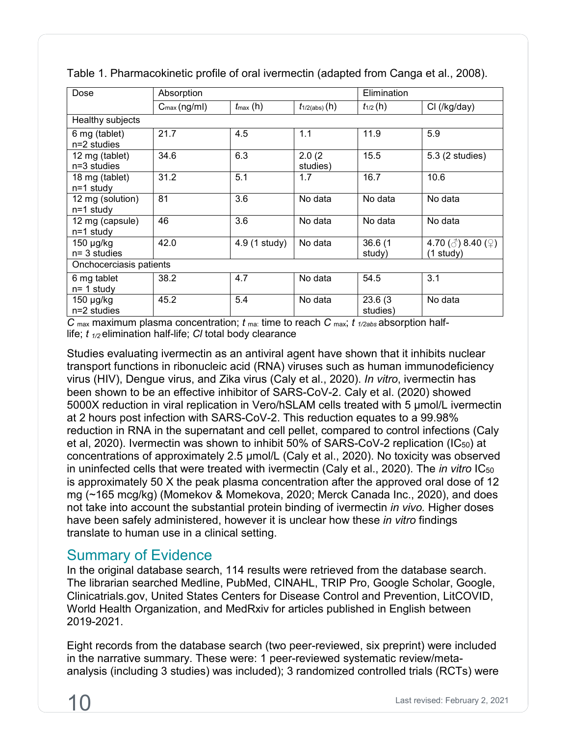Table 1. Pharmacokinetic profile of oral ivermectin (adapted from Canga et al., 2008).

| Dose | Absorption | | | Elimination | |
|---|---|---|---|---|---|
| | $C_{max}$ (ng/ml) | $t_{max}$ (h) | $t_{1/2(abs)}$ (h) | $t_{1/2}$ (h) | Cl (/kg/day) |
| Healthy subjects | | | | | |
| 6 mg (tablet) n=2 studies | 21.7 | 4.5 | 1.1 | 11.9 | 5.9 |
| 12 mg (tablet) n=3 studies | 34.6 | 6.3 | 2.0 (2 studies) | 15.5 | 5.3 (2 studies) |
| 18 mg (tablet) n=1 study | 31.2 | 5.1 | 1.7 | 16.7 | 10.6 |
| 12 mg (solution) n=1 study | 81 | 3.6 | No data | No data | No data |
| 12 mg (capsule) n=1 study | 46 | 3.6 | No data | No data | No data |
| 150 µg/kg n= 3 studies | 42.0 | 4.9 (1 study) | No data | 36.6 (1 study) | 4.70 (♂) 8.40 (♀) (1 study) |
| Onchocerciasis patients | | | | | |
| 6 mg tablet n= 1 study | 38.2 | 4.7 | No data | 54.5 | 3.1 |
| 150 µg/kg n=2 studies | 45.2 | 5.4 | No data | 23.6 (3 studies) | No data |

*C* $_{max}$ maximum plasma concentration; *t* $_{max}$: time to reach *C* $_{max}$; *t* $_{1/2abs}$ absorption half-life; *t* $_{1/2}$ elimination half-life; *Cl* total body clearance

Studies evaluating ivermectin as an antiviral agent have shown that it inhibits nuclear transport functions in ribonucleic acid (RNA) viruses such as human immunodeficiency virus (HIV), Dengue virus, and Zika virus (Caly et al., 2020). *In vitro*, ivermectin has been shown to be an effective inhibitor of SARS-CoV-2. Caly et al. (2020) showed 5000X reduction in viral replication in Vero/hSLAM cells treated with 5 µmol/L ivermectin at 2 hours post infection with SARS-CoV-2. This reduction equates to a 99.98% reduction in RNA in the supernatant and cell pellet, compared to control infections (Caly et al, 2020). Ivermectin was shown to inhibit 50% of SARS-CoV-2 replication ($IC_{50}$) at concentrations of approximately 2.5 µmol/L (Caly et al., 2020). No toxicity was observed in uninfected cells that were treated with ivermectin (Caly et al., 2020). The *in vitro* $IC_{50}$ is approximately 50 X the peak plasma concentration after the approved oral dose of 12 mg (~165 mcg/kg) (Momekov & Momekova, 2020; Merck Canada Inc., 2020), and does not take into account the substantial protein binding of ivermectin *in vivo.* Higher doses have been safely administered, however it is unclear how these *in vitro* findings translate to human use in a clinical setting.

## Summary of Evidence

In the original database search, 114 results were retrieved from the database search. The librarian searched Medline, PubMed, CINAHL, TRIP Pro, Google Scholar, Google, Clinicatrials.gov, United States Centers for Disease Control and Prevention, LitCOVID, World Health Organization, and MedRxiv for articles published in English between 2019-2021.

Eight records from the database search (two peer-reviewed, six preprint) were included in the narrative summary. These were: 1 peer-reviewed systematic review/meta-analysis (including 3 studies) was included); 3 randomized controlled trials (RCTs) were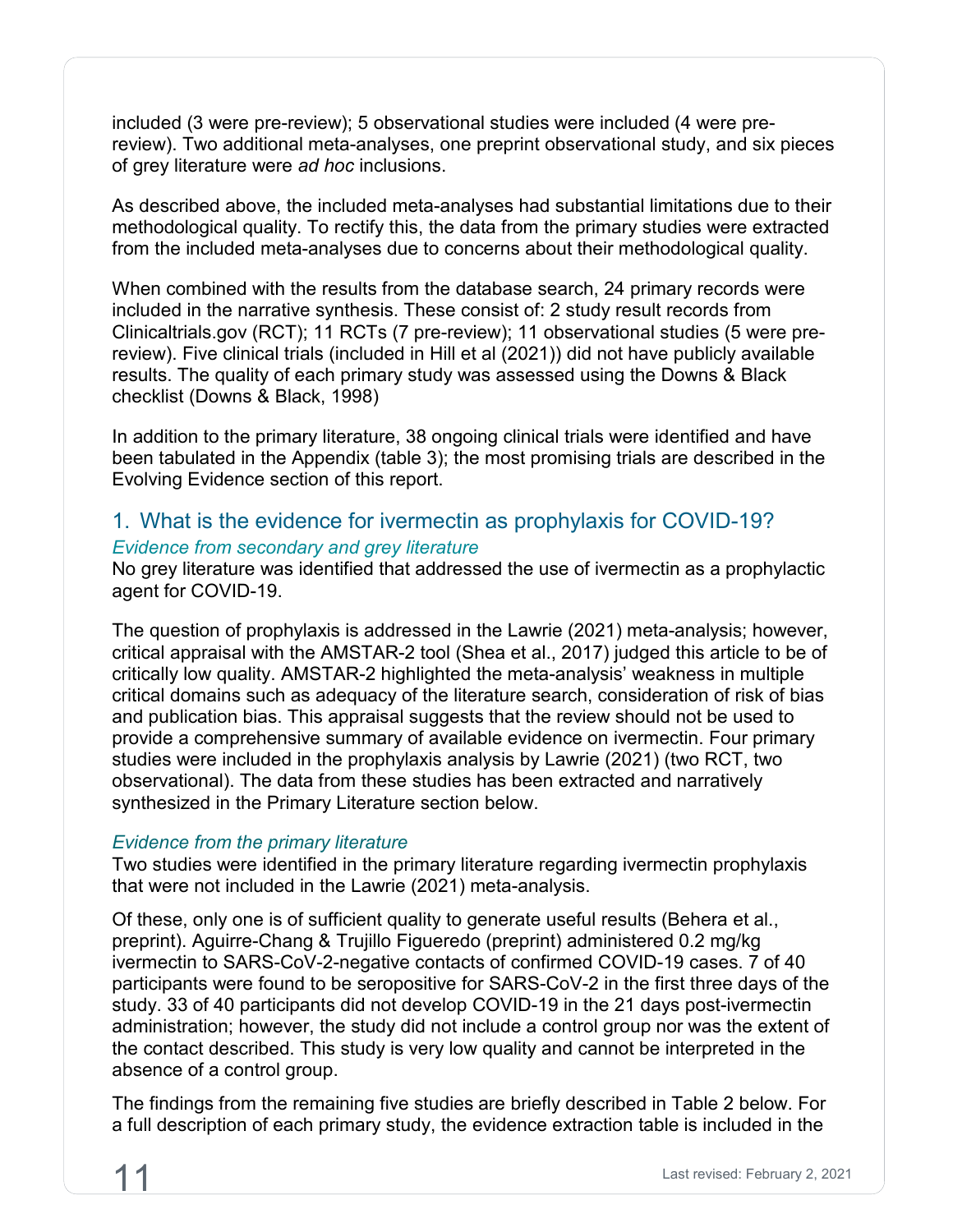included (3 were pre-review); 5 observational studies were included (4 were pre-review). Two additional meta-analyses, one preprint observational study, and six pieces of grey literature were *ad hoc* inclusions.

As described above, the included meta-analyses had substantial limitations due to their methodological quality. To rectify this, the data from the primary studies were extracted from the included meta-analyses due to concerns about their methodological quality.

When combined with the results from the database search, 24 primary records were included in the narrative synthesis. These consist of: 2 study result records from Clinicaltrials.gov (RCT); 11 RCTs (7 pre-review); 11 observational studies (5 were pre-review). Five clinical trials (included in Hill et al (2021)) did not have publicly available results. The quality of each primary study was assessed using the Downs & Black checklist (Downs & Black, 1998)

In addition to the primary literature, 38 ongoing clinical trials were identified and have been tabulated in the Appendix (table 3); the most promising trials are described in the Evolving Evidence section of this report.

## 1. What is the evidence for ivermectin as prophylaxis for COVID-19?

### *Evidence from secondary and grey literature*

No grey literature was identified that addressed the use of ivermectin as a prophylactic agent for COVID-19.

The question of prophylaxis is addressed in the Lawrie (2021) meta-analysis; however, critical appraisal with the AMSTAR-2 tool (Shea et al., 2017) judged this article to be of critically low quality. AMSTAR-2 highlighted the meta-analysis' weakness in multiple critical domains such as adequacy of the literature search, consideration of risk of bias and publication bias. This appraisal suggests that the review should not be used to provide a comprehensive summary of available evidence on ivermectin. Four primary studies were included in the prophylaxis analysis by Lawrie (2021) (two RCT, two observational). The data from these studies has been extracted and narratively synthesized in the Primary Literature section below.

### *Evidence from the primary literature*

Two studies were identified in the primary literature regarding ivermectin prophylaxis that were not included in the Lawrie (2021) meta-analysis.

Of these, only one is of sufficient quality to generate useful results (Behera et al., preprint). Aguirre-Chang & Trujillo Figueredo (preprint) administered 0.2 mg/kg ivermectin to SARS-CoV-2-negative contacts of confirmed COVID-19 cases. 7 of 40 participants were found to be seropositive for SARS-CoV-2 in the first three days of the study. 33 of 40 participants did not develop COVID-19 in the 21 days post-ivermectin administration; however, the study did not include a control group nor was the extent of the contact described. This study is very low quality and cannot be interpreted in the absence of a control group.

The findings from the remaining five studies are briefly described in Table 2 below. For a full description of each primary study, the evidence extraction table is included in the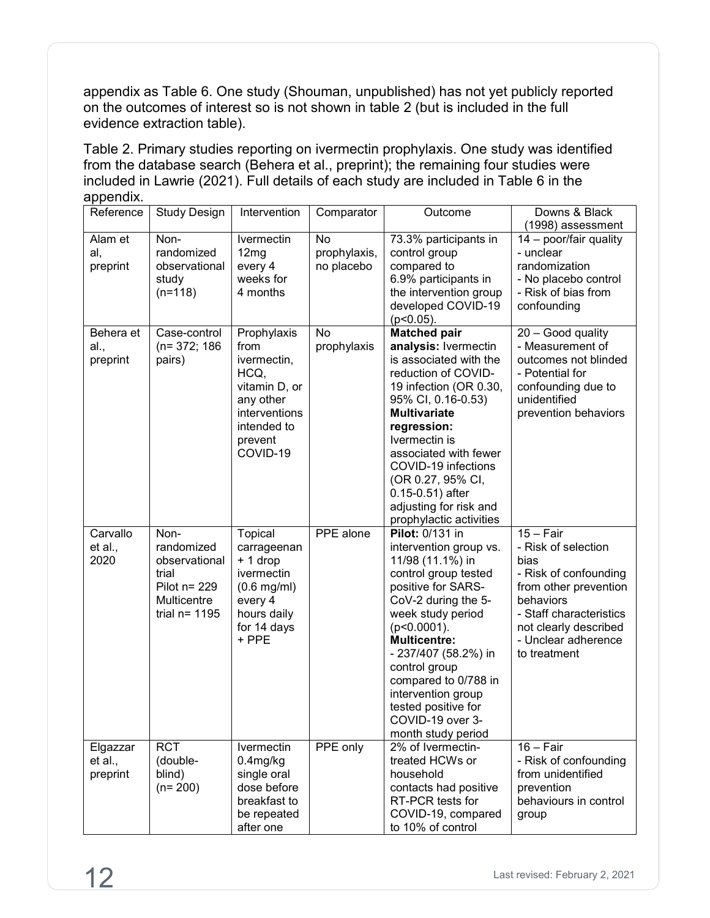appendix as Table 6. One study (Shouman, unpublished) has not yet publicly reported on the outcomes of interest so is not shown in table 2 (but is included in the full evidence extraction table).

Table 2. Primary studies reporting on ivermectin prophylaxis. One study was identified from the database search (Behera et al., preprint); the remaining four studies were included in Lawrie (2021). Full details of each study are included in Table 6 in the appendix.

| Reference | Study Design | Intervention | Comparator | Outcome | Downs & Black (1998) assessment |
|---|---|---|---|---|---|
| Alam et al, preprint | Non-randomized observational study (n=118) | Ivermectin 12mg every 4 weeks for 4 months | No prophylaxis, no placebo | 73.3% participants in control group compared to 6.9% participants in the intervention group developed COVID-19 ($p<0.05$). | 14 – poor/fair quality<br>- unclear randomization<br>- No placebo control<br>- Risk of bias from confounding |
| Behera et al., preprint | Case-control (n= 372; 186 pairs) | Prophylaxis from ivermectin, HCQ, vitamin D, or any other interventions intended to prevent COVID-19 | No prophylaxis | **Matched pair analysis:** Ivermectin is associated with the reduction of COVID-19 infection (OR 0.30, 95% CI, 0.16-0.53)<br>**Multivariate regression:** Ivermectin is associated with fewer COVID-19 infections (OR 0.27, 95% CI, 0.15-0.51) after adjusting for risk and prophylactic activities | 20 – Good quality<br>- Measurement of outcomes not blinded<br>- Potential for confounding due to unidentified prevention behaviors |
| Carvallo et al., 2020 | Non-randomized observational trial<br>Pilot n= 229<br>Multicentre trial n= 1195 | Topical carrageenan + 1 drop ivermectin (0.6 mg/ml) every 4 hours daily for 14 days + PPE | PPE alone | **Pilot:** 0/131 in intervention group vs. 11/98 (11.1%) in control group tested positive for SARS-CoV-2 during the 5-week study period ($p<0.0001$).<br>**Multicentre:**<br>- 237/407 (58.2%) in control group compared to 0/788 in intervention group tested positive for COVID-19 over 3-month study period | 15 – Fair<br>- Risk of selection bias<br>- Risk of confounding from other prevention behaviors<br>- Staff characteristics not clearly described<br>- Unclear adherence to treatment |
| Elgazzar et al., preprint | RCT (double-blind) (n= 200) | Ivermectin 0.4mg/kg single oral dose before breakfast to be repeated after one | PPE only | 2% of Ivermectin-treated HCWs or household contacts had positive RT-PCR tests for COVID-19, compared to 10% of control | 16 – Fair<br>- Risk of confounding from unidentified prevention behaviours in control group |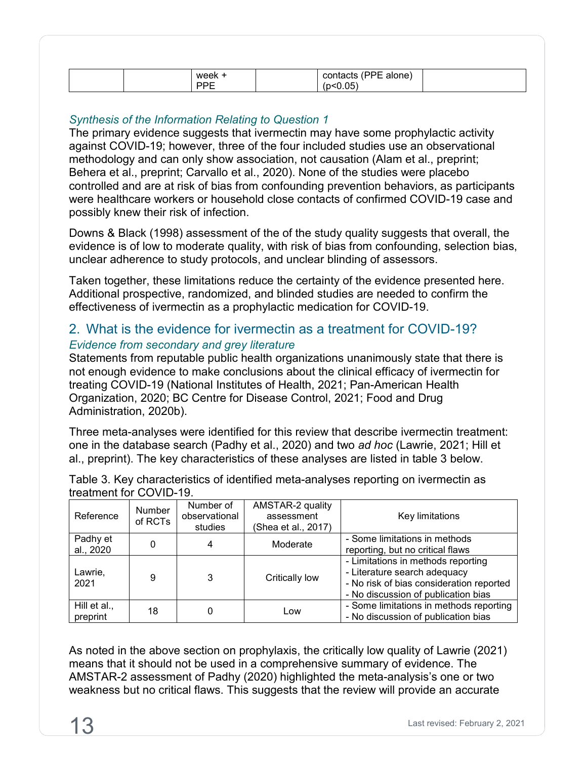|  |  | week + PPE |  | contacts (PPE alone) ($p<0.05$) |  |
|---|---|---|---|---|---|

### *Synthesis of the Information Relating to Question 1*

The primary evidence suggests that ivermectin may have some prophylactic activity against COVID-19; however, three of the four included studies use an observational methodology and can only show association, not causation (Alam et al., preprint; Behera et al., preprint; Carvallo et al., 2020). None of the studies were placebo controlled and are at risk of bias from confounding prevention behaviors, as participants were healthcare workers or household close contacts of confirmed COVID-19 case and possibly knew their risk of infection.

Downs & Black (1998) assessment of the of the study quality suggests that overall, the evidence is of low to moderate quality, with risk of bias from confounding, selection bias, unclear adherence to study protocols, and unclear blinding of assessors.

Taken together, these limitations reduce the certainty of the evidence presented here. Additional prospective, randomized, and blinded studies are needed to confirm the effectiveness of ivermectin as a prophylactic medication for COVID-19.

## 2. What is the evidence for ivermectin as a treatment for COVID-19?

### *Evidence from secondary and grey literature*

Statements from reputable public health organizations unanimously state that there is not enough evidence to make conclusions about the clinical efficacy of ivermectin for treating COVID-19 (National Institutes of Health, 2021; Pan-American Health Organization, 2020; BC Centre for Disease Control, 2021; Food and Drug Administration, 2020b).

Three meta-analyses were identified for this review that describe ivermectin treatment: one in the database search (Padhy et al., 2020) and two *ad hoc* (Lawrie, 2021; Hill et al., preprint). The key characteristics of these analyses are listed in table 3 below.

Table 3. Key characteristics of identified meta-analyses reporting on ivermectin as treatment for COVID-19.

| Reference | Number of RCTs | Number of observational studies | AMSTAR-2 quality assessment (Shea et al., 2017) | Key limitations |
|---|---|---|---|---|
| Padhy et al., 2020 | 0 | 4 | Moderate | - Some limitations in methods reporting, but no critical flaws |
| Lawrie, 2021 | 9 | 3 | Critically low | - Limitations in methods reporting<br>- Literature search adequacy<br>- No risk of bias consideration reported<br>- No discussion of publication bias |
| Hill et al., preprint | 18 | 0 | Low | - Some limitations in methods reporting<br>- No discussion of publication bias |

As noted in the above section on prophylaxis, the critically low quality of Lawrie (2021) means that it should not be used in a comprehensive summary of evidence. The AMSTAR-2 assessment of Padhy (2020) highlighted the meta-analysis's one or two weakness but no critical flaws. This suggests that the review will provide an accurate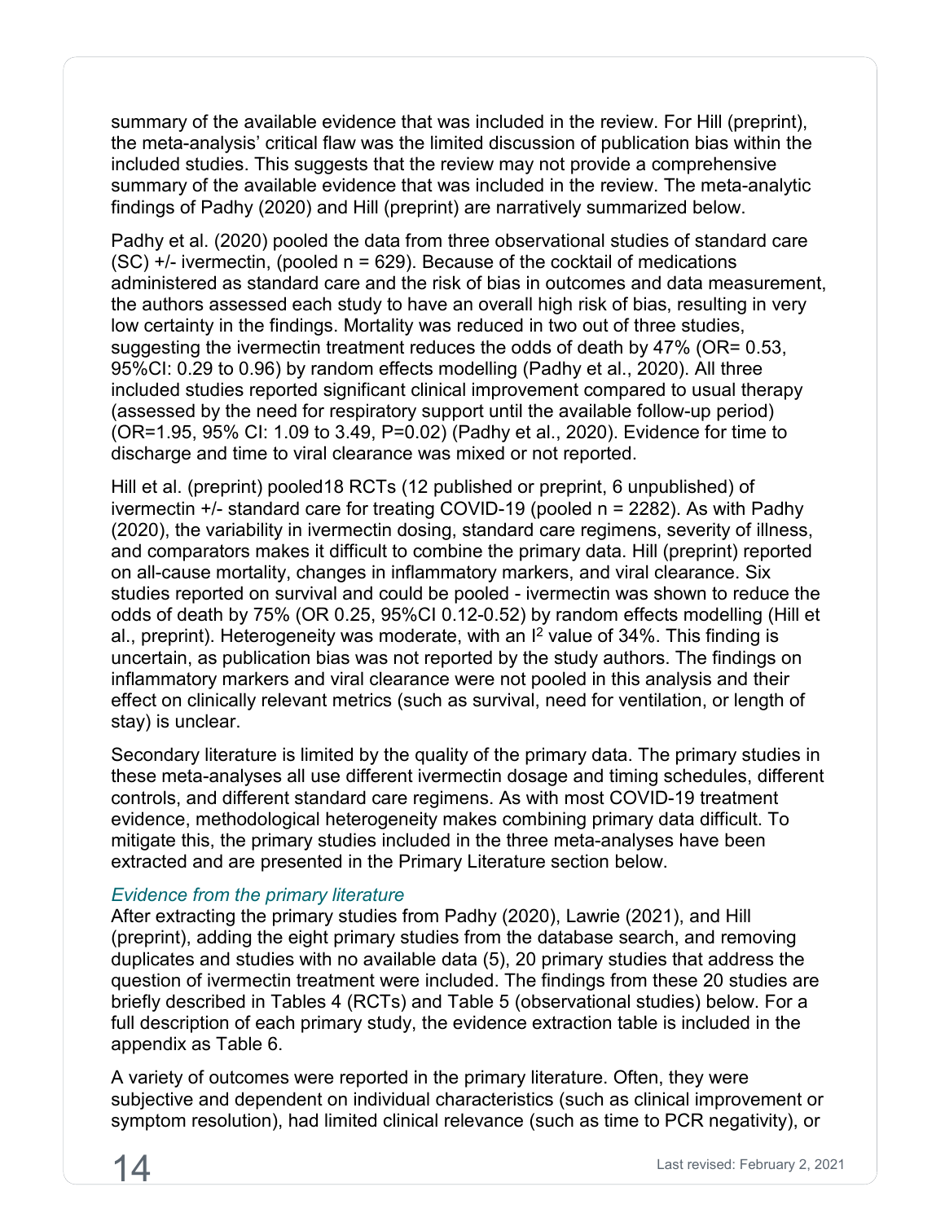summary of the available evidence that was included in the review. For Hill (preprint), the meta-analysis' critical flaw was the limited discussion of publication bias within the included studies. This suggests that the review may not provide a comprehensive summary of the available evidence that was included in the review. The meta-analytic findings of Padhy (2020) and Hill (preprint) are narratively summarized below.

Padhy et al. (2020) pooled the data from three observational studies of standard care (SC) +/- ivermectin, (pooled n = 629). Because of the cocktail of medications administered as standard care and the risk of bias in outcomes and data measurement, the authors assessed each study to have an overall high risk of bias, resulting in very low certainty in the findings. Mortality was reduced in two out of three studies, suggesting the ivermectin treatment reduces the odds of death by 47% (OR= 0.53, 95%CI: 0.29 to 0.96) by random effects modelling (Padhy et al., 2020). All three included studies reported significant clinical improvement compared to usual therapy (assessed by the need for respiratory support until the available follow-up period) (OR=1.95, 95% CI: 1.09 to 3.49, P=0.02) (Padhy et al., 2020). Evidence for time to discharge and time to viral clearance was mixed or not reported.

Hill et al. (preprint) pooled18 RCTs (12 published or preprint, 6 unpublished) of ivermectin +/- standard care for treating COVID-19 (pooled n = 2282). As with Padhy (2020), the variability in ivermectin dosing, standard care regimens, severity of illness, and comparators makes it difficult to combine the primary data. Hill (preprint) reported on all-cause mortality, changes in inflammatory markers, and viral clearance. Six studies reported on survival and could be pooled - ivermectin was shown to reduce the odds of death by 75% (OR 0.25, 95%CI 0.12-0.52) by random effects modelling (Hill et al., preprint). Heterogeneity was moderate, with an $I^2$ value of 34%. This finding is uncertain, as publication bias was not reported by the study authors. The findings on inflammatory markers and viral clearance were not pooled in this analysis and their effect on clinically relevant metrics (such as survival, need for ventilation, or length of stay) is unclear.

Secondary literature is limited by the quality of the primary data. The primary studies in these meta-analyses all use different ivermectin dosage and timing schedules, different controls, and different standard care regimens. As with most COVID-19 treatment evidence, methodological heterogeneity makes combining primary data difficult. To mitigate this, the primary studies included in the three meta-analyses have been extracted and are presented in the Primary Literature section below.

*Evidence from the primary literature*

After extracting the primary studies from Padhy (2020), Lawrie (2021), and Hill (preprint), adding the eight primary studies from the database search, and removing duplicates and studies with no available data (5), 20 primary studies that address the question of ivermectin treatment were included. The findings from these 20 studies are briefly described in Tables 4 (RCTs) and Table 5 (observational studies) below. For a full description of each primary study, the evidence extraction table is included in the appendix as Table 6.

A variety of outcomes were reported in the primary literature. Often, they were subjective and dependent on individual characteristics (such as clinical improvement or symptom resolution), had limited clinical relevance (such as time to PCR negativity), or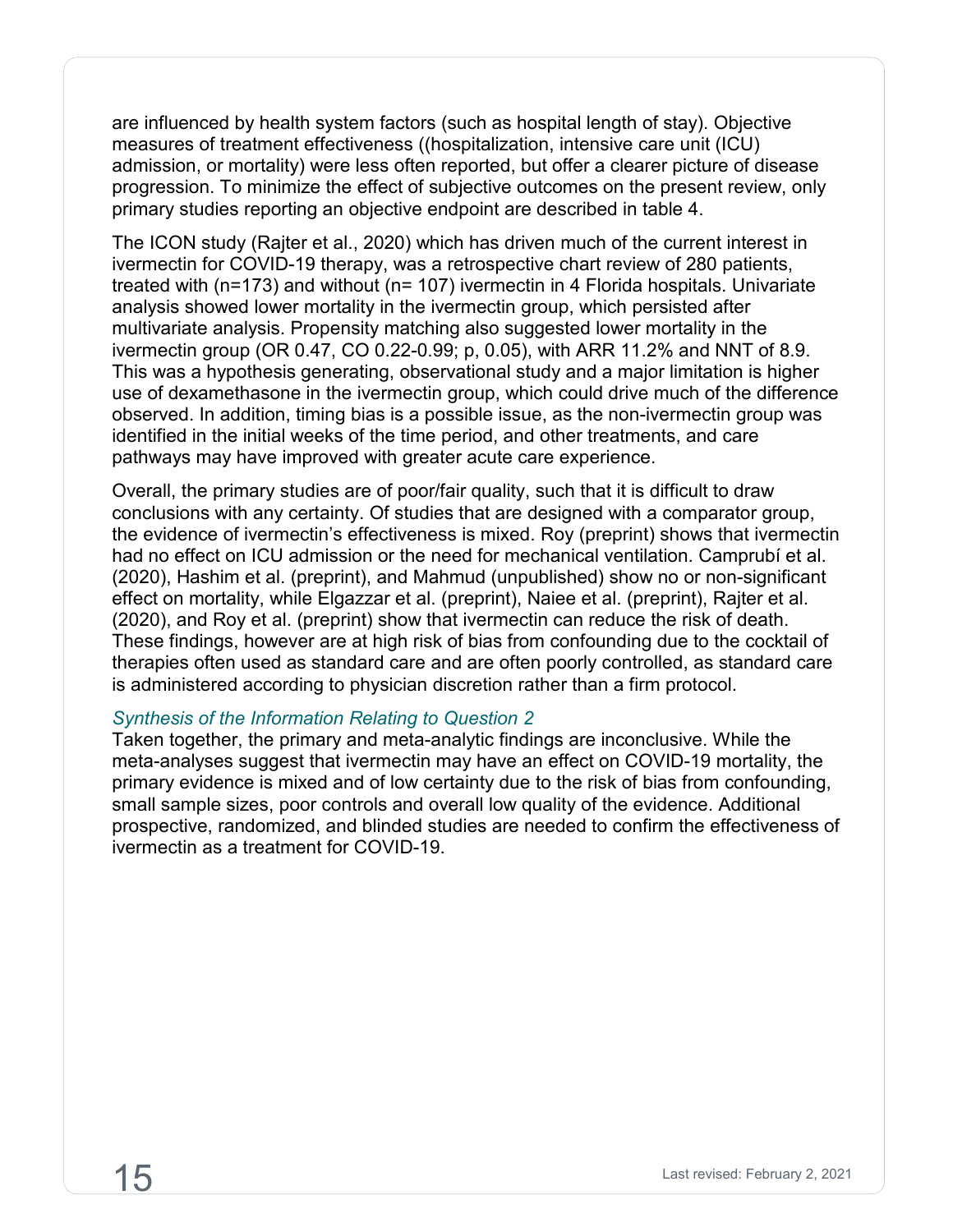are influenced by health system factors (such as hospital length of stay). Objective measures of treatment effectiveness ((hospitalization, intensive care unit (ICU) admission, or mortality) were less often reported, but offer a clearer picture of disease progression. To minimize the effect of subjective outcomes on the present review, only primary studies reporting an objective endpoint are described in table 4.

The ICON study (Rajter et al., 2020) which has driven much of the current interest in ivermectin for COVID-19 therapy, was a retrospective chart review of 280 patients, treated with (n=173) and without (n= 107) ivermectin in 4 Florida hospitals. Univariate analysis showed lower mortality in the ivermectin group, which persisted after multivariate analysis. Propensity matching also suggested lower mortality in the ivermectin group (OR 0.47, CO 0.22-0.99; p, 0.05), with ARR 11.2% and NNT of 8.9. This was a hypothesis generating, observational study and a major limitation is higher use of dexamethasone in the ivermectin group, which could drive much of the difference observed. In addition, timing bias is a possible issue, as the non-ivermectin group was identified in the initial weeks of the time period, and other treatments, and care pathways may have improved with greater acute care experience.

Overall, the primary studies are of poor/fair quality, such that it is difficult to draw conclusions with any certainty. Of studies that are designed with a comparator group, the evidence of ivermectin's effectiveness is mixed. Roy (preprint) shows that ivermectin had no effect on ICU admission or the need for mechanical ventilation. Camprubí et al. (2020), Hashim et al. (preprint), and Mahmud (unpublished) show no or non-significant effect on mortality, while Elgazzar et al. (preprint), Naiee et al. (preprint), Rajter et al. (2020), and Roy et al. (preprint) show that ivermectin can reduce the risk of death. These findings, however are at high risk of bias from confounding due to the cocktail of therapies often used as standard care and are often poorly controlled, as standard care is administered according to physician discretion rather than a firm protocol.

*Synthesis of the Information Relating to Question 2*

Taken together, the primary and meta-analytic findings are inconclusive. While the meta-analyses suggest that ivermectin may have an effect on COVID-19 mortality, the primary evidence is mixed and of low certainty due to the risk of bias from confounding, small sample sizes, poor controls and overall low quality of the evidence. Additional prospective, randomized, and blinded studies are needed to confirm the effectiveness of ivermectin as a treatment for COVID-19.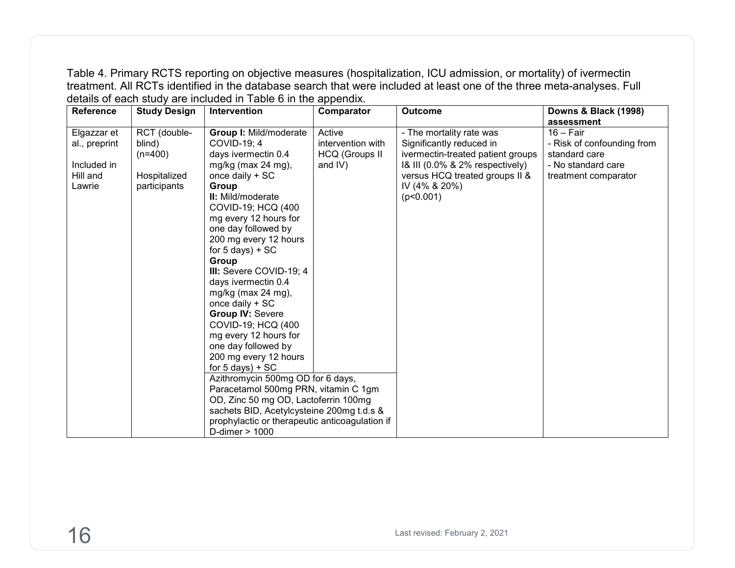Table 4. Primary RCTS reporting on objective measures (hospitalization, ICU admission, or mortality) of ivermectin treatment. All RCTs identified in the database search that were included at least one of the three meta-analyses. Full details of each study are included in Table 6 in the appendix.

| Reference | Study Design | Intervention | Comparator | Outcome | Downs & Black (1998) assessment |
|---|---|---|---|---|---|
| Elgazzar et al., preprint<br><br>Included in Hill and Lawrie | RCT (double-blind) (n=400)<br><br>Hospitalized participants | **Group I:** Mild/moderate COVID-19; 4 days ivermectin 0.4 mg/kg (max 24 mg), once daily + SC<br>**Group II:** Mild/moderate COVID-19; HCQ (400 mg every 12 hours for one day followed by 200 mg every 12 hours for 5 days) + SC<br>**Group III:** Severe COVID-19; 4 days ivermectin 0.4 mg/kg (max 24 mg), once daily + SC<br>**Group IV:** Severe COVID-19; HCQ (400 mg every 12 hours for one day followed by 200 mg every 12 hours for 5 days) + SC | Active intervention with HCQ (Groups II and IV) | - The mortality rate was Significantly reduced in ivermectin-treated patient groups I& III (0.0% & 2% respectively) versus HCQ treated groups II & IV (4% & 20%) ($p<0.001$) | 16 – Fair<br>- Risk of confounding from standard care<br>- No standard care treatment comparator |
| | | Azithromycin 500mg OD for 6 days, Paracetamol 500mg PRN, vitamin C 1gm OD, Zinc 50 mg OD, Lactoferrin 100mg sachets BID, Acetylcysteine 200mg t.d.s & prophylactic or therapeutic anticoagulation if D-dimer > 1000 | | | |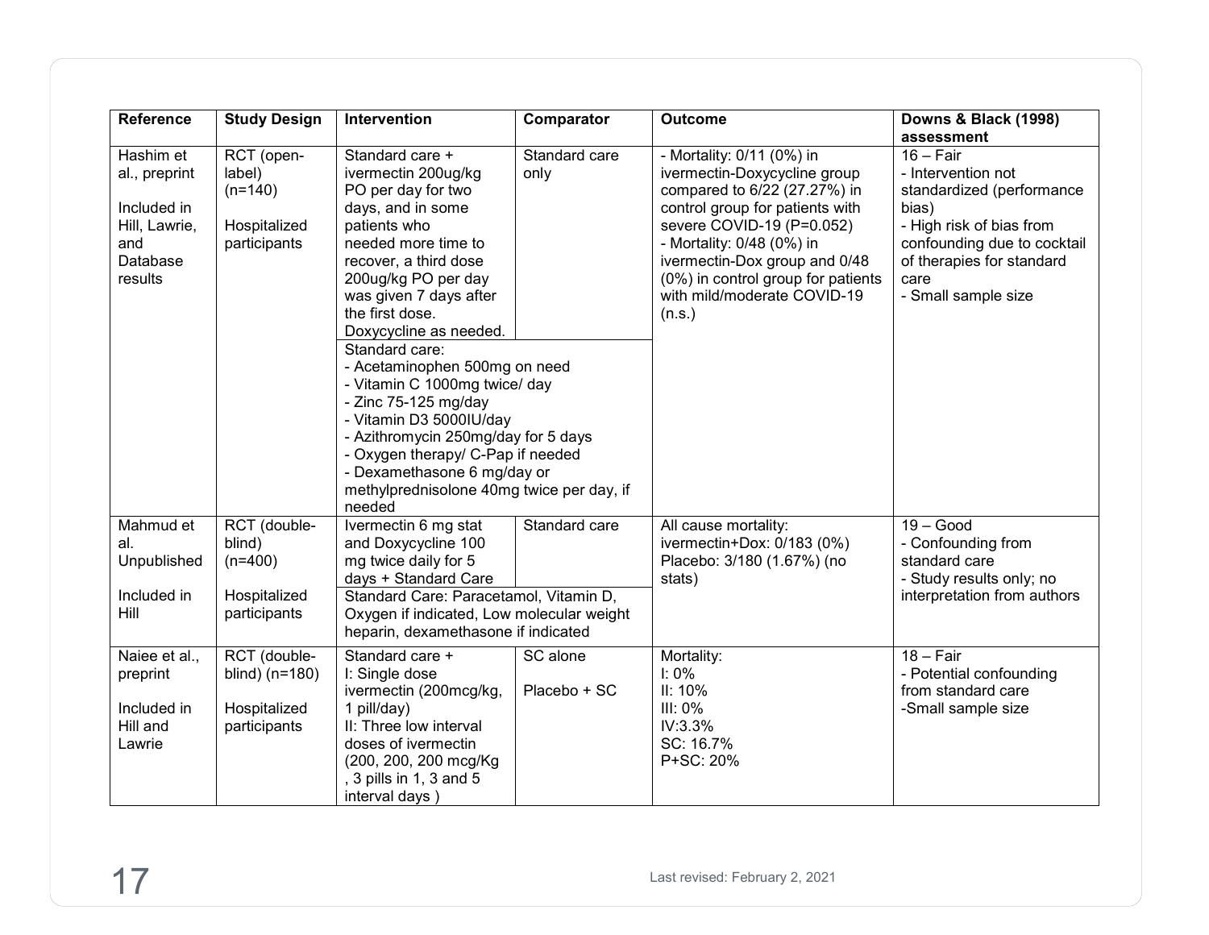| Reference | Study Design | Intervention | Comparator | Outcome | Downs & Black (1998) assessment |
|---|---|---|---|---|---|
| Hashim et al., preprint<br><br>Included in Hill, Lawrie, and Database results | RCT (open-label) (n=140)<br><br>Hospitalized participants | Standard care + ivermectin 200ug/kg PO per day for two days, and in some patients who needed more time to recover, a third dose 200ug/kg PO per day was given 7 days after the first dose. Doxycycline as needed.<br><br>Standard care:<br>- Acetaminophen 500mg on need<br>- Vitamin C 1000mg twice/ day<br>- Zinc 75-125 mg/day<br>- Vitamin D3 5000IU/day<br>- Azithromycin 250mg/day for 5 days<br>- Oxygen therapy/ C-Pap if needed<br>- Dexamethasone 6 mg/day or methylprednisolone 40mg twice per day, if needed | Standard care only | - Mortality: 0/11 (0%) in ivermectin-Doxycycline group compared to 6/22 (27.27%) in control group for patients with severe COVID-19 (P=0.052)<br>- Mortality: 0/48 (0%) in ivermectin-Dox group and 0/48 (0%) in control group for patients with mild/moderate COVID-19 (n.s.) | 16 – Fair<br>- Intervention not standardized (performance bias)<br>- High risk of bias from confounding due to cocktail of therapies for standard care<br>- Small sample size |
| Mahmud et al. Unpublished<br><br>Included in Hill | RCT (double-blind) (n=400)<br><br>Hospitalized participants | Ivermectin 6 mg stat and Doxycycline 100 mg twice daily for 5 days + Standard Care<br><br>Standard Care: Paracetamol, Vitamin D, Oxygen if indicated, Low molecular weight heparin, dexamethasone if indicated | Standard care | All cause mortality:<br>ivermectin+Dox: 0/183 (0%)<br>Placebo: 3/180 (1.67%) (no stats) | 19 – Good<br>- Confounding from standard care<br>- Study results only; no interpretation from authors |
| Naiee et al., preprint<br><br>Included in Hill and Lawrie | RCT (double-blind) (n=180)<br><br>Hospitalized participants | Standard care +<br>I: Single dose ivermectin (200mcg/kg, 1 pill/day)<br>II: Three low interval doses of ivermectin (200, 200, 200 mcg/Kg , 3 pills in 1, 3 and 5 interval days ) | SC alone<br><br>Placebo + SC | Mortality:<br>I: 0%<br>II: 10%<br>III: 0%<br>IV:3.3%<br>SC: 16.7%<br>P+SC: 20% | 18 – Fair<br>- Potential confounding from standard care<br>-Small sample size |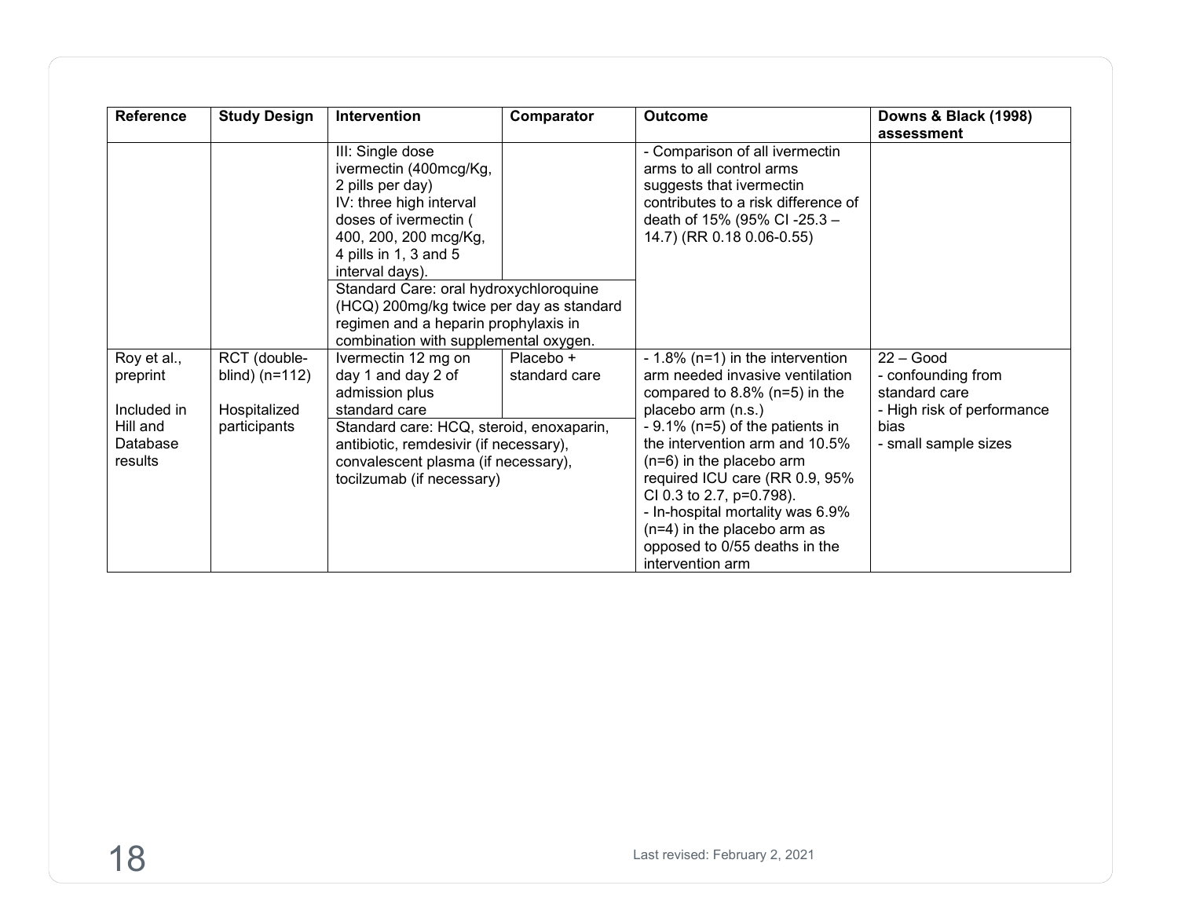| Reference | Study Design | Intervention | Comparator | Outcome | Downs & Black (1998) assessment |
|---|---|---|---|---|---|
| | | III: Single dose ivermectin (400mcg/Kg, 2 pills per day)<br>IV: three high interval doses of ivermectin ( 400, 200, 200 mcg/Kg, 4 pills in 1, 3 and 5 interval days). | | - Comparison of all ivermectin arms to all control arms suggests that ivermectin contributes to a risk difference of death of 15% (95% CI -25.3 – 14.7) (RR 0.18 0.06-0.55) | |
| | | Standard Care: oral hydroxychloroquine (HCQ) 200mg/kg twice per day as standard regimen and a heparin prophylaxis in combination with supplemental oxygen. | | | |
| Roy et al., preprint<br><br>Included in Hill and Database results | RCT (double-blind) (n=112)<br><br>Hospitalized participants | Ivermectin 12 mg on day 1 and day 2 of admission plus standard care | Placebo + standard care | - 1.8% (n=1) in the intervention arm needed invasive ventilation compared to 8.8% (n=5) in the placebo arm (n.s.)<br>- 9.1% (n=5) of the patients in the intervention arm and 10.5% (n=6) in the placebo arm required ICU care (RR 0.9, 95% CI 0.3 to 2.7, p=0.798).<br>- In-hospital mortality was 6.9% (n=4) in the placebo arm as opposed to 0/55 deaths in the intervention arm | 22 – Good<br>- confounding from standard care<br>- High risk of performance bias<br>- small sample sizes |
| | | Standard care: HCQ, steroid, enoxaparin, antibiotic, remdesivir (if necessary), convalescent plasma (if necessary), tocilzumab (if necessary) | | | |

Last revised: February 2, 2021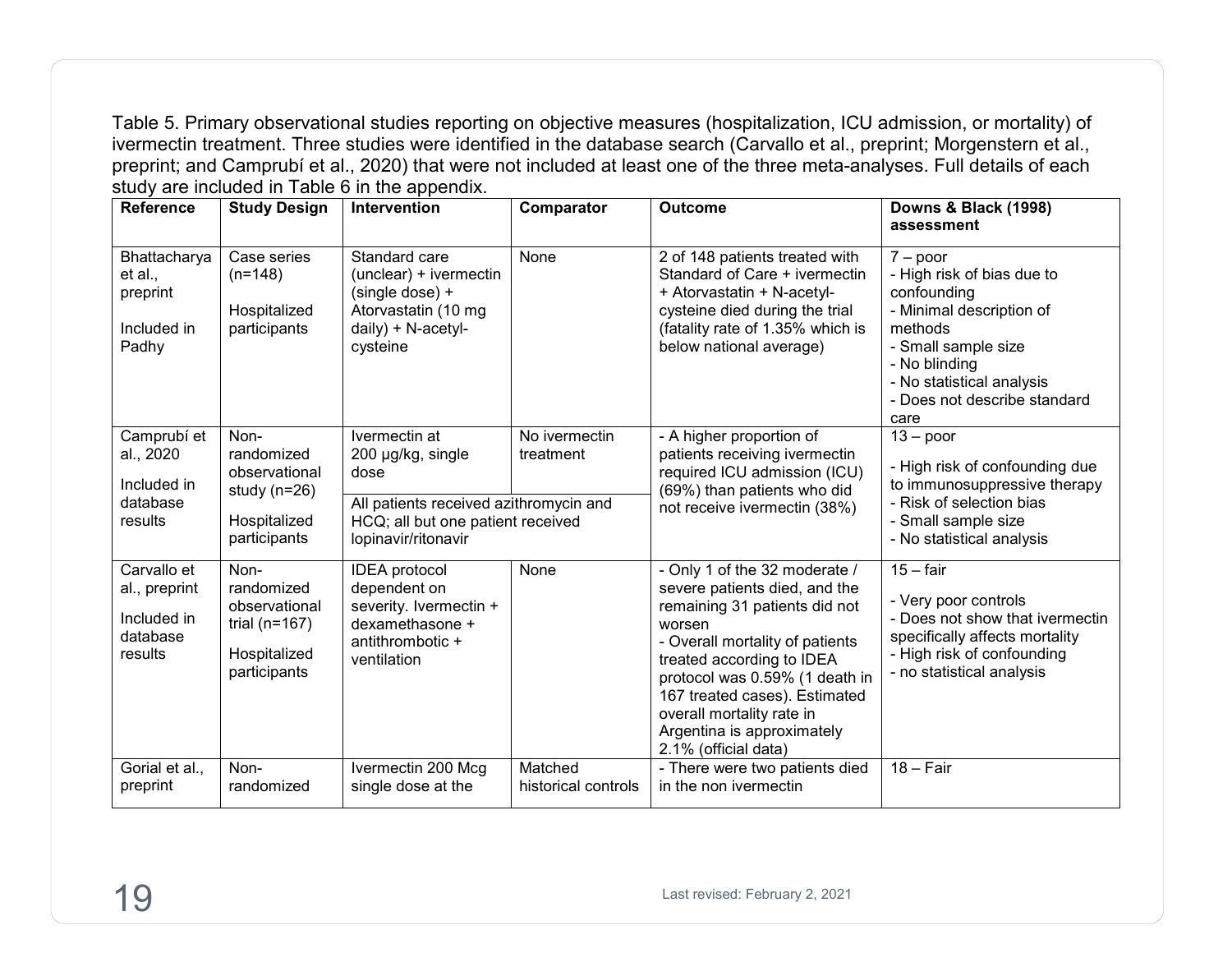Table 5. Primary observational studies reporting on objective measures (hospitalization, ICU admission, or mortality) of ivermectin treatment. Three studies were identified in the database search (Carvallo et al., preprint; Morgenstern et al., preprint; and Camprubí et al., 2020) that were not included at least one of the three meta-analyses. Full details of each study are included in Table 6 in the appendix.

| Reference | Study Design | Intervention | Comparator | Outcome | Downs & Black (1998) assessment |
|---|---|---|---|---|---|
| Bhattacharya et al., preprint<br><br>Included in Padhy | Case series (n=148)<br><br>Hospitalized participants | Standard care (unclear) + ivermectin (single dose) + Atorvastatin (10 mg daily) + N-acetyl-cysteine | None | 2 of 148 patients treated with Standard of Care + ivermectin + Atorvastatin + N-acetyl-cysteine died during the trial (fatality rate of 1.35% which is below national average) | 7 – poor<br>- High risk of bias due to confounding<br>- Minimal description of methods<br>- Small sample size<br>- No blinding<br>- No statistical analysis<br>- Does not describe standard care |
| Camprubí et al., 2020<br><br>Included in database results | Non-randomized observational study (n=26)<br><br>Hospitalized participants | Ivermectin at 200 µg/kg, single dose<br><br>All patients received azithromycin and HCQ; all but one patient received lopinavir/ritonavir | No ivermectin treatment | - A higher proportion of patients receiving ivermectin required ICU admission (ICU) (69%) than patients who did not receive ivermectin (38%) | 13 – poor<br><br>- High risk of confounding due to immunosuppressive therapy<br>- Risk of selection bias<br>- Small sample size<br>- No statistical analysis |
| Carvallo et al., preprint<br><br>Included in database results | Non-randomized observational trial (n=167)<br><br>Hospitalized participants | IDEA protocol dependent on severity. Ivermectin + dexamethasone + antithrombotic + ventilation | None | - Only 1 of the 32 moderate / severe patients died, and the remaining 31 patients did not worsen<br>- Overall mortality of patients treated according to IDEA protocol was 0.59% (1 death in 167 treated cases). Estimated overall mortality rate in Argentina is approximately 2.1% (official data) | 15 – fair<br><br>- Very poor controls<br>- Does not show that ivermectin specifically affects mortality<br>- High risk of confounding<br>- no statistical analysis |
| Gorial et al., preprint | Non-randomized | Ivermectin 200 Mcg single dose at the | Matched historical controls | - There were two patients died in the non ivermectin | 18 – Fair |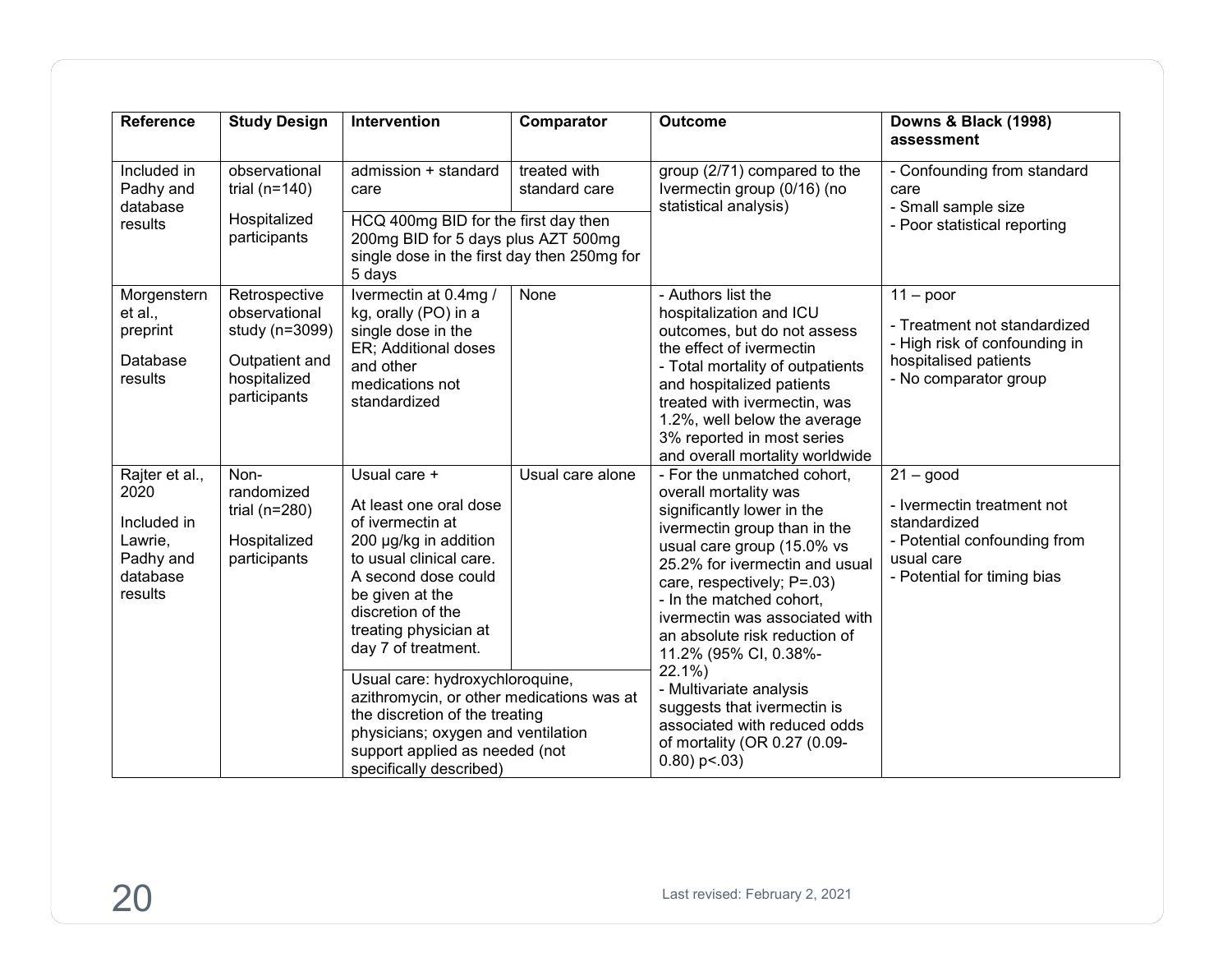| Reference | Study Design | Intervention | Comparator | Outcome | Downs & Black (1998) assessment |
|---|---|---|---|---|---|
| Included in Padhy and database results | observational trial (n=140)<br><br>Hospitalized participants | admission + standard care<br><br>HCQ 400mg BID for the first day then 200mg BID for 5 days plus AZT 500mg single dose in the first day then 250mg for 5 days | treated with standard care | group (2/71) compared to the Ivermectin group (0/16) (no statistical analysis) | - Confounding from standard care<br>- Small sample size<br>- Poor statistical reporting |
| Morgenstern et al., preprint<br><br>Database results | Retrospective observational study (n=3099)<br><br>Outpatient and hospitalized participants | Ivermectin at 0.4mg / kg, orally (PO) in a single dose in the ER; Additional doses and other medications not standardized | None | - Authors list the hospitalization and ICU outcomes, but do not assess the effect of ivermectin<br>- Total mortality of outpatients and hospitalized patients treated with ivermectin, was 1.2%, well below the average 3% reported in most series and overall mortality worldwide | 11 – poor<br><br>- Treatment not standardized<br>- High risk of confounding in hospitalised patients<br>- No comparator group |
| Rajter et al., 2020<br><br>Included in Lawrie, Padhy and database results | Non-randomized trial (n=280)<br><br>Hospitalized participants | Usual care +<br><br>At least one oral dose of ivermectin at 200 μg/kg in addition to usual clinical care. A second dose could be given at the discretion of the treating physician at day 7 of treatment.<br><br>Usual care: hydroxychloroquine, azithromycin, or other medications was at the discretion of the treating physicians; oxygen and ventilation support applied as needed (not specifically described) | Usual care alone | - For the unmatched cohort, overall mortality was significantly lower in the ivermectin group than in the usual care group (15.0% vs 25.2% for ivermectin and usual care, respectively; P=.03)<br>- In the matched cohort, ivermectin was associated with an absolute risk reduction of 11.2% (95% CI, 0.38%-22.1%)<br>- Multivariate analysis suggests that ivermectin is associated with reduced odds of mortality (OR 0.27 (0.09-0.80) p<.03) | 21 – good<br><br>- Ivermectin treatment not standardized<br>- Potential confounding from usual care<br>- Potential for timing bias |

Last revised: February 2, 2021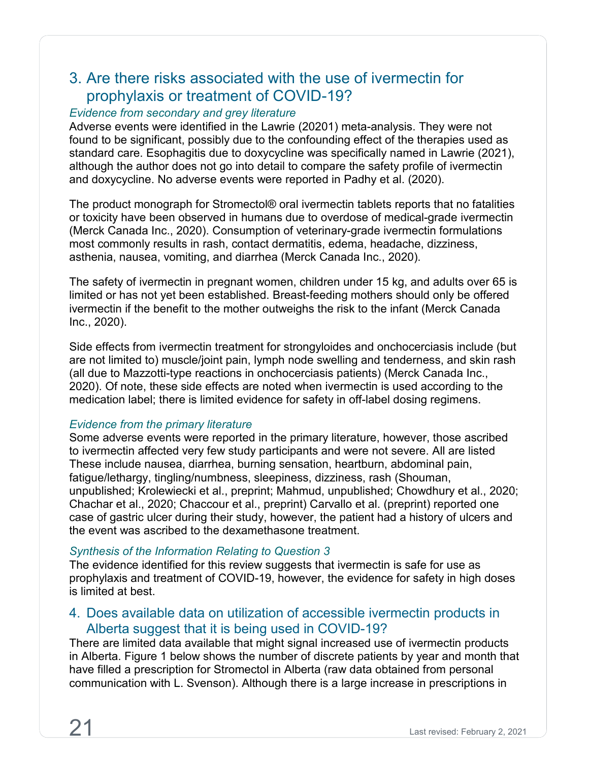## 3. Are there risks associated with the use of ivermectin for prophylaxis or treatment of COVID-19?

*Evidence from secondary and grey literature*

Adverse events were identified in the Lawrie (20201) meta-analysis. They were not found to be significant, possibly due to the confounding effect of the therapies used as standard care. Esophagitis due to doxycycline was specifically named in Lawrie (2021), although the author does not go into detail to compare the safety profile of ivermectin and doxycycline. No adverse events were reported in Padhy et al. (2020).

The product monograph for Stromectol® oral ivermectin tablets reports that no fatalities or toxicity have been observed in humans due to overdose of medical-grade ivermectin (Merck Canada Inc., 2020). Consumption of veterinary-grade ivermectin formulations most commonly results in rash, contact dermatitis, edema, headache, dizziness, asthenia, nausea, vomiting, and diarrhea (Merck Canada Inc., 2020).

The safety of ivermectin in pregnant women, children under 15 kg, and adults over 65 is limited or has not yet been established. Breast-feeding mothers should only be offered ivermectin if the benefit to the mother outweighs the risk to the infant (Merck Canada Inc., 2020).

Side effects from ivermectin treatment for strongyloides and onchocerciasis include (but are not limited to) muscle/joint pain, lymph node swelling and tenderness, and skin rash (all due to Mazzotti-type reactions in onchocerciasis patients) (Merck Canada Inc., 2020). Of note, these side effects are noted when ivermectin is used according to the medication label; there is limited evidence for safety in off-label dosing regimens.

*Evidence from the primary literature*

Some adverse events were reported in the primary literature, however, those ascribed to ivermectin affected very few study participants and were not severe. All are listed These include nausea, diarrhea, burning sensation, heartburn, abdominal pain, fatigue/lethargy, tingling/numbness, sleepiness, dizziness, rash (Shouman, unpublished; Krolewiecki et al., preprint; Mahmud, unpublished; Chowdhury et al., 2020; Chachar et al., 2020; Chaccour et al., preprint) Carvallo et al. (preprint) reported one case of gastric ulcer during their study, however, the patient had a history of ulcers and the event was ascribed to the dexamethasone treatment.

*Synthesis of the Information Relating to Question 3*

The evidence identified for this review suggests that ivermectin is safe for use as prophylaxis and treatment of COVID-19, however, the evidence for safety in high doses is limited at best.

## 4. Does available data on utilization of accessible ivermectin products in Alberta suggest that it is being used in COVID-19?

There are limited data available that might signal increased use of ivermectin products in Alberta. Figure 1 below shows the number of discrete patients by year and month that have filled a prescription for Stromectol in Alberta (raw data obtained from personal communication with L. Svenson). Although there is a large increase in prescriptions in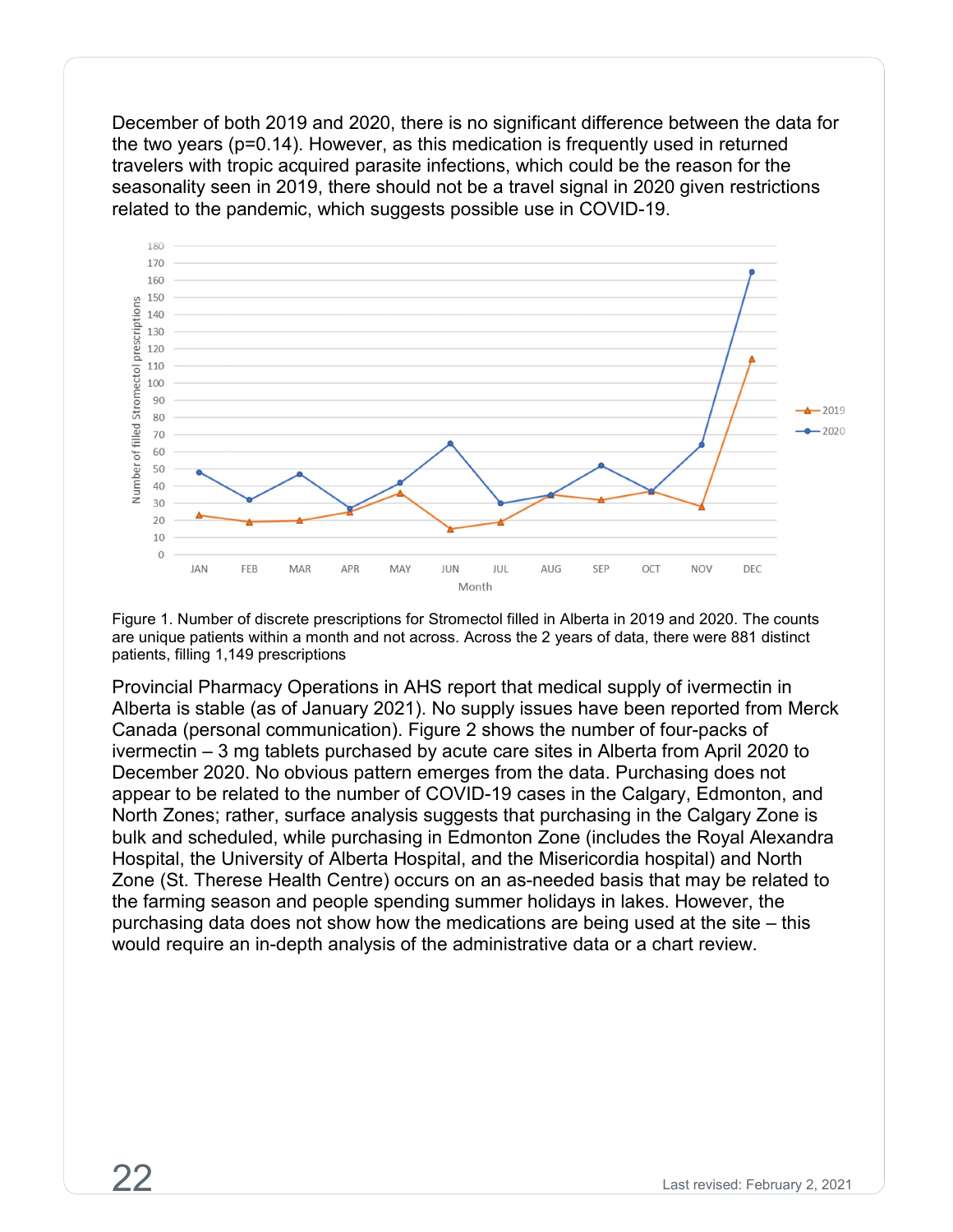December of both 2019 and 2020, there is no significant difference between the data for the two years ($p=0.14$). However, as this medication is frequently used in returned travelers with tropic acquired parasite infections, which could be the reason for the seasonality seen in 2019, there should not be a travel signal in 2020 given restrictions related to the pandemic, which suggests possible use in COVID-19.

Figure 1. Number of discrete prescriptions for Stromectol filled in Alberta in 2019 and 2020. The counts are unique patients within a month and not across. Across the 2 years of data, there were 881 distinct patients, filling 1,149 prescriptions

Provincial Pharmacy Operations in AHS report that medical supply of ivermectin in Alberta is stable (as of January 2021). No supply issues have been reported from Merck Canada (personal communication). Figure 2 shows the number of four-packs of ivermectin – 3 mg tablets purchased by acute care sites in Alberta from April 2020 to December 2020. No obvious pattern emerges from the data. Purchasing does not appear to be related to the number of COVID-19 cases in the Calgary, Edmonton, and North Zones; rather, surface analysis suggests that purchasing in the Calgary Zone is bulk and scheduled, while purchasing in Edmonton Zone (includes the Royal Alexandra Hospital, the University of Alberta Hospital, and the Misericordia hospital) and North Zone (St. Therese Health Centre) occurs on an as-needed basis that may be related to the farming season and people spending summer holidays in lakes. However, the purchasing data does not show how the medications are being used at the site – this would require an in-depth analysis of the administrative data or a chart review.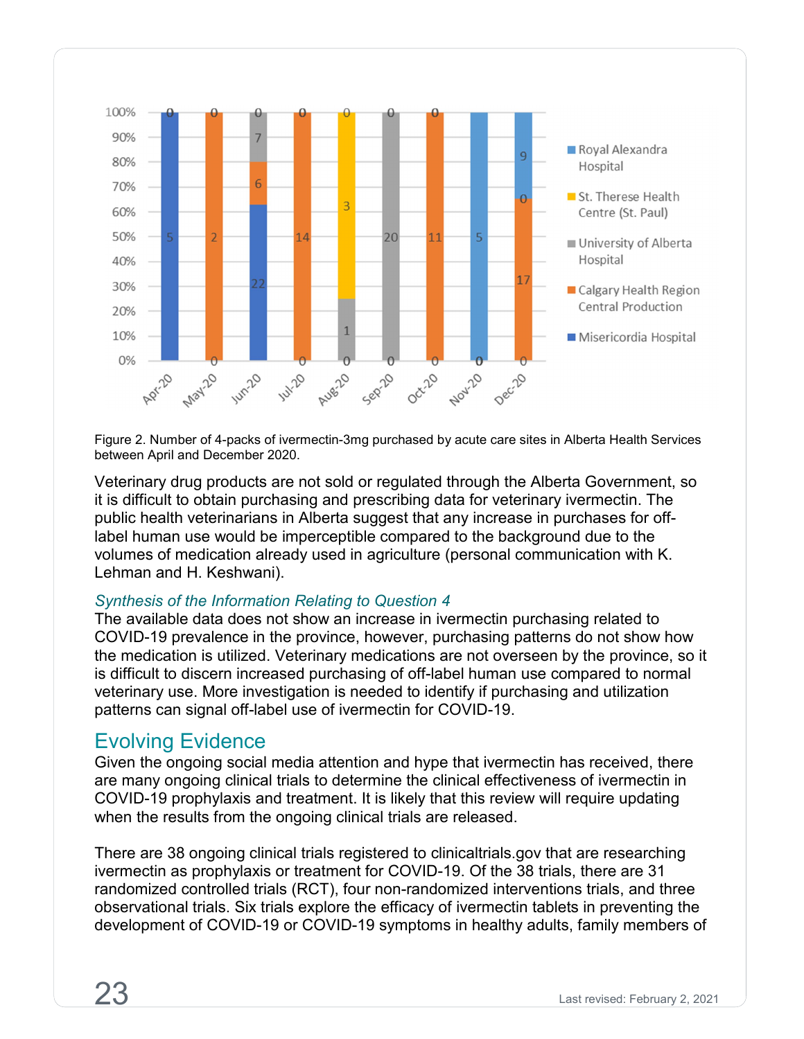Figure 2. Number of 4-packs of ivermectin-3mg purchased by acute care sites in Alberta Health Services between April and December 2020.

Veterinary drug products are not sold or regulated through the Alberta Government, so it is difficult to obtain purchasing and prescribing data for veterinary ivermectin. The public health veterinarians in Alberta suggest that any increase in purchases for off-label human use would be imperceptible compared to the background due to the volumes of medication already used in agriculture (personal communication with K. Lehman and H. Keshwani).

*Synthesis of the Information Relating to Question 4*

The available data does not show an increase in ivermectin purchasing related to COVID-19 prevalence in the province, however, purchasing patterns do not show how the medication is utilized. Veterinary medications are not overseen by the province, so it is difficult to discern increased purchasing of off-label human use compared to normal veterinary use. More investigation is needed to identify if purchasing and utilization patterns can signal off-label use of ivermectin for COVID-19.

## Evolving Evidence

Given the ongoing social media attention and hype that ivermectin has received, there are many ongoing clinical trials to determine the clinical effectiveness of ivermectin in COVID-19 prophylaxis and treatment. It is likely that this review will require updating when the results from the ongoing clinical trials are released.

There are 38 ongoing clinical trials registered to clinicaltrials.gov that are researching ivermectin as prophylaxis or treatment for COVID-19. Of the 38 trials, there are 31 randomized controlled trials (RCT), four non-randomized interventions trials, and three observational trials. Six trials explore the efficacy of ivermectin tablets in preventing the development of COVID-19 or COVID-19 symptoms in healthy adults, family members of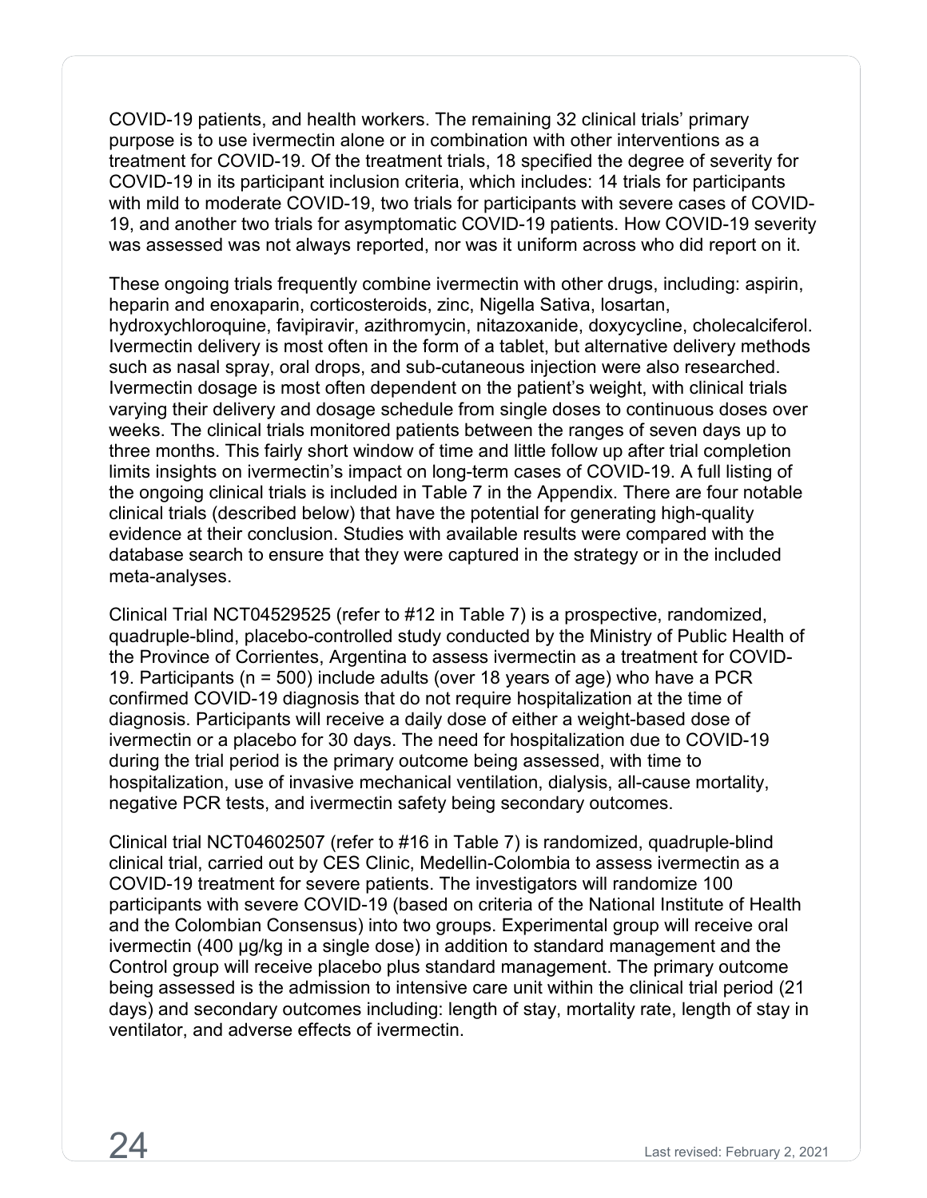COVID-19 patients, and health workers. The remaining 32 clinical trials' primary purpose is to use ivermectin alone or in combination with other interventions as a treatment for COVID-19. Of the treatment trials, 18 specified the degree of severity for COVID-19 in its participant inclusion criteria, which includes: 14 trials for participants with mild to moderate COVID-19, two trials for participants with severe cases of COVID-19, and another two trials for asymptomatic COVID-19 patients. How COVID-19 severity was assessed was not always reported, nor was it uniform across who did report on it.

These ongoing trials frequently combine ivermectin with other drugs, including: aspirin, heparin and enoxaparin, corticosteroids, zinc, Nigella Sativa, losartan, hydroxychloroquine, favipiravir, azithromycin, nitazoxanide, doxycycline, cholecalciferol. Ivermectin delivery is most often in the form of a tablet, but alternative delivery methods such as nasal spray, oral drops, and sub-cutaneous injection were also researched. Ivermectin dosage is most often dependent on the patient's weight, with clinical trials varying their delivery and dosage schedule from single doses to continuous doses over weeks. The clinical trials monitored patients between the ranges of seven days up to three months. This fairly short window of time and little follow up after trial completion limits insights on ivermectin's impact on long-term cases of COVID-19. A full listing of the ongoing clinical trials is included in Table 7 in the Appendix. There are four notable clinical trials (described below) that have the potential for generating high-quality evidence at their conclusion. Studies with available results were compared with the database search to ensure that they were captured in the strategy or in the included meta-analyses.

Clinical Trial NCT04529525 (refer to #12 in Table 7) is a prospective, randomized, quadruple-blind, placebo-controlled study conducted by the Ministry of Public Health of the Province of Corrientes, Argentina to assess ivermectin as a treatment for COVID-19. Participants (n = 500) include adults (over 18 years of age) who have a PCR confirmed COVID-19 diagnosis that do not require hospitalization at the time of diagnosis. Participants will receive a daily dose of either a weight-based dose of ivermectin or a placebo for 30 days. The need for hospitalization due to COVID-19 during the trial period is the primary outcome being assessed, with time to hospitalization, use of invasive mechanical ventilation, dialysis, all-cause mortality, negative PCR tests, and ivermectin safety being secondary outcomes.

Clinical trial NCT04602507 (refer to #16 in Table 7) is randomized, quadruple-blind clinical trial, carried out by CES Clinic, Medellin-Colombia to assess ivermectin as a COVID-19 treatment for severe patients. The investigators will randomize 100 participants with severe COVID-19 (based on criteria of the National Institute of Health and the Colombian Consensus) into two groups. Experimental group will receive oral ivermectin (400 μg/kg in a single dose) in addition to standard management and the Control group will receive placebo plus standard management. The primary outcome being assessed is the admission to intensive care unit within the clinical trial period (21 days) and secondary outcomes including: length of stay, mortality rate, length of stay in ventilator, and adverse effects of ivermectin.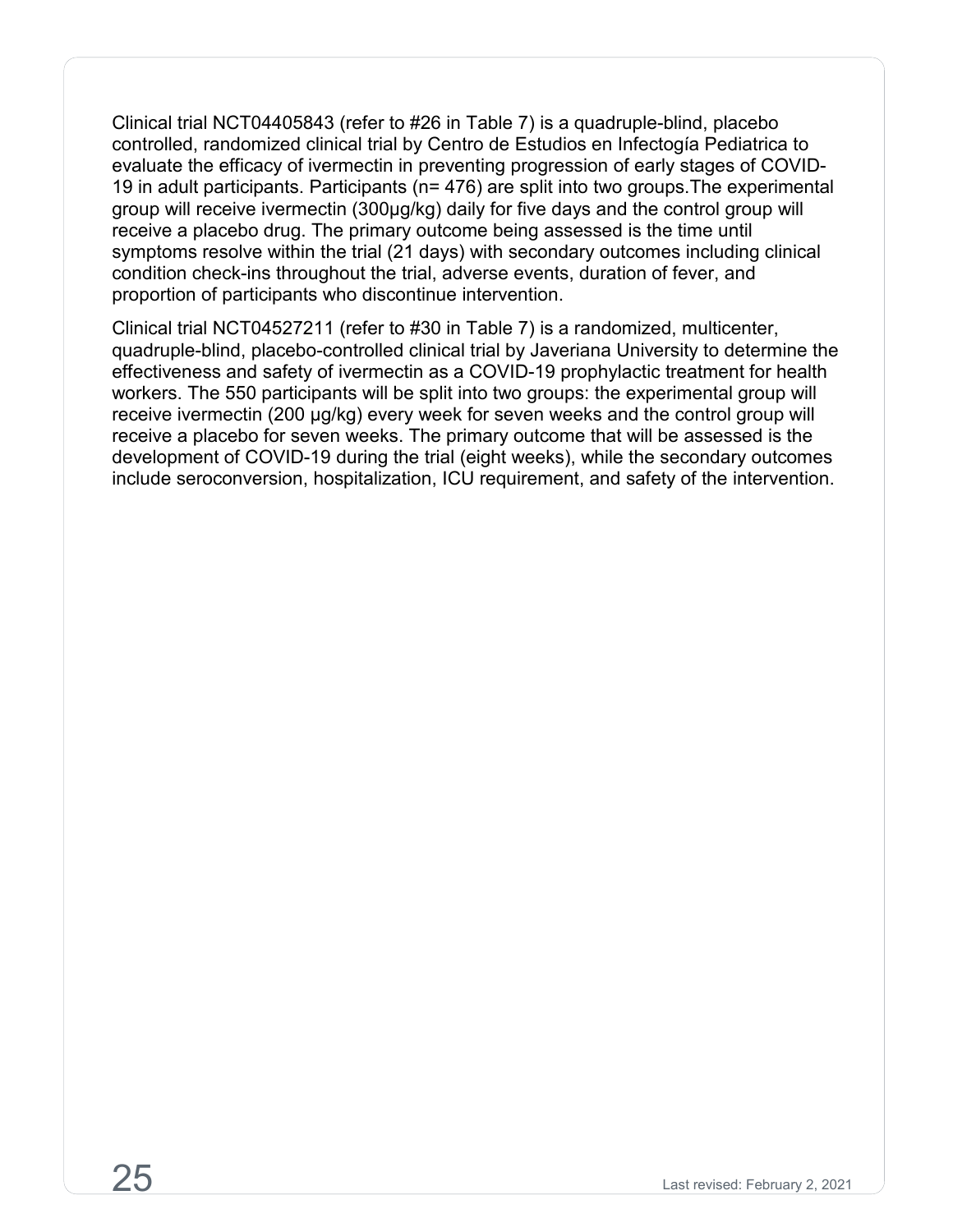Clinical trial NCT04405843 (refer to #26 in Table 7) is a quadruple-blind, placebo controlled, randomized clinical trial by Centro de Estudios en Infectogía Pediatrica to evaluate the efficacy of ivermectin in preventing progression of early stages of COVID-19 in adult participants. Participants (n= 476) are split into two groups.The experimental group will receive ivermectin (300µg/kg) daily for five days and the control group will receive a placebo drug. The primary outcome being assessed is the time until symptoms resolve within the trial (21 days) with secondary outcomes including clinical condition check-ins throughout the trial, adverse events, duration of fever, and proportion of participants who discontinue intervention.

Clinical trial NCT04527211 (refer to #30 in Table 7) is a randomized, multicenter, quadruple-blind, placebo-controlled clinical trial by Javeriana University to determine the effectiveness and safety of ivermectin as a COVID-19 prophylactic treatment for health workers. The 550 participants will be split into two groups: the experimental group will receive ivermectin (200 µg/kg) every week for seven weeks and the control group will receive a placebo for seven weeks. The primary outcome that will be assessed is the development of COVID-19 during the trial (eight weeks), while the secondary outcomes include seroconversion, hospitalization, ICU requirement, and safety of the intervention.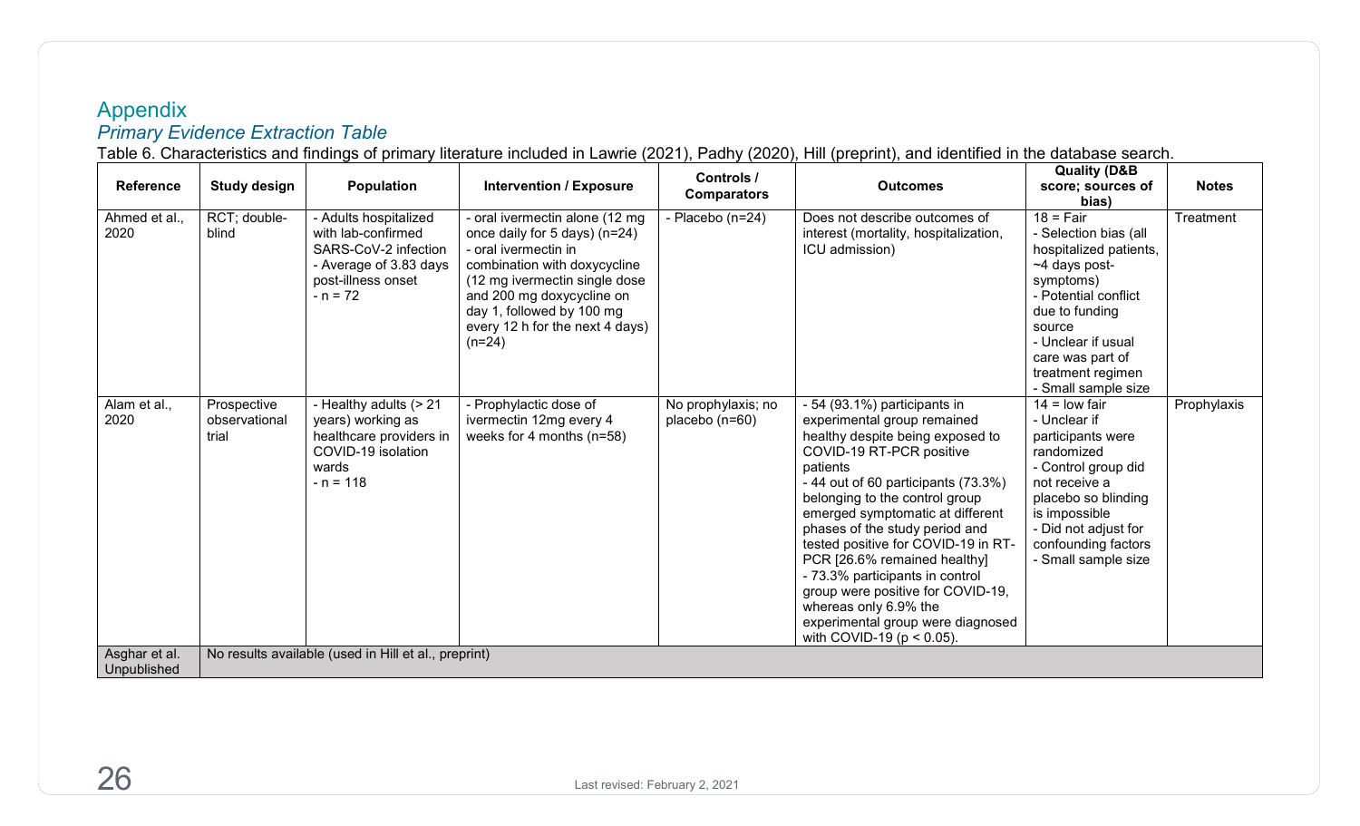## Appendix

### *Primary Evidence Extraction Table*

Table 6. Characteristics and findings of primary literature included in Lawrie (2021), Padhy (2020), Hill (preprint), and identified in the database search.

| Reference | Study design | Population | Intervention / Exposure | Controls / Comparators | Outcomes | Quality (D&B score; sources of bias) | Notes |
|---|---|---|---|---|---|---|---|
| Ahmed et al., 2020 | RCT; double-blind | - Adults hospitalized with lab-confirmed SARS-CoV-2 infection<br>- Average of 3.83 days post-illness onset<br>- n = 72 | - oral ivermectin alone (12 mg once daily for 5 days) (n=24)<br>- oral ivermectin in combination with doxycycline (12 mg ivermectin single dose and 200 mg doxycycline on day 1, followed by 100 mg every 12 h for the next 4 days) (n=24) | - Placebo (n=24) | Does not describe outcomes of interest (mortality, hospitalization, ICU admission) | 18 = Fair<br>- Selection bias (all hospitalized patients, ~4 days post-symptoms)<br>- Potential conflict due to funding source<br>- Unclear if usual care was part of treatment regimen<br>- Small sample size | Treatment |
| Alam et al., 2020 | Prospective observational trial | - Healthy adults (> 21 years) working as healthcare providers in COVID-19 isolation wards<br>- n = 118 | - Prophylactic dose of ivermectin 12mg every 4 weeks for 4 months (n=58) | No prophylaxis; no placebo (n=60) | - 54 (93.1%) participants in experimental group remained healthy despite being exposed to COVID-19 RT-PCR positive patients<br>- 44 out of 60 participants (73.3%) belonging to the control group emerged symptomatic at different phases of the study period and tested positive for COVID-19 in RT-PCR [26.6% remained healthy]<br>- 73.3% participants in control group were positive for COVID-19, whereas only 6.9% the experimental group were diagnosed with COVID-19 ($p < 0.05$). | 14 = low fair<br>- Unclear if participants were randomized<br>- Control group did not receive a placebo so blinding is impossible<br>- Did not adjust for confounding factors<br>- Small sample size | Prophylaxis |
| Asghar et al. Unpublished | No results available (used in Hill et al., preprint) | | | | | | |

Last revised: February 2, 2021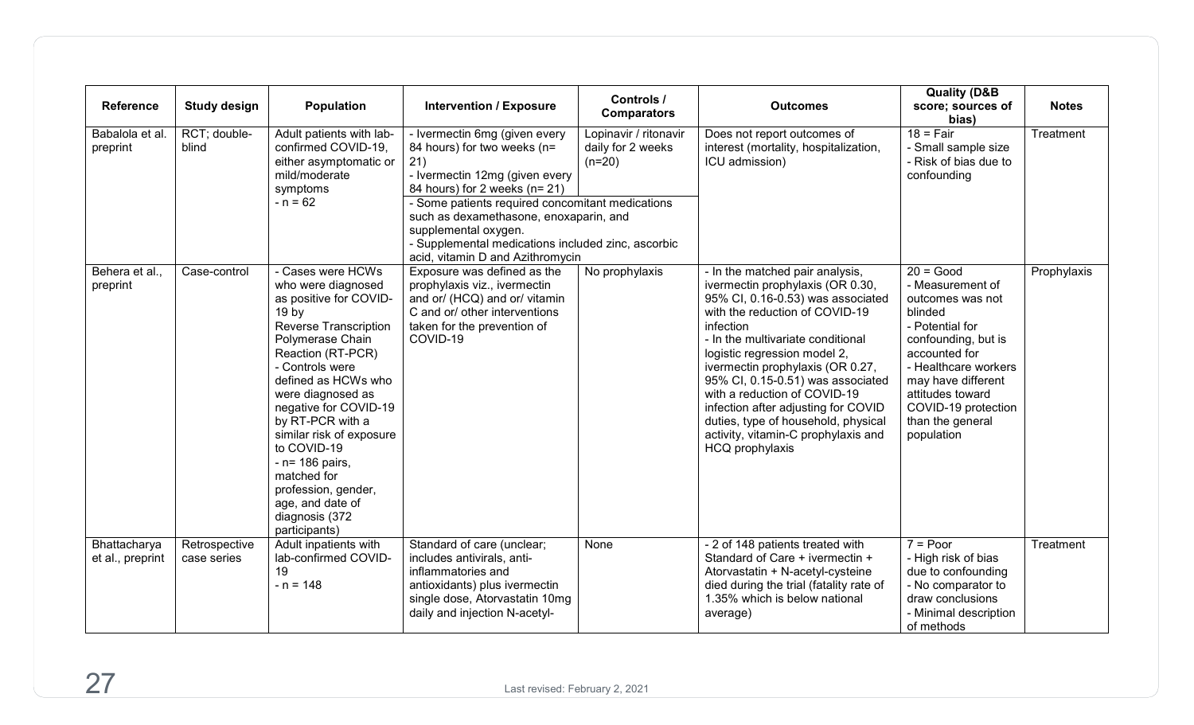| Reference | Study design | Population | Intervention / Exposure | Controls / Comparators | Outcomes | Quality (D&B score; sources of bias) | Notes |
|---|---|---|---|---|---|---|---|
| Babalola et al. preprint | RCT; double-blind | Adult patients with lab-confirmed COVID-19, either asymptomatic or mild/moderate symptoms<br>- n = 62 | - Ivermectin 6mg (given every 84 hours) for two weeks (n= 21)<br>- Ivermectin 12mg (given every 84 hours) for 2 weeks (n= 21)<br>- Some patients required concomitant medications such as dexamethasone, enoxaparin, and supplemental oxygen.<br>- Supplemental medications included zinc, ascorbic acid, vitamin D and Azithromycin | Lopinavir / ritonavir daily for 2 weeks (n=20) | Does not report outcomes of interest (mortality, hospitalization, ICU admission) | 18 = Fair<br>- Small sample size<br>- Risk of bias due to confounding | Treatment |
| Behera et al., preprint | Case-control | - Cases were HCWs who were diagnosed as positive for COVID-19 by Reverse Transcription Polymerase Chain Reaction (RT-PCR)<br>- Controls were defined as HCWs who were diagnosed as negative for COVID-19 by RT-PCR with a similar risk of exposure to COVID-19<br>- n= 186 pairs, matched for profession, gender, age, and date of diagnosis (372 participants) | Exposure was defined as the prophylaxis viz., ivermectin and or/ (HCQ) and or/ vitamin C and or/ other interventions taken for the prevention of COVID-19 | No prophylaxis | - In the matched pair analysis, ivermectin prophylaxis (OR 0.30, 95% CI, 0.16-0.53) was associated with the reduction of COVID-19 infection<br>- In the multivariate conditional logistic regression model 2, ivermectin prophylaxis (OR 0.27, 95% CI, 0.15-0.51) was associated with a reduction of COVID-19 infection after adjusting for COVID duties, type of household, physical activity, vitamin-C prophylaxis and HCQ prophylaxis | 20 = Good<br>- Measurement of outcomes was not blinded<br>- Potential for confounding, but is accounted for<br>- Healthcare workers may have different attitudes toward COVID-19 protection than the general population | Prophylaxis |
| Bhattacharya et al., preprint | Retrospective case series | Adult inpatients with lab-confirmed COVID-19<br>- n = 148 | Standard of care (unclear; includes antivirals, anti-inflammatories and antioxidants) plus ivermectin single dose, Atorvastatin 10mg daily and injection N-acetyl- | None | - 2 of 148 patients treated with Standard of Care + ivermectin + Atorvastatin + N-acetyl-cysteine died during the trial (fatality rate of 1.35% which is below national average) | 7 = Poor<br>- High risk of bias due to confounding<br>- No comparator to draw conclusions<br>- Minimal description of methods | Treatment |

Last revised: February 2, 2021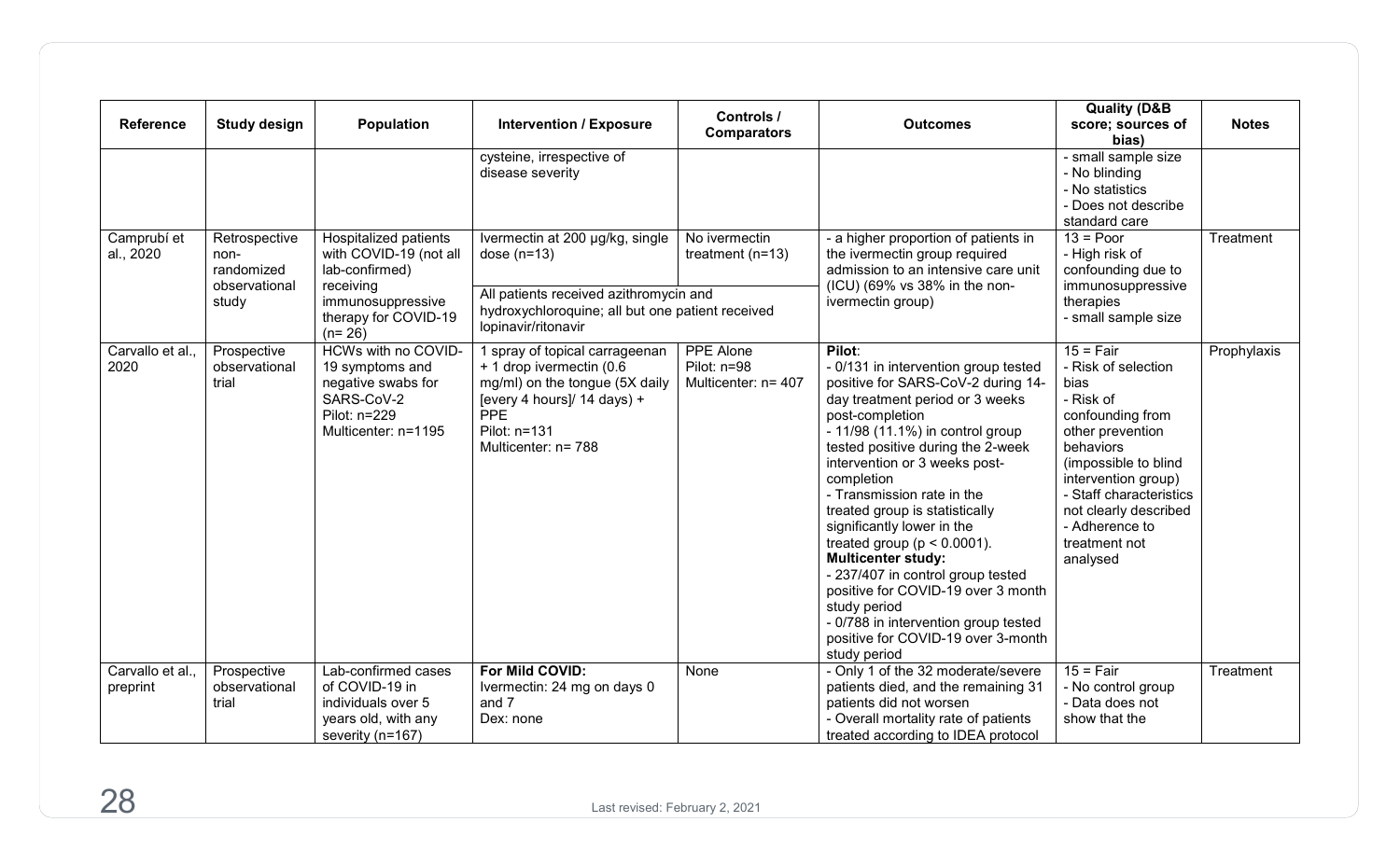| Reference | Study design | Population | Intervention / Exposure | Controls / Comparators | Outcomes | Quality (D&B score; sources of bias) | Notes |
|---|---|---|---|---|---|---|---|
| | | | cysteine, irrespective of disease severity | | | - small sample size<br>- No blinding<br>- No statistics<br>- Does not describe standard care | |
| Camprubí et al., 2020 | Retrospective non-randomized observational study | Hospitalized patients with COVID-19 (not all lab-confirmed) receiving immunosuppressive therapy for COVID-19 (n= 26) | Ivermectin at 200 µg/kg, single dose (n=13)<br><br>All patients received azithromycin and hydroxychloroquine; all but one patient received lopinavir/ritonavir | No ivermectin treatment (n=13) | - a higher proportion of patients in the ivermectin group required admission to an intensive care unit (ICU) (69% vs 38% in the non-ivermectin group) | 13 = Poor<br>- High risk of confounding due to immunosuppressive therapies<br>- small sample size | Treatment |
| Carvallo et al., 2020 | Prospective observational trial | HCWs with no COVID-19 symptoms and negative swabs for SARS-CoV-2<br>Pilot: n=229<br>Multicenter: n=1195 | 1 spray of topical carrageenan + 1 drop ivermectin (0.6 mg/ml) on the tongue (5X daily [every 4 hours]/ 14 days) + PPE<br>Pilot: n=131<br>Multicenter: n= 788 | PPE Alone<br>Pilot: n=98<br>Multicenter: n= 407 | **Pilot**:<br>- 0/131 in intervention group tested positive for SARS-CoV-2 during 14-day treatment period or 3 weeks post-completion<br>- 11/98 (11.1%) in control group tested positive during the 2-week intervention or 3 weeks post-completion<br>- Transmission rate in the treated group is statistically significantly lower in the treated group ($p < 0.0001$).<br>**Multicenter study:**<br>- 237/407 in control group tested positive for COVID-19 over 3 month study period<br>- 0/788 in intervention group tested positive for COVID-19 over 3-month study period | 15 = Fair<br>- Risk of selection bias<br>- Risk of confounding from other prevention behaviors (impossible to blind intervention group)<br>- Staff characteristics not clearly described<br>- Adherence to treatment not analysed | Prophylaxis |
| Carvallo et al., preprint | Prospective observational trial | Lab-confirmed cases of COVID-19 in individuals over 5 years old, with any severity (n=167) | **For Mild COVID:**<br>Ivermectin: 24 mg on days 0 and 7<br>Dex: none | None | - Only 1 of the 32 moderate/severe patients died, and the remaining 31 patients did not worsen<br>- Overall mortality rate of patients treated according to IDEA protocol | 15 = Fair<br>- No control group<br>- Data does not show that the | Treatment |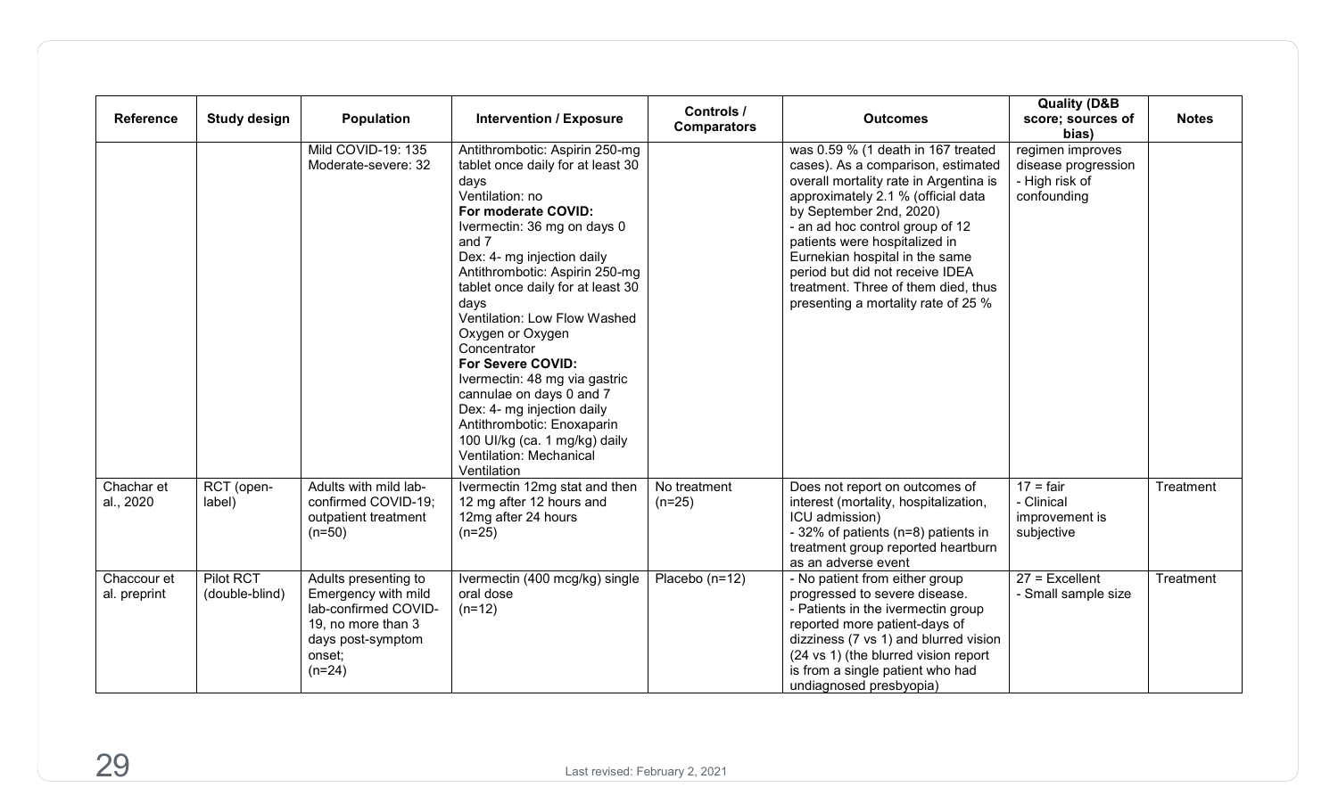| Reference | Study design | Population | Intervention / Exposure | Controls / Comparators | Outcomes | Quality (D&B score; sources of bias) | Notes |
|---|---|---|---|---|---|---|---|
| | | Mild COVID-19: 135<br>Moderate-severe: 32 | Antithrombotic: Aspirin 250-mg tablet once daily for at least 30 days<br>Ventilation: no<br>**For moderate COVID:**<br>Ivermectin: 36 mg on days 0 and 7<br>Dex: 4- mg injection daily<br>Antithrombotic: Aspirin 250-mg tablet once daily for at least 30 days<br>Ventilation: Low Flow Washed Oxygen or Oxygen Concentrator<br>**For Severe COVID:**<br>Ivermectin: 48 mg via gastric cannulae on days 0 and 7<br>Dex: 4- mg injection daily<br>Antithrombotic: Enoxaparin 100 UI/kg (ca. 1 mg/kg) daily<br>Ventilation: Mechanical Ventilation | | was 0.59 % (1 death in 167 treated cases). As a comparison, estimated overall mortality rate in Argentina is approximately 2.1 % (official data by September 2nd, 2020)<br>- an ad hoc control group of 12 patients were hospitalized in Eurnekian hospital in the same period but did not receive IDEA treatment. Three of them died, thus presenting a mortality rate of 25 % | regimen improves disease progression<br>- High risk of confounding | |
| Chachar et al., 2020 | RCT (open-label) | Adults with mild lab-confirmed COVID-19; outpatient treatment (n=50) | Ivermectin 12mg stat and then 12 mg after 12 hours and 12mg after 24 hours (n=25) | No treatment (n=25) | Does not report on outcomes of interest (mortality, hospitalization, ICU admission)<br>- 32% of patients (n=8) patients in treatment group reported heartburn as an adverse event | 17 = fair<br>- Clinical improvement is subjective | Treatment |
| Chaccour et al. preprint | Pilot RCT (double-blind) | Adults presenting to Emergency with mild lab-confirmed COVID-19, no more than 3 days post-symptom onset;<br>(n=24) | Ivermectin (400 mcg/kg) single oral dose (n=12) | Placebo (n=12) | - No patient from either group progressed to severe disease.<br>- Patients in the ivermectin group reported more patient-days of dizziness (7 vs 1) and blurred vision (24 vs 1) (the blurred vision report is from a single patient who had undiagnosed presbyopia) | 27 = Excellent<br>- Small sample size | Treatment |

Last revised: February 2, 2021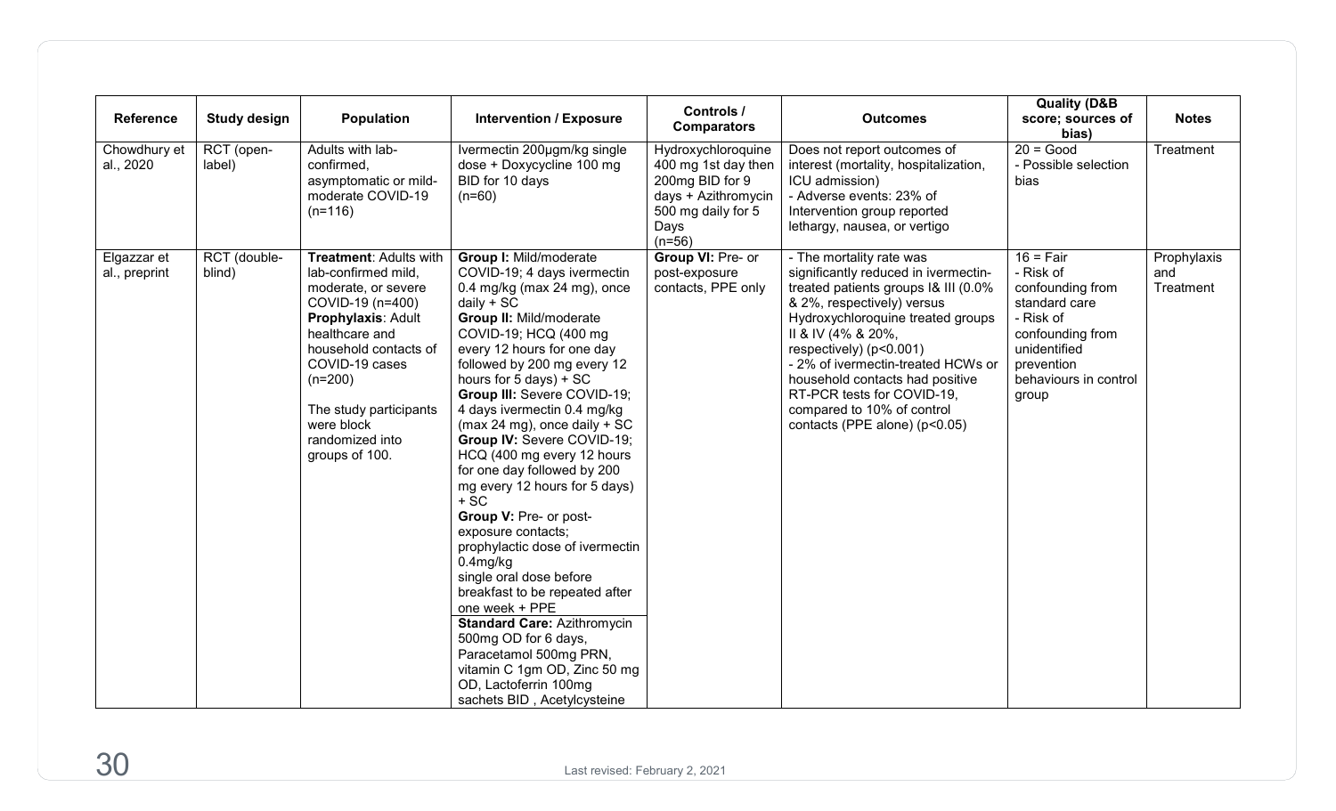| Reference | Study design | Population | Intervention / Exposure | Controls / Comparators | Outcomes | Quality (D&B score; sources of bias) | Notes |
|---|---|---|---|---|---|---|---|
| Chowdhury et al., 2020 | RCT (open-label) | Adults with lab-confirmed, asymptomatic or mild-moderate COVID-19 (n=116) | Ivermectin 200µg/kg single dose + Doxycycline 100 mg BID for 10 days (n=60) | Hydroxychloroquine 400 mg 1st day then 200mg BID for 9 days + Azithromycin 500 mg daily for 5 Days (n=56) | Does not report outcomes of interest (mortality, hospitalization, ICU admission)<br>- Adverse events: 23% of Intervention group reported lethargy, nausea, or vertigo | 20 = Good<br>- Possible selection bias | Treatment |
| Elgazzar et al., preprint | RCT (double-blind) | **Treatment**: Adults with lab-confirmed mild, moderate, or severe COVID-19 (n=400)<br>**Prophylaxis**: Adult healthcare and household contacts of COVID-19 cases (n=200)<br><br>The study participants were block randomized into groups of 100. | **Group I:** Mild/moderate COVID-19; 4 days ivermectin 0.4 mg/kg (max 24 mg), once daily + SC<br>**Group II:** Mild/moderate COVID-19; HCQ (400 mg every 12 hours for one day followed by 200 mg every 12 hours for 5 days) + SC<br>**Group III:** Severe COVID-19; 4 days ivermectin 0.4 mg/kg (max 24 mg), once daily + SC<br>**Group IV:** Severe COVID-19; HCQ (400 mg every 12 hours for one day followed by 200 mg every 12 hours for 5 days) + SC<br>**Group V:** Pre- or post-exposure contacts; prophylactic dose of ivermectin 0.4mg/kg single oral dose before breakfast to be repeated after one week + PPE<br>**Standard Care:** Azithromycin 500mg OD for 6 days, Paracetamol 500mg PRN, vitamin C 1gm OD, Zinc 50 mg OD, Lactoferrin 100mg sachets BID , Acetylcysteine | **Group VI:** Pre- or post-exposure contacts, PPE only | - The mortality rate was significantly reduced in ivermectin-treated patients groups I& III (0.0% & 2%, respectively) versus Hydroxychloroquine treated groups II & IV (4% & 20%, respectively) ($p<0.001$)<br>- 2% of ivermectin-treated HCWs or household contacts had positive RT-PCR tests for COVID-19, compared to 10% of control contacts (PPE alone) ($p<0.05$) | 16 = Fair<br>- Risk of confounding from standard care<br>- Risk of confounding from unidentified prevention behaviours in control group | Prophylaxis and Treatment |

Last revised: February 2, 2021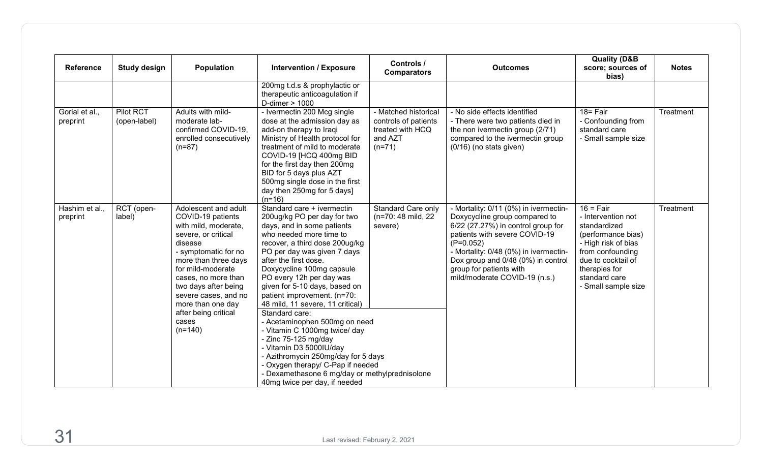| Reference | Study design | Population | Intervention / Exposure | Controls / Comparators | Outcomes | Quality (D&B score; sources of bias) | Notes |
|---|---|---|---|---|---|---|---|
| | | | 200mg t.d.s & prophylactic or therapeutic anticoagulation if D-dimer > 1000 | | | | |
| Gorial et al., preprint | Pilot RCT (open-label) | Adults with mild-moderate lab-confirmed COVID-19, enrolled consecutively (n=87) | - Ivermectin 200 Mcg single dose at the admission day as add-on therapy to Iraqi Ministry of Health protocol for treatment of mild to moderate COVID-19 [HCQ 400mg BID for the first day then 200mg BID for 5 days plus AZT 500mg single dose in the first day then 250mg for 5 days] (n=16) | - Matched historical controls of patients treated with HCQ and AZT (n=71) | - No side effects identified<br>- There were two patients died in the non ivermectin group (2/71) compared to the ivermectin group (0/16) (no stats given) | 18= Fair<br>- Confounding from standard care<br>- Small sample size | Treatment |
| Hashim et al., preprint | RCT (open-label) | Adolescent and adult COVID-19 patients with mild, moderate, severe, or critical disease<br>- symptomatic for no more than three days for mild-moderate cases, no more than two days after being severe cases, and no more than one day after being critical cases (n=140) | Standard care + ivermectin 200ug/kg PO per day for two days, and in some patients who needed more time to recover, a third dose 200ug/kg PO per day was given 7 days after the first dose. Doxycycline 100mg capsule PO every 12h per day was given for 5-10 days, based on patient improvement. (n=70: 48 mild, 11 severe, 11 critical)<br><br>Standard care:<br>- Acetaminophen 500mg on need<br>- Vitamin C 1000mg twice/ day<br>- Zinc 75-125 mg/day<br>- Vitamin D3 5000IU/day<br>- Azithromycin 250mg/day for 5 days<br>- Oxygen therapy/ C-Pap if needed<br>- Dexamethasone 6 mg/day or methylprednisolone 40mg twice per day, if needed | Standard Care only (n=70: 48 mild, 22 severe) | - Mortality: 0/11 (0%) in ivermectin-Doxycycline group compared to 6/22 (27.27%) in control group for patients with severe COVID-19 (P=0.052)<br>- Mortality: 0/48 (0%) in ivermectin-Dox group and 0/48 (0%) in control group for patients with mild/moderate COVID-19 (n.s.) | 16 = Fair<br>- Intervention not standardized (performance bias)<br>- High risk of bias from confounding due to cocktail of therapies for standard care<br>- Small sample size | Treatment |

Last revised: February 2, 2021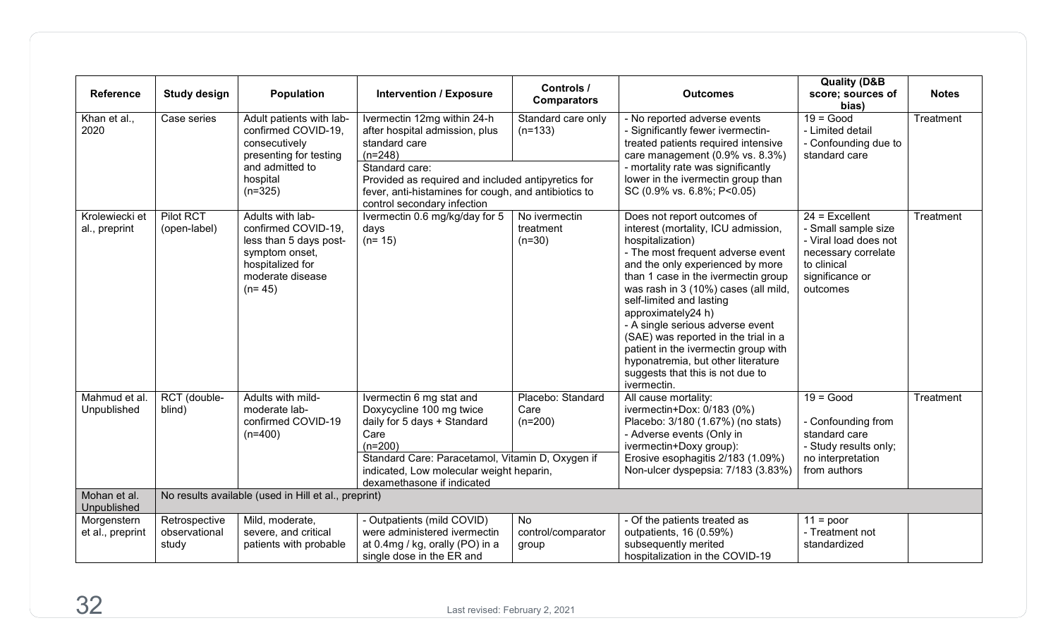| Reference | Study design | Population | Intervention / Exposure | Controls / Comparators | Outcomes | Quality (D&B score; sources of bias) | Notes |
|---|---|---|---|---|---|---|---|
| Khan et al., 2020 | Case series | Adult patients with lab-confirmed COVID-19, consecutively presenting for testing and admitted to hospital (n=325) | Ivermectin 12mg within 24-h after hospital admission, plus standard care (n=248)<br>Standard care: Provided as required and included antipyretics for fever, anti-histamines for cough, and antibiotics to control secondary infection | Standard care only (n=133) | - No reported adverse events<br>- Significantly fewer ivermectin-treated patients required intensive care management (0.9% vs. 8.3%)<br>- mortality rate was significantly lower in the ivermectin group than SC (0.9% vs. 6.8%; P<0.05) | 19 = Good<br>- Limited detail<br>- Confounding due to standard care | Treatment |
| Krolewiecki et al., preprint | Pilot RCT (open-label) | Adults with lab-confirmed COVID-19, less than 5 days post-symptom onset, hospitalized for moderate disease (n= 45) | Ivermectin 0.6 mg/kg/day for 5 days (n= 15) | No ivermectin treatment (n=30) | Does not report outcomes of interest (mortality, ICU admission, hospitalization)<br>- The most frequent adverse event and the only experienced by more than 1 case in the ivermectin group was rash in 3 (10%) cases (all mild, self-limited and lasting approximately24 h)<br>- A single serious adverse event (SAE) was reported in the trial in a patient in the ivermectin group with hyponatremia, but other literature suggests that this is not due to ivermectin. | 24 = Excellent<br>- Small sample size<br>- Viral load does not necessary correlate to clinical significance or outcomes | Treatment |
| Mahmud et al. Unpublished | RCT (double-blind) | Adults with mild-moderate lab-confirmed COVID-19 (n=400) | Ivermectin 6 mg stat and Doxycycline 100 mg twice daily for 5 days + Standard Care (n=200)<br>Standard Care: Paracetamol, Vitamin D, Oxygen if indicated, Low molecular weight heparin, dexamethasone if indicated | Placebo: Standard Care (n=200) | All cause mortality:<br>ivermectin+Dox: 0/183 (0%)<br>Placebo: 3/180 (1.67%) (no stats)<br>- Adverse events (Only in ivermectin+Doxy group):<br>Erosive esophagitis 2/183 (1.09%)<br>Non-ulcer dyspepsia: 7/183 (3.83%) | 19 = Good<br><br>- Confounding from standard care<br>- Study results only; no interpretation from authors | Treatment |
| Mohan et al. Unpublished | No results available (used in Hill et al., preprint) | | | | | | |
| Morgenstern et al., preprint | Retrospective observational study | Mild, moderate, severe, and critical patients with probable | - Outpatients (mild COVID) were administered ivermectin at 0.4mg / kg, orally (PO) in a single dose in the ER and | No control/comparator group | - Of the patients treated as outpatients, 16 (0.59%) subsequently merited hospitalization in the COVID-19 | 11 = poor<br>- Treatment not standardized | |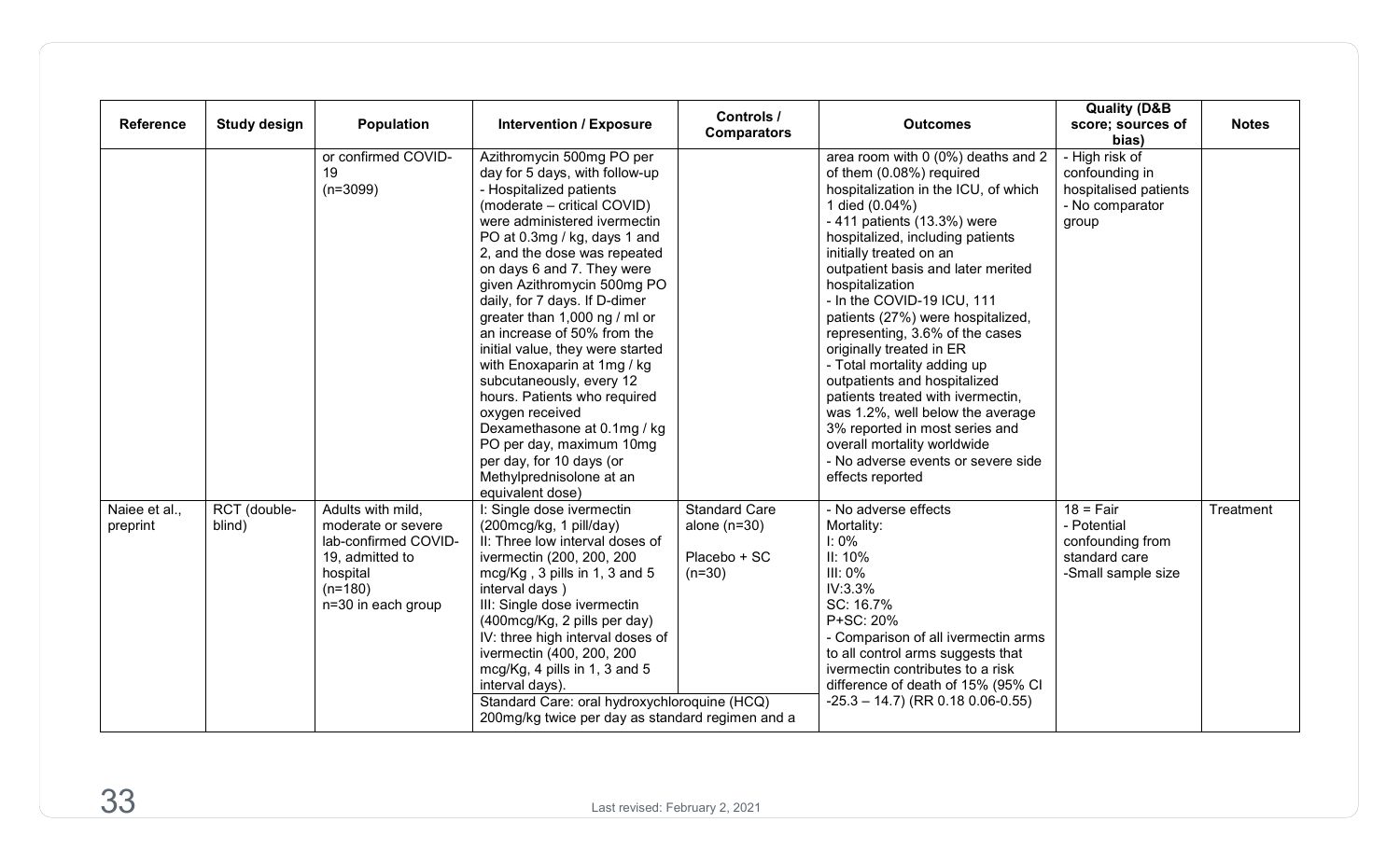| Reference | Study design | Population | Intervention / Exposure | Controls / Comparators | Outcomes | Quality (D&B score; sources of bias) | Notes |
|---|---|---|---|---|---|---|---|
| | | or confirmed COVID-19 (n=3099) | Azithromycin 500mg PO per day for 5 days, with follow-up - Hospitalized patients (moderate – critical COVID) were administered ivermectin PO at 0.3mg / kg, days 1 and 2, and the dose was repeated on days 6 and 7. They were given Azithromycin 500mg PO daily, for 7 days. If D-dimer greater than 1,000 ng / ml or an increase of 50% from the initial value, they were started with Enoxaparin at 1mg / kg subcutaneously, every 12 hours. Patients who required oxygen received Dexamethasone at 0.1mg / kg PO per day, maximum 10mg per day, for 10 days (or Methylprednisolone at an equivalent dose) | | area room with 0 (0%) deaths and 2 of them (0.08%) required hospitalization in the ICU, of which 1 died (0.04%)<br>- 411 patients (13.3%) were hospitalized, including patients initially treated on an outpatient basis and later merited hospitalization<br>- In the COVID-19 ICU, 111 patients (27%) were hospitalized, representing, 3.6% of the cases originally treated in ER<br>- Total mortality adding up outpatients and hospitalized patients treated with ivermectin, was 1.2%, well below the average 3% reported in most series and overall mortality worldwide<br>- No adverse events or severe side effects reported | - High risk of confounding in hospitalised patients<br>- No comparator group | |
| Naiee et al., preprint | RCT (double-blind) | Adults with mild, moderate or severe lab-confirmed COVID-19, admitted to hospital (n=180)<br>n=30 in each group | I: Single dose ivermectin (200mcg/kg, 1 pill/day)<br>II: Three low interval doses of ivermectin (200, 200, 200 mcg/Kg , 3 pills in 1, 3 and 5 interval days )<br>III: Single dose ivermectin (400mcg/Kg, 2 pills per day)<br>IV: three high interval doses of ivermectin (400, 200, 200 mcg/Kg, 4 pills in 1, 3 and 5 interval days).<br>Standard Care: oral hydroxychloroquine (HCQ) 200mg/kg twice per day as standard regimen and a | Standard Care alone (n=30)<br><br>Placebo + SC (n=30) | - No adverse effects<br>Mortality:<br>I: 0%<br>II: 10%<br>III: 0%<br>IV:3.3%<br>SC: 16.7%<br>P+SC: 20%<br>- Comparison of all ivermectin arms to all control arms suggests that ivermectin contributes to a risk difference of death of 15% (95% CI -25.3 – 14.7) (RR 0.18 0.06-0.55) | 18 = Fair<br>- Potential confounding from standard care<br>-Small sample size | Treatment |

Last revised: February 2, 2021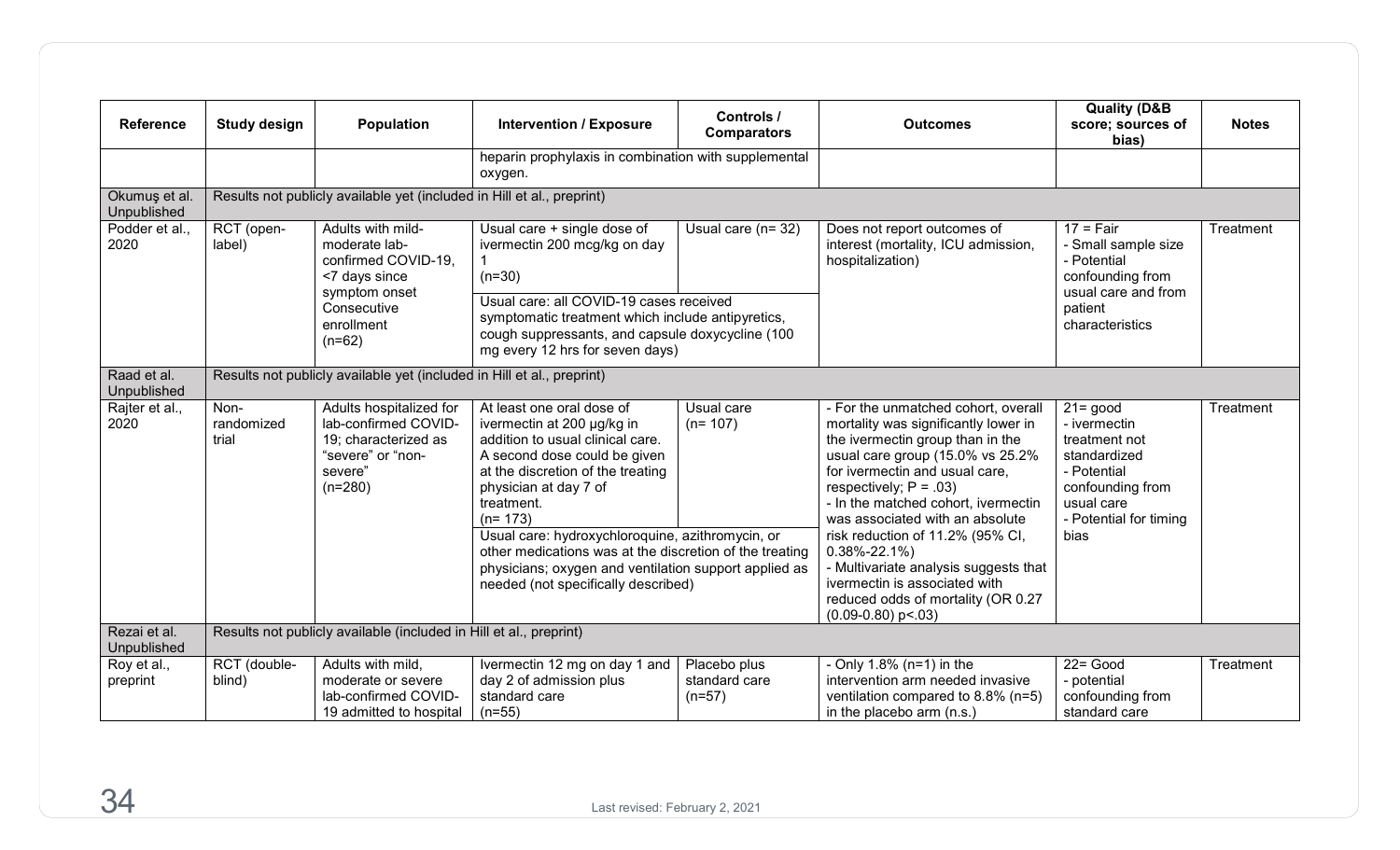| Reference | Study design | Population | Intervention / Exposure | Controls / Comparators | Outcomes | Quality (D&B score; sources of bias) | Notes |
|---|---|---|---|---|---|---|---|
| | | | heparin prophylaxis in combination with supplemental oxygen. | | | | |
| Okumuş et al. Unpublished | Results not publicly available yet (included in Hill et al., preprint) | | | | | | |
| Podder et al., 2020 | RCT (open-label) | Adults with mild-moderate lab-confirmed COVID-19, <7 days since symptom onset<br>Consecutive enrollment<br>(n=62) | Usual care + single dose of ivermectin 200 mcg/kg on day 1<br>(n=30) | Usual care (n= 32) | Does not report outcomes of interest (mortality, ICU admission, hospitalization) | 17 = Fair<br>- Small sample size<br>- Potential confounding from usual care and from patient characteristics | Treatment |
| | | | Usual care: all COVID-19 cases received symptomatic treatment which include antipyretics, cough suppressants, and capsule doxycycline (100 mg every 12 hrs for seven days) | | | | |
| Raad et al. Unpublished | Results not publicly available yet (included in Hill et al., preprint) | | | | | | |
| Rajter et al., 2020 | Non-randomized trial | Adults hospitalized for lab-confirmed COVID-19; characterized as "severe" or "non-severe"<br>(n=280) | At least one oral dose of ivermectin at 200 µg/kg in addition to usual clinical care. A second dose could be given at the discretion of the treating physician at day 7 of treatment.<br>(n= 173) | Usual care<br>(n= 107) | - For the unmatched cohort, overall mortality was significantly lower in the ivermectin group than in the usual care group (15.0% vs 25.2% for ivermectin and usual care, respectively; P = .03)<br>- In the matched cohort, ivermectin was associated with an absolute risk reduction of 11.2% (95% CI, 0.38%-22.1%)<br>- Multivariate analysis suggests that ivermectin is associated with reduced odds of mortality (OR 0.27 (0.09-0.80) p<.03) | 21= good<br>- ivermectin treatment not standardized<br>- Potential confounding from usual care<br>- Potential for timing bias | Treatment |
| | | | Usual care: hydroxychloroquine, azithromycin, or other medications was at the discretion of the treating physicians; oxygen and ventilation support applied as needed (not specifically described) | | | | |
| Rezai et al. Unpublished | Results not publicly available (included in Hill et al., preprint) | | | | | | |
| Roy et al., preprint | RCT (double-blind) | Adults with mild, moderate or severe lab-confirmed COVID-19 admitted to hospital | Ivermectin 12 mg on day 1 and day 2 of admission plus standard care<br>(n=55) | Placebo plus standard care<br>(n=57) | - Only 1.8% (n=1) in the intervention arm needed invasive ventilation compared to 8.8% (n=5) in the placebo arm (n.s.) | 22= Good<br>- potential confounding from standard care | Treatment |

Last revised: February 2, 2021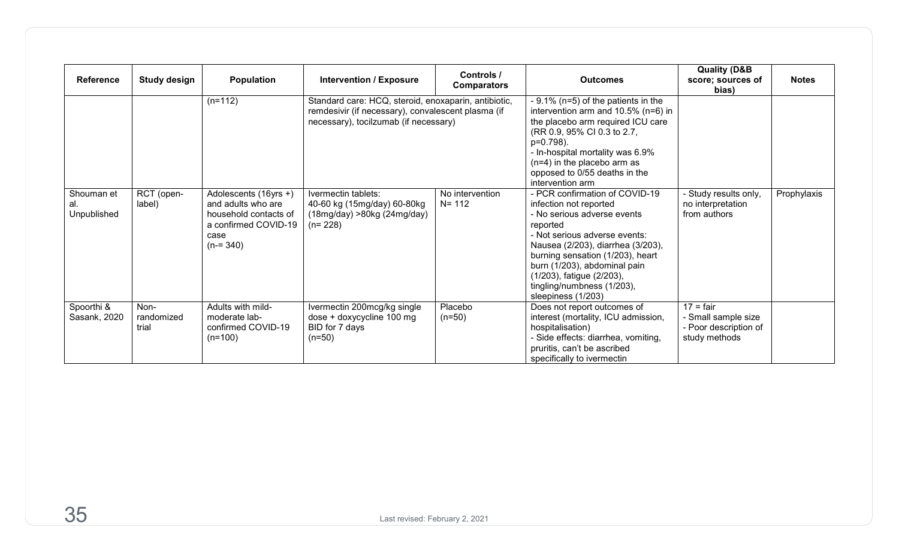| Reference | Study design | Population | Intervention / Exposure | Controls / Comparators | Outcomes | Quality (D&B score; sources of bias) | Notes |
|---|---|---|---|---|---|---|---|
| | | (n=112) | Standard care: HCQ, steroid, enoxaparin, antibiotic, remdesivir (if necessary), convalescent plasma (if necessary), tocilzumab (if necessary) | | - 9.1% (n=5) of the patients in the intervention arm and 10.5% (n=6) in the placebo arm required ICU care (RR 0.9, 95% CI 0.3 to 2.7, p=0.798).<br>- In-hospital mortality was 6.9% (n=4) in the placebo arm as opposed to 0/55 deaths in the intervention arm | | |
| Shouman et al. Unpublished | RCT (open-label) | Adolescents (16yrs +) and adults who are household contacts of a confirmed COVID-19 case (n-= 340) | Ivermectin tablets: 40-60 kg (15mg/day) 60-80kg (18mg/day) >80kg (24mg/day) (n= 228) | No intervention N= 112 | - PCR confirmation of COVID-19 infection not reported<br>- No serious adverse events reported<br>- Not serious adverse events: Nausea (2/203), diarrhea (3/203), burning sensation (1/203), heart burn (1/203), abdominal pain (1/203), fatigue (2/203), tingling/numbness (1/203), sleepiness (1/203) | - Study results only, no interpretation from authors | Prophylaxis |
| Spoorthi & Sasank, 2020 | Non-randomized trial | Adults with mild-moderate lab-confirmed COVID-19 (n=100) | Ivermectin 200mcg/kg single dose + doxycycline 100 mg BID for 7 days (n=50) | Placebo (n=50) | Does not report outcomes of interest (mortality, ICU admission, hospitalisation)<br>- Side effects: diarrhea, vomiting, pruritis, can't be ascribed specifically to ivermectin | 17 = fair<br>- Small sample size<br>- Poor description of study methods | |

Last revised: February 2, 2021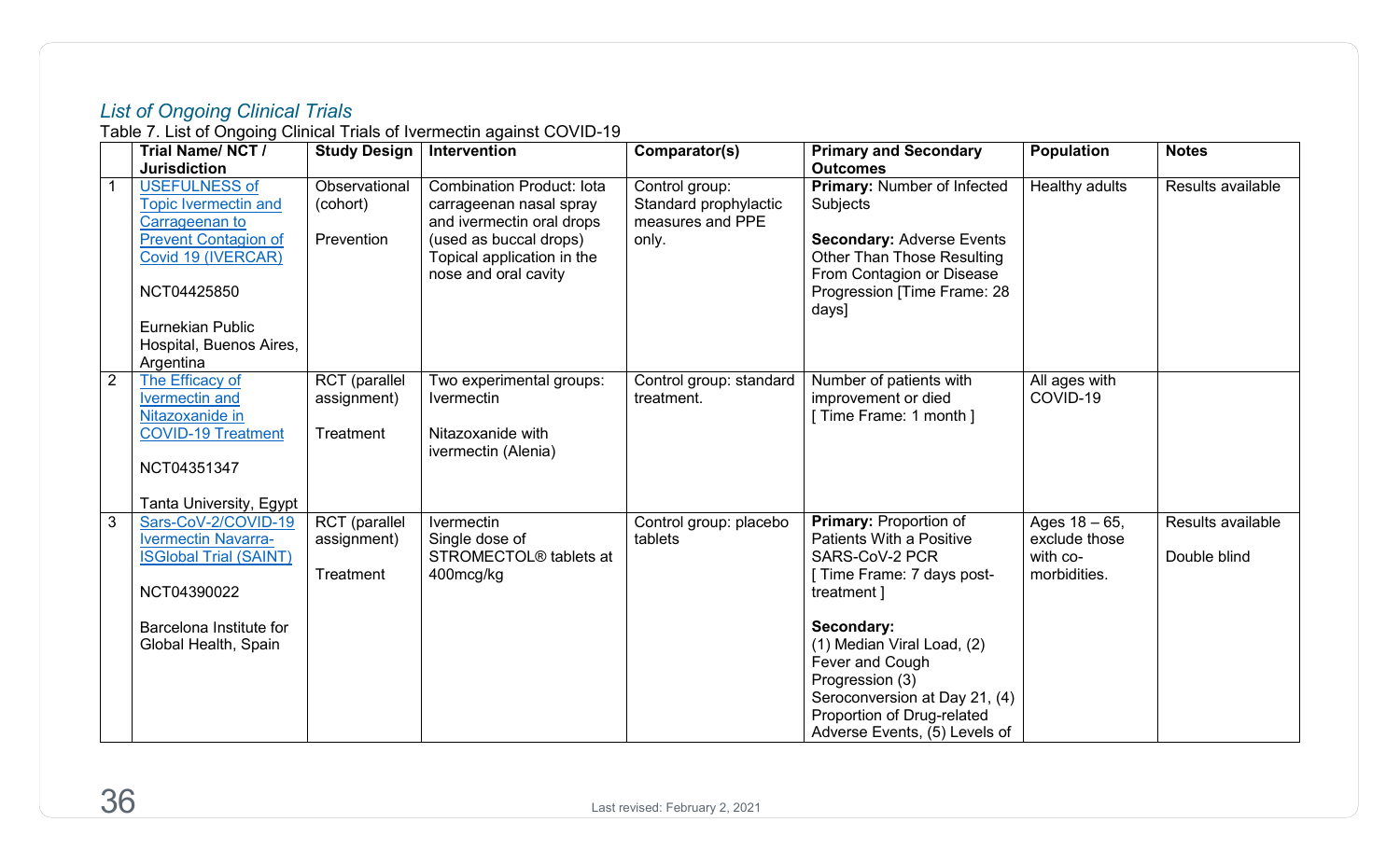## *List of Ongoing Clinical Trials*

Table 7. List of Ongoing Clinical Trials of Ivermectin against COVID-19

| | Trial Name/ NCT / Jurisdiction | Study Design | Intervention | Comparator(s) | Primary and Secondary Outcomes | Population | Notes |
|---|---|---|---|---|---|---|---|
| 1 | USEFULNESS of Topic Ivermectin and Carrageenan to Prevent Contagion of Covid 19 (IVERCAR)<br><br>NCT04425850<br><br>Eurnekian Public Hospital, Buenos Aires, Argentina | Observational (cohort)<br><br>Prevention | Combination Product: Iota carrageenan nasal spray and ivermectin oral drops (used as buccal drops) Topical application in the nose and oral cavity | Control group: Standard prophylactic measures and PPE only. | **Primary:** Number of Infected Subjects<br><br>**Secondary:** Adverse Events Other Than Those Resulting From Contagion or Disease Progression [Time Frame: 28 days] | Healthy adults | Results available |
| 2 | The Efficacy of Ivermectin and Nitazoxanide in COVID-19 Treatment<br><br>NCT04351347<br><br>Tanta University, Egypt | RCT (parallel assignment)<br><br>Treatment | Two experimental groups: Ivermectin<br><br>Nitazoxanide with ivermectin (Alenia) | Control group: standard treatment. | Number of patients with improvement or died [ Time Frame: 1 month ] | All ages with COVID-19 | |
| 3 | Sars-CoV-2/COVID-19 Ivermectin Navarra-ISGlobal Trial (SAINT)<br><br>NCT04390022<br><br>Barcelona Institute for Global Health, Spain | RCT (parallel assignment)<br><br>Treatment | Ivermectin<br>Single dose of STROMECTOL® tablets at 400mcg/kg | Control group: placebo tablets | **Primary:** Proportion of Patients With a Positive SARS-CoV-2 PCR [ Time Frame: 7 days post-treatment ]<br><br>**Secondary:**<br>(1) Median Viral Load, (2) Fever and Cough Progression (3) Seroconversion at Day 21, (4) Proportion of Drug-related Adverse Events, (5) Levels of | Ages 18 – 65, exclude those with co-morbidities. | Results available<br><br>Double blind |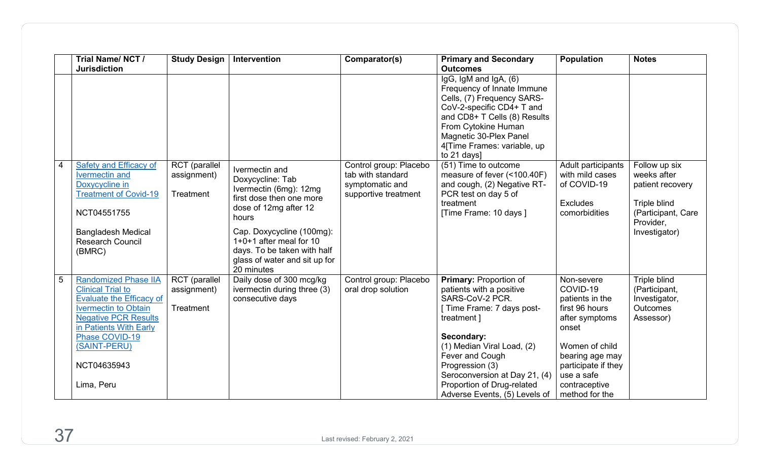| | Trial Name/ NCT / Jurisdiction | Study Design | Intervention | Comparator(s) | Primary and Secondary Outcomes | Population | Notes |
|---|---|---|---|---|---|---|---|
| | | | | | IgG, IgM and IgA, (6) Frequency of Innate Immune Cells, (7) Frequency SARS-CoV-2-specific CD4+ T and and CD8+ T Cells (8) Results From Cytokine Human Magnetic 30-Plex Panel 4[Time Frames: variable, up to 21 days] | | |
| 4 | [Safety and Efficacy of Ivermectin and Doxycycline in Treatment of Covid-19]<br><br>NCT04551755<br><br>Bangladesh Medical Research Council (BMRC) | RCT (parallel assignment)<br><br>Treatment | Ivermectin and Doxycycline: Tab Ivermectin (6mg): 12mg first dose then one more dose of 12mg after 12 hours<br><br>Cap. Doxycycline (100mg): 1+0+1 after meal for 10 days. To be taken with half glass of water and sit up for 20 minutes | Control group: Placebo tab with standard symptomatic and supportive treatment | (51) Time to outcome measure of fever (<100.40F) and cough, (2) Negative RT-PCR test on day 5 of treatment<br>[Time Frame: 10 days ] | Adult participants with mild cases of COVID-19<br><br>Excludes comorbidities | Follow up six weeks after patient recovery<br><br>Triple blind (Participant, Care Provider, Investigator) |
| 5 | [Randomized Phase IIA Clinical Trial to Evaluate the Efficacy of Ivermectin to Obtain Negative PCR Results in Patients With Early Phase COVID-19 (SAINT-PERU)]<br><br>NCT04635943<br><br>Lima, Peru | RCT (parallel assignment)<br><br>Treatment | Daily dose of 300 mcg/kg ivermectin during three (3) consecutive days | Control group: Placebo oral drop solution | **Primary:** Proportion of patients with a positive SARS-CoV-2 PCR.<br>[ Time Frame: 7 days post-treatment ]<br><br>**Secondary:**<br>(1) Median Viral Load, (2) Fever and Cough Progression (3) Seroconversion at Day 21, (4) Proportion of Drug-related Adverse Events, (5) Levels of | Non-severe COVID-19 patients in the first 96 hours after symptoms onset<br><br>Women of child bearing age may participate if they use a safe contraceptive method for the | Triple blind (Participant, Investigator, Outcomes Assessor) |

Last revised: February 2, 2021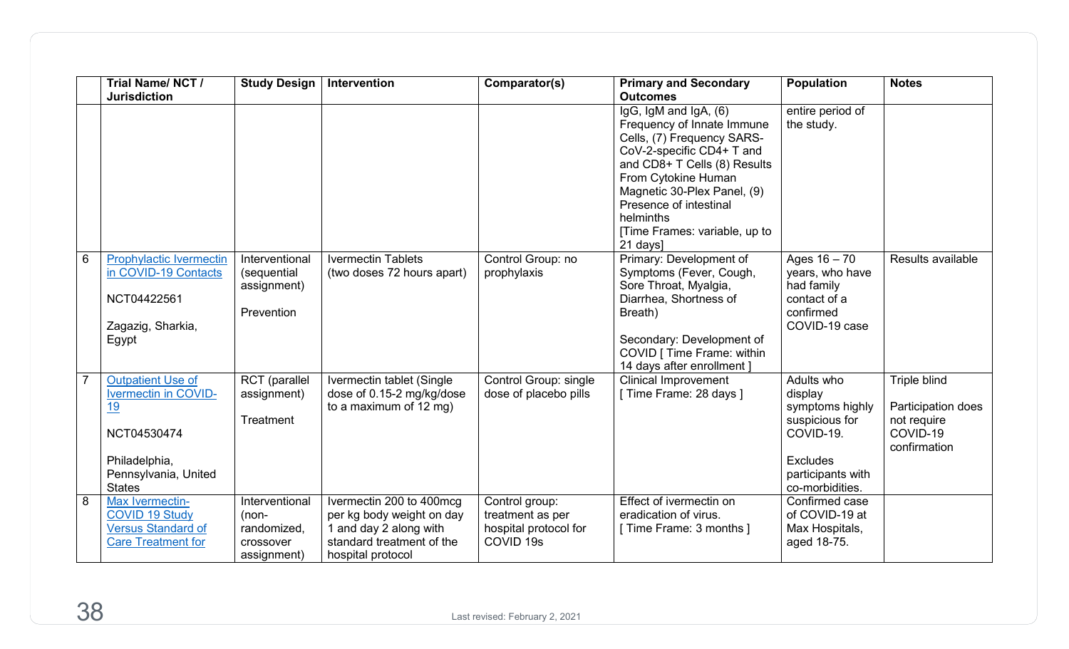| | Trial Name/ NCT / Jurisdiction | Study Design | Intervention | Comparator(s) | Primary and Secondary Outcomes | Population | Notes |
|---|---|---|---|---|---|---|---|
| | | | | | IgG, IgM and IgA, (6) Frequency of Innate Immune Cells, (7) Frequency SARS-CoV-2-specific CD4+ T and and CD8+ T Cells (8) Results From Cytokine Human Magnetic 30-Plex Panel, (9) Presence of intestinal helminths [Time Frames: variable, up to 21 days] | entire period of the study. | |
| 6 | Prophylactic Ivermectin in COVID-19 Contacts<br><br>NCT04422561<br><br>Zagazig, Sharkia, Egypt | Interventional (sequential assignment)<br><br>Prevention | Ivermectin Tablets (two doses 72 hours apart) | Control Group: no prophylaxis | Primary: Development of Symptoms (Fever, Cough, Sore Throat, Myalgia, Diarrhea, Shortness of Breath)<br><br>Secondary: Development of COVID [ Time Frame: within 14 days after enrollment ] | Ages 16 – 70 years, who have had family contact of a confirmed COVID-19 case | Results available |
| 7 | Outpatient Use of Ivermectin in COVID-19<br><br>NCT04530474<br><br>Philadelphia, Pennsylvania, United States | RCT (parallel assignment)<br><br>Treatment | Ivermectin tablet (Single dose of 0.15-2 mg/kg/dose to a maximum of 12 mg) | Control Group: single dose of placebo pills | Clinical Improvement [ Time Frame: 28 days ] | Adults who display symptoms highly suspicious for COVID-19.<br><br>Excludes participants with co-morbidities. | Triple blind<br><br>Participation does not require COVID-19 confirmation |
| 8 | Max Ivermectin-COVID 19 Study Versus Standard of Care Treatment for | Interventional (non-randomized, crossover assignment) | Ivermectin 200 to 400mcg per kg body weight on day 1 and day 2 along with standard treatment of the hospital protocol | Control group: treatment as per hospital protocol for COVID 19s | Effect of ivermectin on eradication of virus. [ Time Frame: 3 months ] | Confirmed case of COVID-19 at Max Hospitals, aged 18-75. | |

Last revised: February 2, 2021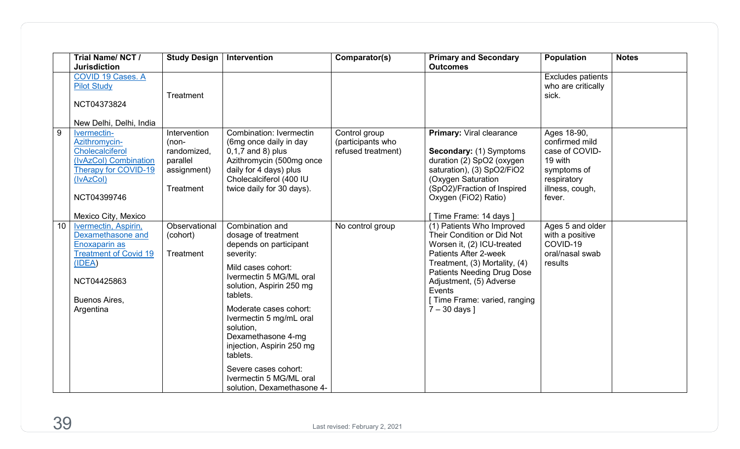| | Trial Name/ NCT / Jurisdiction | Study Design | Intervention | Comparator(s) | Primary and Secondary Outcomes | Population | Notes |
|---|---|---|---|---|---|---|---|
| | COVID 19 Cases. A Pilot Study<br><br>NCT04373824<br><br>New Delhi, Delhi, India | Treatment | | | | Excludes patients who are critically sick. | |
| 9 | Ivermectin-Azithromycin-Cholecalciferol (IvAzCol) Combination Therapy for COVID-19 (IvAzCol)<br><br>NCT04399746<br><br>Mexico City, Mexico | Intervention (non-randomized, parallel assignment)<br><br>Treatment | Combination: Ivermectin (6mg once daily in day 0,1,7 and 8) plus Azithromycin (500mg once daily for 4 days) plus Cholecalciferol (400 IU twice daily for 30 days). | Control group (participants who refused treatment) | **Primary:** Viral clearance<br><br>**Secondary:** (1) Symptoms duration (2) SpO2 (oxygen saturation), (3) SpO2/FiO2 (Oxygen Saturation (SpO2)/Fraction of Inspired Oxygen (FiO2) Ratio)<br><br>[ Time Frame: 14 days ] | Ages 18-90, confirmed mild case of COVID-19 with symptoms of respiratory illness, cough, fever. | |
| 10 | Ivermectin, Aspirin, Dexamethasone and Enoxaparin as Treatment of Covid 19 (IDEA)<br><br>NCT04425863<br><br>Buenos Aires, Argentina | Observational (cohort)<br><br>Treatment | Combination and dosage of treatment depends on participant severity:<br><br>Mild cases cohort: Ivermectin 5 MG/ML oral solution, Aspirin 250 mg tablets.<br><br>Moderate cases cohort: Ivermectin 5 mg/mL oral solution, Dexamethasone 4-mg injection, Aspirin 250 mg tablets.<br><br>Severe cases cohort: Ivermectin 5 MG/ML oral solution, Dexamethasone 4- | No control group | (1) Patients Who Improved Their Condition or Did Not Worsen it, (2) ICU-treated Patients After 2-week Treatment, (3) Mortality, (4) Patients Needing Drug Dose Adjustment, (5) Adverse Events<br>[ Time Frame: varied, ranging 7 – 30 days ] | Ages 5 and older with a positive COVID-19 oral/nasal swab results | |

Last revised: February 2, 2021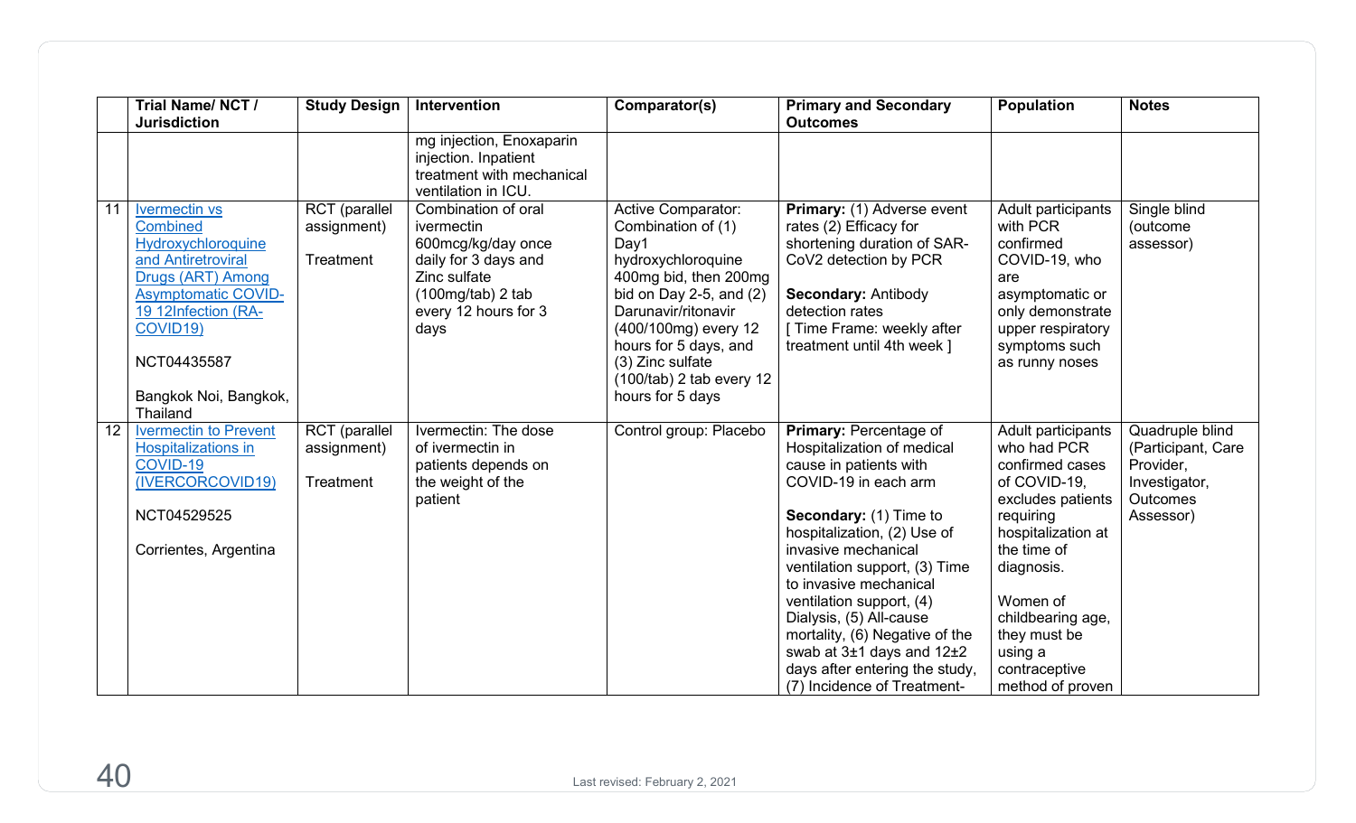| | Trial Name/ NCT / Jurisdiction | Study Design | Intervention | Comparator(s) | Primary and Secondary Outcomes | Population | Notes |
|---|---|---|---|---|---|---|---|
| | | | mg injection, Enoxaparin injection. Inpatient treatment with mechanical ventilation in ICU. | | | | |
| 11 | Ivermectin vs Combined Hydroxychloroquine and Antiretroviral Drugs (ART) Among Asymptomatic COVID-19 12Infection (RA-COVID19)<br><br>NCT04435587<br><br>Bangkok Noi, Bangkok, Thailand | RCT (parallel assignment)<br><br>Treatment | Combination of oral ivermectin 600mcg/kg/day once daily for 3 days and Zinc sulfate (100mg/tab) 2 tab every 12 hours for 3 days | Active Comparator: Combination of (1) Day1 hydroxychloroquine 400mg bid, then 200mg bid on Day 2-5, and (2) Darunavir/ritonavir (400/100mg) every 12 hours for 5 days, and (3) Zinc sulfate (100/tab) 2 tab every 12 hours for 5 days | **Primary:** (1) Adverse event rates (2) Efficacy for shortening duration of SAR-CoV2 detection by PCR<br><br>**Secondary:** Antibody detection rates<br>[ Time Frame: weekly after treatment until 4th week ] | Adult participants with PCR confirmed COVID-19, who are asymptomatic or only demonstrate upper respiratory symptoms such as runny noses | Single blind (outcome assessor) |
| 12 | Ivermectin to Prevent Hospitalizations in COVID-19 (IVERCORCOVID19)<br><br>NCT04529525<br><br>Corrientes, Argentina | RCT (parallel assignment)<br><br>Treatment | Ivermectin: The dose of ivermectin in patients depends on the weight of the patient | Control group: Placebo | **Primary:** Percentage of Hospitalization of medical cause in patients with COVID-19 in each arm<br><br>**Secondary:** (1) Time to hospitalization, (2) Use of invasive mechanical ventilation support, (3) Time to invasive mechanical ventilation support, (4) Dialysis, (5) All-cause mortality, (6) Negative of the swab at 3±1 days and 12±2 days after entering the study, (7) Incidence of Treatment- | Adult participants who had PCR confirmed cases of COVID-19, excludes patients requiring hospitalization at the time of diagnosis.<br><br>Women of childbearing age, they must be using a contraceptive method of proven | Quadruple blind (Participant, Care Provider, Investigator, Outcomes Assessor) |

Last revised: February 2, 2021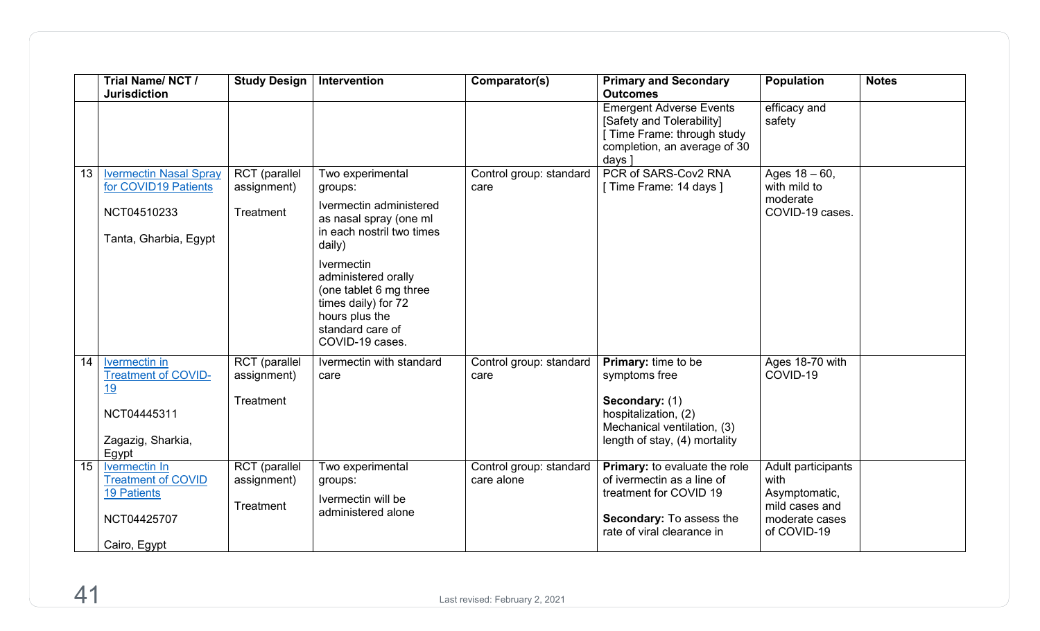| | Trial Name/ NCT / Jurisdiction | Study Design | Intervention | Comparator(s) | Primary and Secondary Outcomes | Population | Notes |
|---|---|---|---|---|---|---|---|
| | | | | | Emergent Adverse Events [Safety and Tolerability] [ Time Frame: through study completion, an average of 30 days ] | efficacy and safety | |
| 13 | Ivermectin Nasal Spray for COVID19 Patients<br><br>NCT04510233<br><br>Tanta, Gharbia, Egypt | RCT (parallel assignment)<br><br>Treatment | Two experimental groups:<br><br>Ivermectin administered as nasal spray (one ml in each nostril two times daily)<br><br>Ivermectin administered orally (one tablet 6 mg three times daily) for 72 hours plus the standard care of COVID-19 cases. | Control group: standard care | PCR of SARS-Cov2 RNA [ Time Frame: 14 days ] | Ages 18 – 60, with mild to moderate COVID-19 cases. | |
| 14 | Ivermectin in Treatment of COVID-19<br><br>NCT04445311<br><br>Zagazig, Sharkia, Egypt | RCT (parallel assignment)<br><br>Treatment | Ivermectin with standard care | Control group: standard care | **Primary:** time to be symptoms free<br><br>**Secondary:** (1) hospitalization, (2) Mechanical ventilation, (3) length of stay, (4) mortality | Ages 18-70 with COVID-19 | |
| 15 | Ivermectin In Treatment of COVID 19 Patients<br><br>NCT04425707<br><br>Cairo, Egypt | RCT (parallel assignment)<br><br>Treatment | Two experimental groups:<br><br>Ivermectin will be administered alone | Control group: standard care alone | **Primary:** to evaluate the role of ivermectin as a line of treatment for COVID 19<br><br>**Secondary:** To assess the rate of viral clearance in | Adult participants with Asymptomatic, mild cases and moderate cases of COVID-19 | |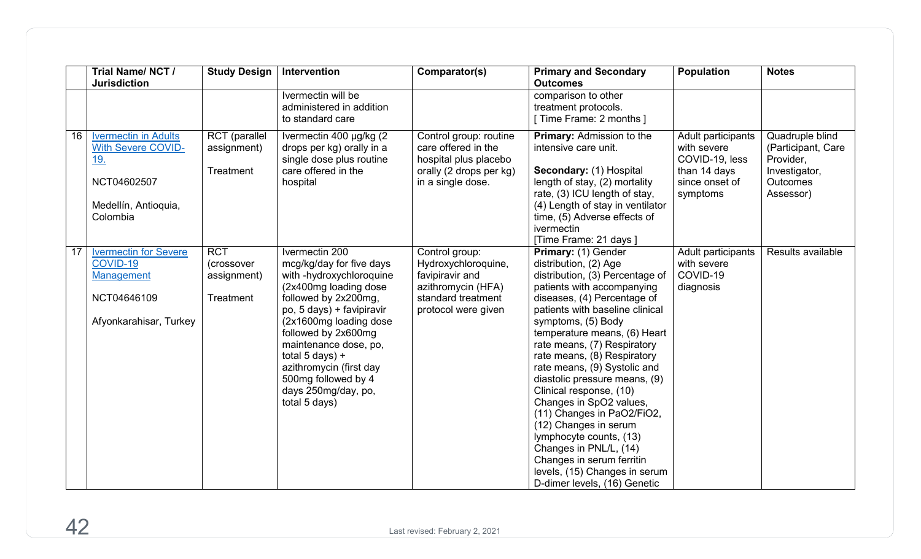| | Trial Name/ NCT / Jurisdiction | Study Design | Intervention | Comparator(s) | Primary and Secondary Outcomes | Population | Notes |
|---|---|---|---|---|---|---|---|
| | | | Ivermectin will be administered in addition to standard care | | comparison to other treatment protocols. [ Time Frame: 2 months ] | | |
| 16 | Ivermectin in Adults With Severe COVID-19.<br><br>NCT04602507<br><br>Medellín, Antioquia, Colombia | RCT (parallel assignment)<br><br>Treatment | Ivermectin 400 µg/kg (2 drops per kg) orally in a single dose plus routine care offered in the hospital | Control group: routine care offered in the hospital plus placebo orally (2 drops per kg) in a single dose. | **Primary:** Admission to the intensive care unit.<br><br>**Secondary:** (1) Hospital length of stay, (2) mortality rate, (3) ICU length of stay, (4) Length of stay in ventilator time, (5) Adverse effects of ivermectin<br>[Time Frame: 21 days ] | Adult participants with severe COVID-19, less than 14 days since onset of symptoms | Quadruple blind (Participant, Care Provider, Investigator, Outcomes Assessor) |
| 17 | Ivermectin for Severe COVID-19 Management<br><br>NCT04646109<br><br>Afyonkarahisar, Turkey | RCT (crossover assignment)<br><br>Treatment | Ivermectin 200 mcg/kg/day for five days with -hydroxychloroquine (2x400mg loading dose followed by 2x200mg, po, 5 days) + favipiravir (2x1600mg loading dose followed by 2x600mg maintenance dose, po, total 5 days) + azithromycin (first day 500mg followed by 4 days 250mg/day, po, total 5 days) | Control group: Hydroxychloroquine, favipiravir and azithromycin (HFA) standard treatment protocol were given | **Primary:** (1) Gender distribution, (2) Age distribution, (3) Percentage of patients with accompanying diseases, (4) Percentage of patients with baseline clinical symptoms, (5) Body temperature means, (6) Heart rate means, (7) Respiratory rate means, (8) Respiratory rate means, (9) Systolic and diastolic pressure means, (9) Clinical response, (10) Changes in SpO2 values, (11) Changes in PaO2/FiO2, (12) Changes in serum lymphocyte counts, (13) Changes in PNL/L, (14) Changes in serum ferritin levels, (15) Changes in serum D-dimer levels, (16) Genetic | Adult participants with severe COVID-19 diagnosis | Results available |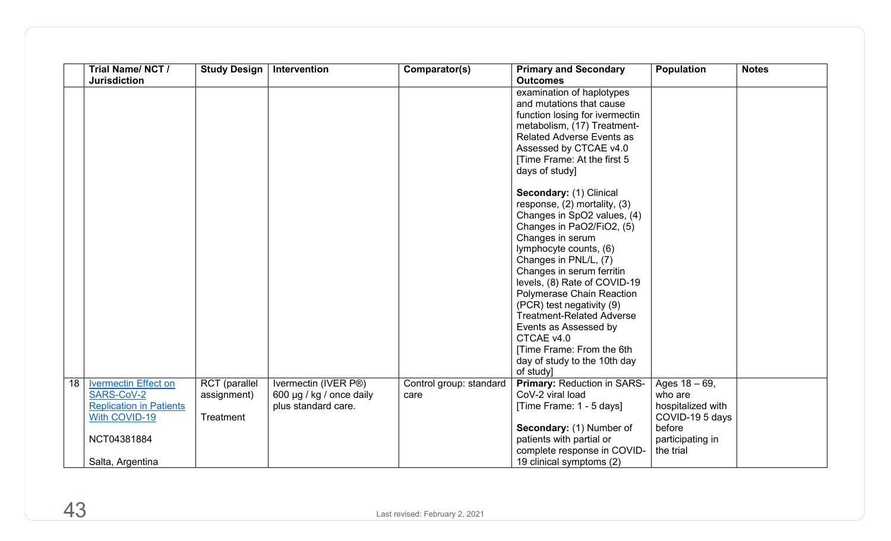| | Trial Name/ NCT / Jurisdiction | Study Design | Intervention | Comparator(s) | Primary and Secondary Outcomes | Population | Notes |
|---|---|---|---|---|---|---|---|
| | | | | | examination of haplotypes and mutations that cause function losing for ivermectin metabolism, (17) Treatment-Related Adverse Events as Assessed by CTCAE v4.0 [Time Frame: At the first 5 days of study]<br><br>**Secondary:** (1) Clinical response, (2) mortality, (3) Changes in SpO2 values, (4) Changes in PaO2/FiO2, (5) Changes in serum lymphocyte counts, (6) Changes in PNL/L, (7) Changes in serum ferritin levels, (8) Rate of COVID-19 Polymerase Chain Reaction (PCR) test negativity (9) Treatment-Related Adverse Events as Assessed by CTCAE v4.0 [Time Frame: From the 6th day of study to the 10th day of study] | | |
| 18 | Ivermectin Effect on SARS-CoV-2 Replication in Patients With COVID-19<br><br>NCT04381884<br><br>Salta, Argentina | RCT (parallel assignment)<br><br>Treatment | Ivermectin (IVER P®) 600 µg / kg / once daily plus standard care. | Control group: standard care | **Primary:** Reduction in SARS-CoV-2 viral load [Time Frame: 1 - 5 days]<br><br>**Secondary:** (1) Number of patients with partial or complete response in COVID-19 clinical symptoms (2) | Ages 18 – 69, who are hospitalized with COVID-19 5 days before participating in the trial | |

Last revised: February 2, 2021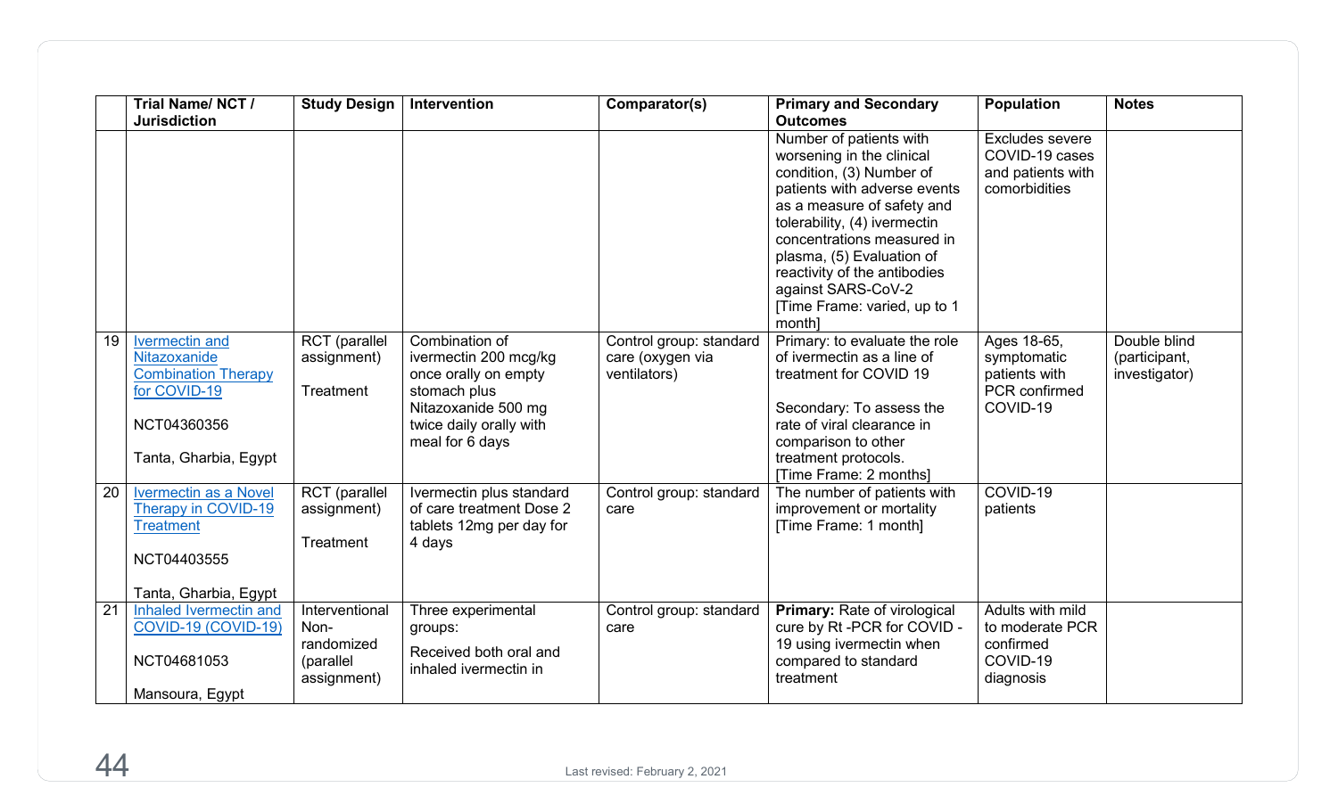| | Trial Name/ NCT / Jurisdiction | Study Design | Intervention | Comparator(s) | Primary and Secondary Outcomes | Population | Notes |
|---|---|---|---|---|---|---|---|
| | | | | | Number of patients with worsening in the clinical condition, (3) Number of patients with adverse events as a measure of safety and tolerability, (4) ivermectin concentrations measured in plasma, (5) Evaluation of reactivity of the antibodies against SARS-CoV-2 [Time Frame: varied, up to 1 month] | Excludes severe COVID-19 cases and patients with comorbidities | |
| 19 | Ivermectin and Nitazoxanide Combination Therapy for COVID-19<br><br>NCT04360356<br><br>Tanta, Gharbia, Egypt | RCT (parallel assignment)<br><br>Treatment | Combination of ivermectin 200 mcg/kg once orally on empty stomach plus Nitazoxanide 500 mg twice daily orally with meal for 6 days | Control group: standard care (oxygen via ventilators) | Primary: to evaluate the role of ivermectin as a line of treatment for COVID 19<br><br>Secondary: To assess the rate of viral clearance in comparison to other treatment protocols. [Time Frame: 2 months] | Ages 18-65, symptomatic patients with PCR confirmed COVID-19 | Double blind (participant, investigator) |
| 20 | Ivermectin as a Novel Therapy in COVID-19 Treatment<br><br>NCT04403555<br><br>Tanta, Gharbia, Egypt | RCT (parallel assignment)<br><br>Treatment | Ivermectin plus standard of care treatment Dose 2 tablets 12mg per day for 4 days | Control group: standard care | The number of patients with improvement or mortality [Time Frame: 1 month] | COVID-19 patients | |
| 21 | Inhaled Ivermectin and COVID-19 (COVID-19)<br><br>NCT04681053<br><br>Mansoura, Egypt | Interventional Non-randomized (parallel assignment) | Three experimental groups:<br><br>Received both oral and inhaled ivermectin in | Control group: standard care | **Primary:** Rate of virological cure by Rt -PCR for COVID - 19 using ivermectin when compared to standard treatment | Adults with mild to moderate PCR confirmed COVID-19 diagnosis | |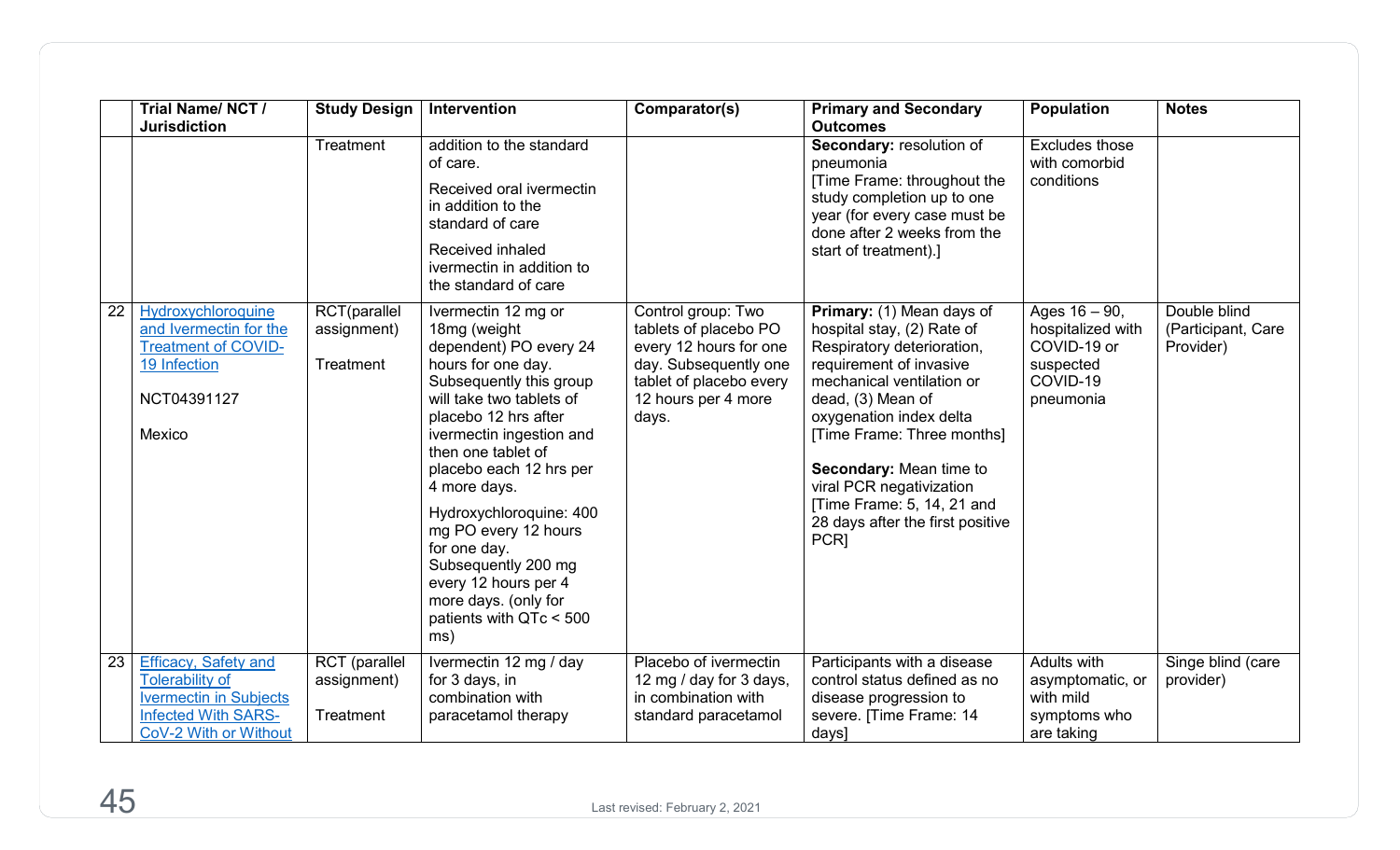| | Trial Name/ NCT / Jurisdiction | Study Design | Intervention | Comparator(s) | Primary and Secondary Outcomes | Population | Notes |
|---|---|---|---|---|---|---|---|
| | | Treatment | addition to the standard of care.<br><br>Received oral ivermectin in addition to the standard of care<br><br>Received inhaled ivermectin in addition to the standard of care | | **Secondary:** resolution of pneumonia<br>[Time Frame: throughout the study completion up to one year (for every case must be done after 2 weeks from the start of treatment).] | Excludes those with comorbid conditions | |
| 22 | Hydroxychloroquine and Ivermectin for the Treatment of COVID-19 Infection<br><br>NCT04391127<br><br>Mexico | RCT(parallel assignment)<br><br>Treatment | Ivermectin 12 mg or 18mg (weight dependent) PO every 24 hours for one day. Subsequently this group will take two tablets of placebo 12 hrs after ivermectin ingestion and then one tablet of placebo each 12 hrs per 4 more days.<br><br>Hydroxychloroquine: 400 mg PO every 12 hours for one day. Subsequently 200 mg every 12 hours per 4 more days. (only for patients with QTc < 500 ms) | Control group: Two tablets of placebo PO every 12 hours for one day. Subsequently one tablet of placebo every 12 hours per 4 more days. | **Primary:** (1) Mean days of hospital stay, (2) Rate of Respiratory deterioration, requirement of invasive mechanical ventilation or dead, (3) Mean of oxygenation index delta<br>[Time Frame: Three months]<br><br>**Secondary:** Mean time to viral PCR negativization<br>[Time Frame: 5, 14, 21 and 28 days after the first positive PCR] | Ages 16 – 90, hospitalized with COVID-19 or suspected COVID-19 pneumonia | Double blind (Participant, Care Provider) |
| 23 | Efficacy, Safety and Tolerability of Ivermectin in Subjects Infected With SARS-CoV-2 With or Without | RCT (parallel assignment)<br><br>Treatment | Ivermectin 12 mg / day for 3 days, in combination with paracetamol therapy | Placebo of ivermectin 12 mg / day for 3 days, in combination with standard paracetamol | Participants with a disease control status defined as no disease progression to severe. [Time Frame: 14 days] | Adults with asymptomatic, or with mild symptoms who are taking | Singe blind (care provider) |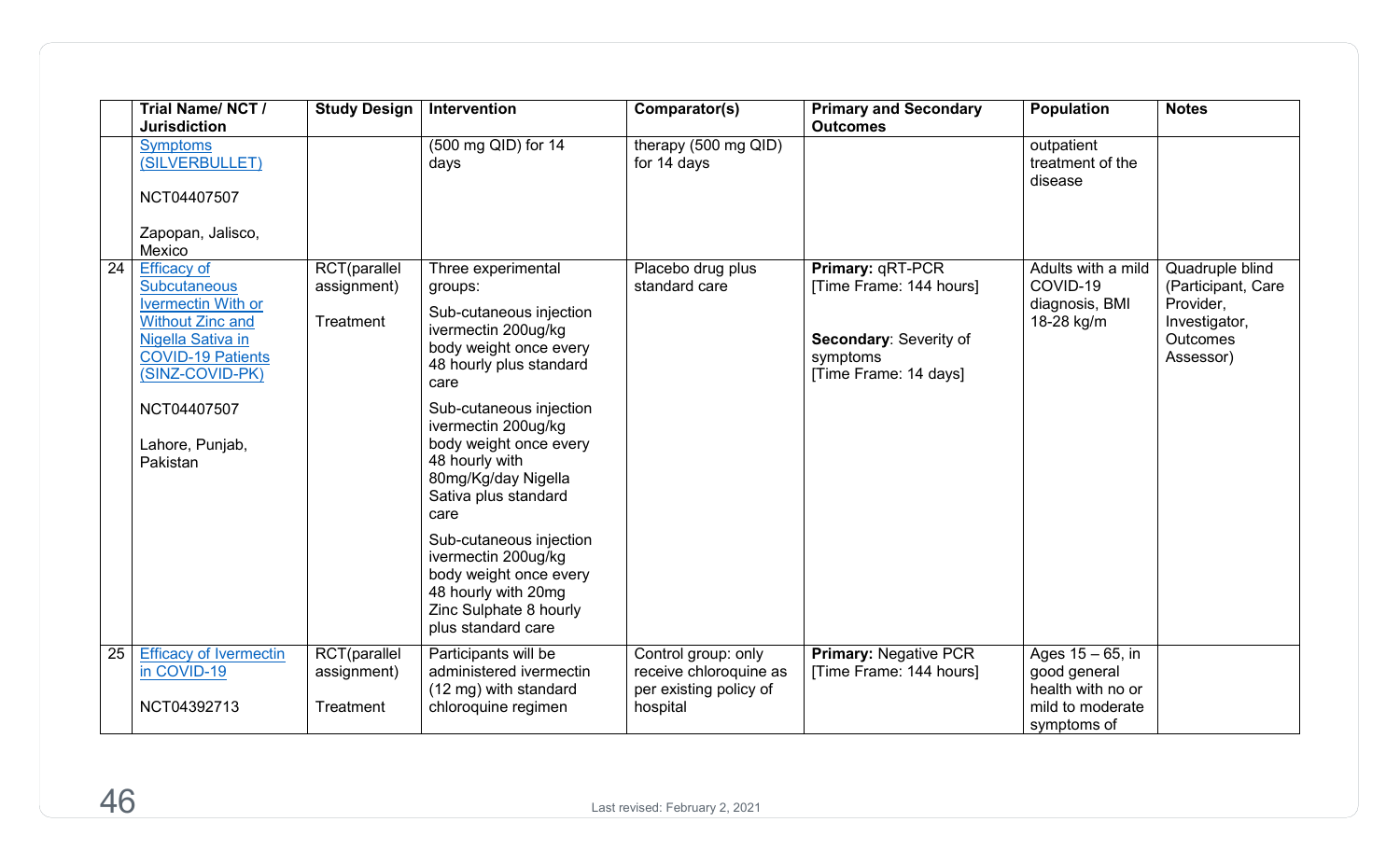|  | Trial Name/ NCT / Jurisdiction | Study Design | Intervention | Comparator(s) | Primary and Secondary Outcomes | Population | Notes |
|---|---|---|---|---|---|---|---|
|  | Symptoms (SILVERBULLET)<br><br>NCT04407507<br><br>Zapopan, Jalisco, Mexico |  | (500 mg QID) for 14 days | therapy (500 mg QID) for 14 days |  | outpatient treatment of the disease |  |
| 24 | Efficacy of Subcutaneous Ivermectin With or Without Zinc and Nigella Sativa in COVID-19 Patients (SINZ-COVID-PK)<br><br>NCT04407507<br><br>Lahore, Punjab, Pakistan | RCT(parallel assignment)<br><br>Treatment | Three experimental groups:<br><br>Sub-cutaneous injection ivermectin 200ug/kg body weight once every 48 hourly plus standard care<br><br>Sub-cutaneous injection ivermectin 200ug/kg body weight once every 48 hourly with 80mg/Kg/day Nigella Sativa plus standard care<br><br>Sub-cutaneous injection ivermectin 200ug/kg body weight once every 48 hourly with 20mg Zinc Sulphate 8 hourly plus standard care | Placebo drug plus standard care | **Primary:** qRT-PCR [Time Frame: 144 hours]<br><br>**Secondary**: Severity of symptoms [Time Frame: 14 days] | Adults with a mild COVID-19 diagnosis, BMI 18-28 kg/m | Quadruple blind (Participant, Care Provider, Investigator, Outcomes Assessor) |
| 25 | Efficacy of Ivermectin in COVID-19<br><br>NCT04392713 | RCT(parallel assignment)<br><br>Treatment | Participants will be administered ivermectin (12 mg) with standard chloroquine regimen | Control group: only receive chloroquine as per existing policy of hospital | **Primary:** Negative PCR [Time Frame: 144 hours] | Ages 15 – 65, in good general health with no or mild to moderate symptoms of |  |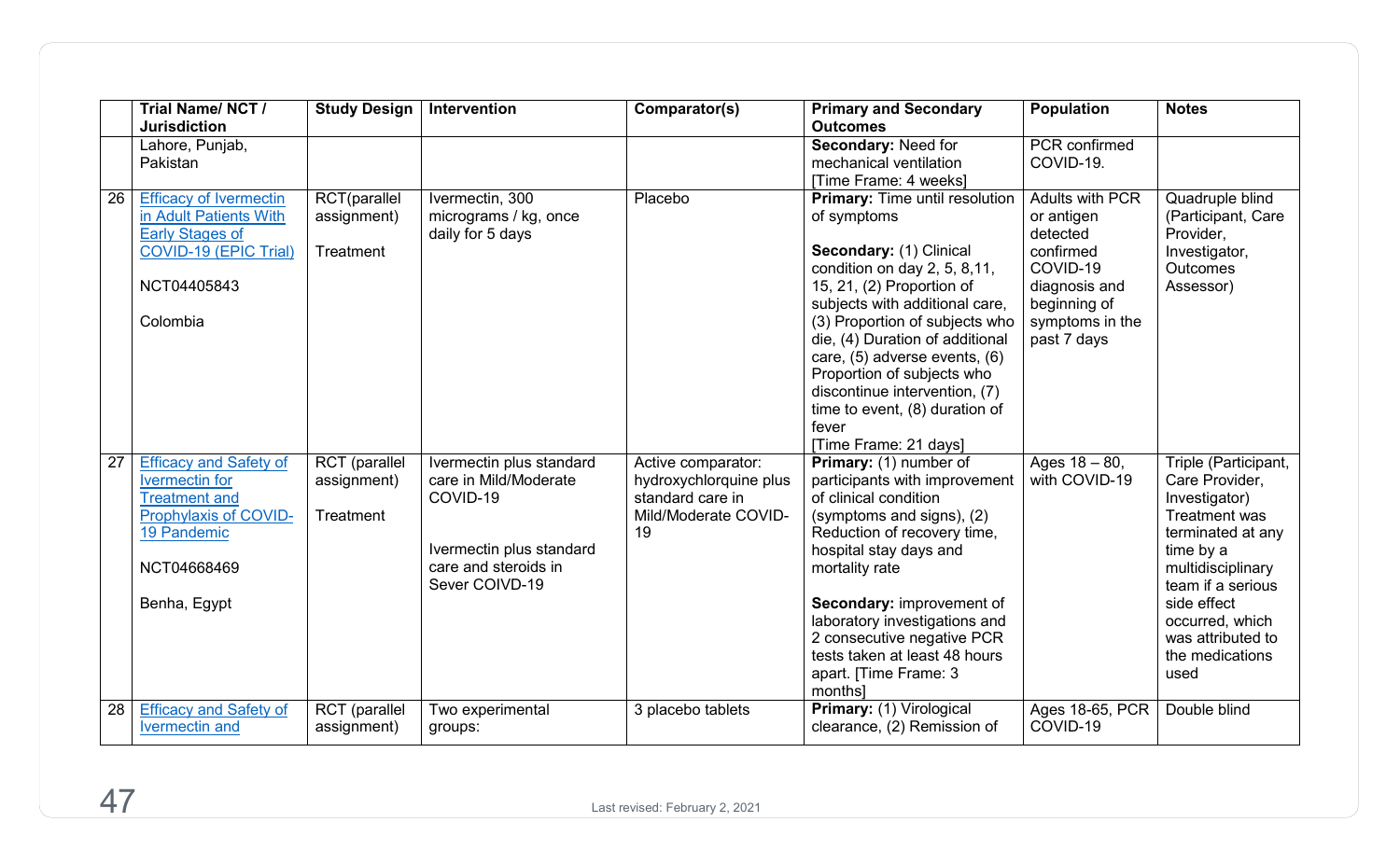| | Trial Name/ NCT / Jurisdiction | Study Design | Intervention | Comparator(s) | Primary and Secondary Outcomes | Population | Notes |
|---|---|---|---|---|---|---|---|
| | Lahore, Punjab, Pakistan | | | | **Secondary:** Need for mechanical ventilation [Time Frame: 4 weeks] | PCR confirmed COVID-19. | |
| 26 | Efficacy of Ivermectin in Adult Patients With Early Stages of COVID-19 (EPIC Trial)<br><br>NCT04405843<br><br>Colombia | RCT(parallel assignment)<br><br>Treatment | Ivermectin, 300 micrograms / kg, once daily for 5 days | Placebo | **Primary:** Time until resolution of symptoms<br><br>**Secondary:** (1) Clinical condition on day 2, 5, 8,11, 15, 21, (2) Proportion of subjects with additional care, (3) Proportion of subjects who die, (4) Duration of additional care, (5) adverse events, (6) Proportion of subjects who discontinue intervention, (7) time to event, (8) duration of fever [Time Frame: 21 days] | Adults with PCR or antigen detected confirmed COVID-19 diagnosis and beginning of symptoms in the past 7 days | Quadruple blind (Participant, Care Provider, Investigator, Outcomes Assessor) |
| 27 | Efficacy and Safety of Ivermectin for Treatment and Prophylaxis of COVID-19 Pandemic<br><br>NCT04668469<br><br>Benha, Egypt | RCT (parallel assignment)<br><br>Treatment | Ivermectin plus standard care in Mild/Moderate COVID-19<br><br>Ivermectin plus standard care and steroids in Sever COIVD-19 | Active comparator: hydroxychlorquine plus standard care in Mild/Moderate COVID-19 | **Primary:** (1) number of participants with improvement of clinical condition (symptoms and signs), (2) Reduction of recovery time, hospital stay days and mortality rate<br><br>**Secondary:** improvement of laboratory investigations and 2 consecutive negative PCR tests taken at least 48 hours apart. [Time Frame: 3 months] | Ages 18 – 80, with COVID-19 | Triple (Participant, Care Provider, Investigator) Treatment was terminated at any time by a multidisciplinary team if a serious side effect occurred, which was attributed to the medications used |
| 28 | Efficacy and Safety of Ivermectin and | RCT (parallel assignment) | Two experimental groups: | 3 placebo tablets | **Primary:** (1) Virological clearance, (2) Remission of | Ages 18-65, PCR COVID-19 | Double blind |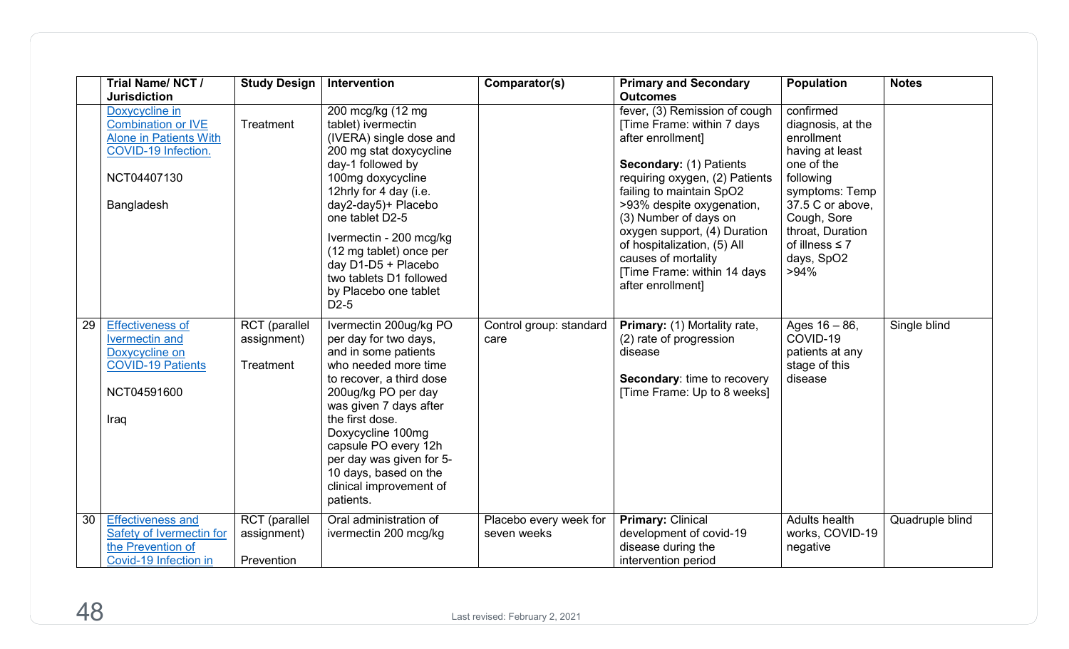| | Trial Name/ NCT / Jurisdiction | Study Design | Intervention | Comparator(s) | Primary and Secondary Outcomes | Population | Notes |
|---|---|---|---|---|---|---|---|
| | Doxycycline in Combination or IVE Alone in Patients With COVID-19 Infection.<br><br>NCT04407130<br><br>Bangladesh | Treatment | 200 mcg/kg (12 mg tablet) ivermectin (IVERA) single dose and 200 mg stat doxycycline day-1 followed by 100mg doxycycline 12hrly for 4 day (i.e. day2-day5)+ Placebo one tablet D2-5<br><br>Ivermectin - 200 mcg/kg (12 mg tablet) once per day D1-D5 + Placebo two tablets D1 followed by Placebo one tablet D2-5 | | fever, (3) Remission of cough [Time Frame: within 7 days after enrollment]<br><br>**Secondary:** (1) Patients requiring oxygen, (2) Patients failing to maintain SpO2 >93% despite oxygenation, (3) Number of days on oxygen support, (4) Duration of hospitalization, (5) All causes of mortality [Time Frame: within 14 days after enrollment] | confirmed diagnosis, at the enrollment having at least one of the following symptoms: Temp 37.5 C or above, Cough, Sore throat, Duration of illness ≤ 7 days, SpO2 >94% | |
| 29 | Effectiveness of Ivermectin and Doxycycline on COVID-19 Patients<br><br>NCT04591600<br><br>Iraq | RCT (parallel assignment)<br><br>Treatment | Ivermectin 200ug/kg PO per day for two days, and in some patients who needed more time to recover, a third dose 200ug/kg PO per day was given 7 days after the first dose. Doxycycline 100mg capsule PO every 12h per day was given for 5-10 days, based on the clinical improvement of patients. | Control group: standard care | **Primary:** (1) Mortality rate, (2) rate of progression disease<br><br>**Secondary**: time to recovery [Time Frame: Up to 8 weeks] | Ages 16 – 86, COVID-19 patients at any stage of this disease | Single blind |
| 30 | Effectiveness and Safety of Ivermectin for the Prevention of Covid-19 Infection in | RCT (parallel assignment)<br><br>Prevention | Oral administration of ivermectin 200 mcg/kg | Placebo every week for seven weeks | **Primary:** Clinical development of covid-19 disease during the intervention period | Adults health works, COVID-19 negative | Quadruple blind |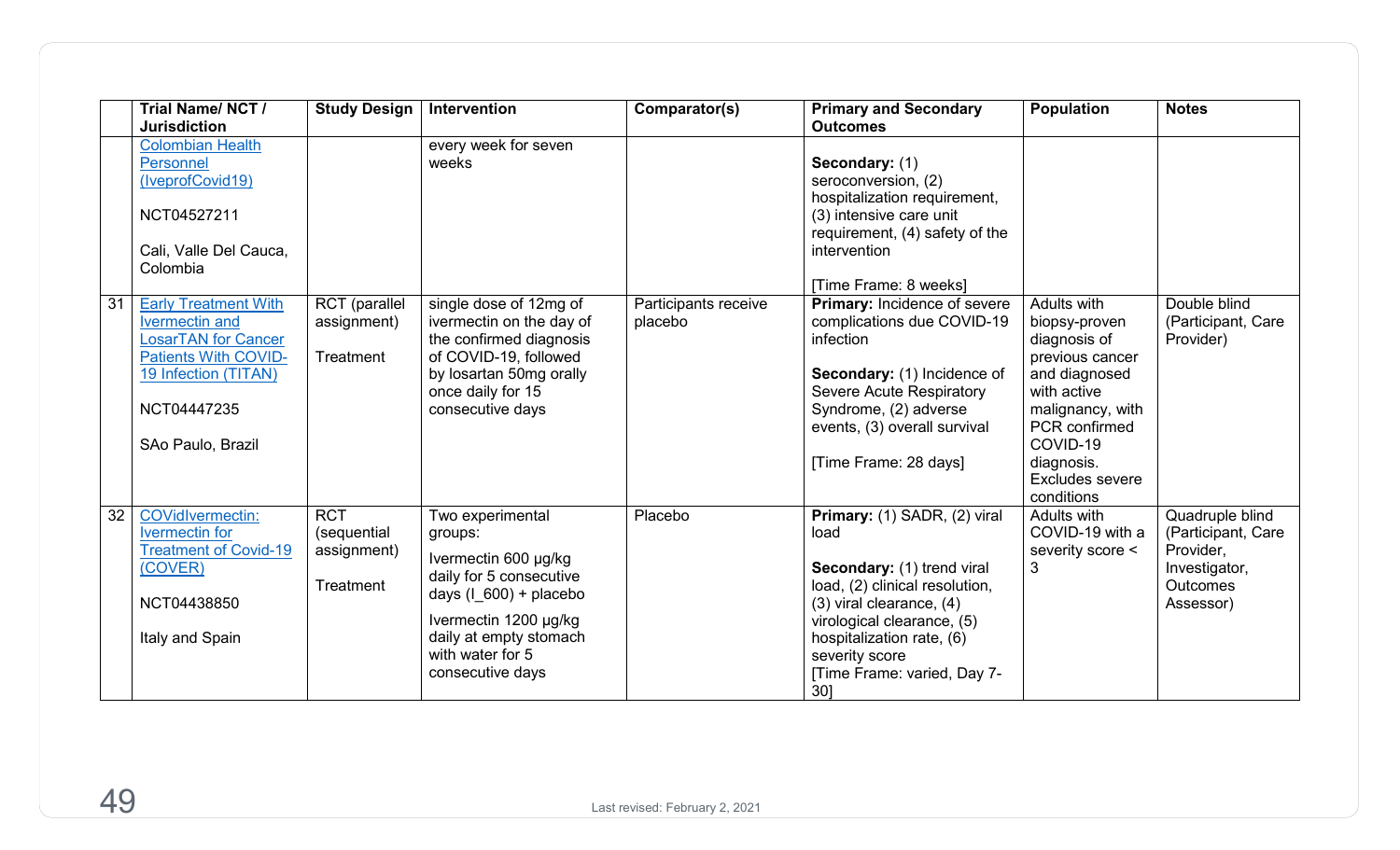| | Trial Name/ NCT / Jurisdiction | Study Design | Intervention | Comparator(s) | Primary and Secondary Outcomes | Population | Notes |
|---|---|---|---|---|---|---|---|
| | Colombian Health Personnel (IveprofCovid19)<br><br>NCT04527211<br><br>Cali, Valle Del Cauca, Colombia | | every week for seven weeks | | **Secondary:** (1) seroconversion, (2) hospitalization requirement, (3) intensive care unit requirement, (4) safety of the intervention<br><br>[Time Frame: 8 weeks] | | |
| 31 | Early Treatment With Ivermectin and LosarTAN for Cancer Patients With COVID-19 Infection (TITAN)<br><br>NCT04447235<br><br>SAo Paulo, Brazil | RCT (parallel assignment)<br><br>Treatment | single dose of 12mg of ivermectin on the day of the confirmed diagnosis of COVID-19, followed by losartan 50mg orally once daily for 15 consecutive days | Participants receive placebo | **Primary:** Incidence of severe complications due COVID-19 infection<br><br>**Secondary:** (1) Incidence of Severe Acute Respiratory Syndrome, (2) adverse events, (3) overall survival<br><br>[Time Frame: 28 days] | Adults with biopsy-proven diagnosis of previous cancer and diagnosed with active malignancy, with PCR confirmed COVID-19 diagnosis. Excludes severe conditions | Double blind (Participant, Care Provider) |
| 32 | COVidIvermectin: Ivermectin for Treatment of Covid-19 (COVER)<br><br>NCT04438850<br><br>Italy and Spain | RCT (sequential assignment)<br><br>Treatment | Two experimental groups:<br><br>Ivermectin 600 µg/kg daily for 5 consecutive days (I_600) + placebo<br><br>Ivermectin 1200 µg/kg daily at empty stomach with water for 5 consecutive days | Placebo | **Primary:** (1) SADR, (2) viral load<br><br>**Secondary:** (1) trend viral load, (2) clinical resolution, (3) viral clearance, (4) virological clearance, (5) hospitalization rate, (6) severity score<br>[Time Frame: varied, Day 7-30] | Adults with COVID-19 with a severity score < 3 | Quadruple blind (Participant, Care Provider, Investigator, Outcomes Assessor) |

Last revised: February 2, 2021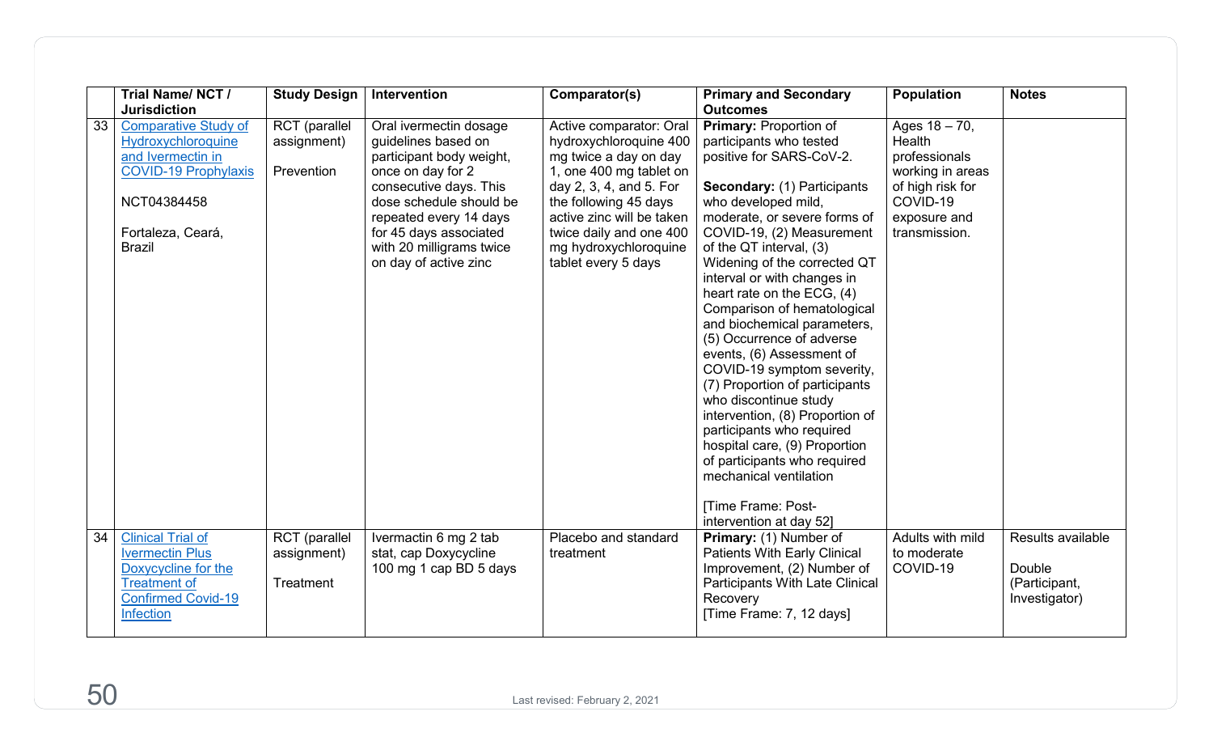|  | Trial Name/ NCT / Jurisdiction | Study Design | Intervention | Comparator(s) | Primary and Secondary Outcomes | Population | Notes |
|---|---|---|---|---|---|---|---|
| 33 | Comparative Study of Hydroxychloroquine and Ivermectin in COVID-19 Prophylaxis<br><br>NCT04384458<br><br>Fortaleza, Ceará, Brazil | RCT (parallel assignment)<br><br>Prevention | Oral ivermectin dosage guidelines based on participant body weight, once on day for 2 consecutive days. This dose schedule should be repeated every 14 days for 45 days associated with 20 milligrams twice on day of active zinc | Active comparator: Oral hydroxychloroquine 400 mg twice a day on day 1, one 400 mg tablet on day 2, 3, 4, and 5. For the following 45 days active zinc will be taken twice daily and one 400 mg hydroxychloroquine tablet every 5 days | **Primary:** Proportion of participants who tested positive for SARS-CoV-2.<br><br>**Secondary:** (1) Participants who developed mild, moderate, or severe forms of COVID-19, (2) Measurement of the QT interval, (3) Widening of the corrected QT interval or with changes in heart rate on the ECG, (4) Comparison of hematological and biochemical parameters, (5) Occurrence of adverse events, (6) Assessment of COVID-19 symptom severity, (7) Proportion of participants who discontinue study intervention, (8) Proportion of participants who required hospital care, (9) Proportion of participants who required mechanical ventilation<br><br>[Time Frame: Post-intervention at day 52] | Ages 18 – 70, Health professionals working in areas of high risk for COVID-19 exposure and transmission. |  |
| 34 | Clinical Trial of Ivermectin Plus Doxycycline for the Treatment of Confirmed Covid-19 Infection | RCT (parallel assignment)<br><br>Treatment | Ivermactin 6 mg 2 tab stat, cap Doxycycline 100 mg 1 cap BD 5 days | Placebo and standard treatment | **Primary:** (1) Number of Patients With Early Clinical Improvement, (2) Number of Participants With Late Clinical Recovery<br>[Time Frame: 7, 12 days] | Adults with mild to moderate COVID-19 | Results available<br><br>Double (Participant, Investigator) |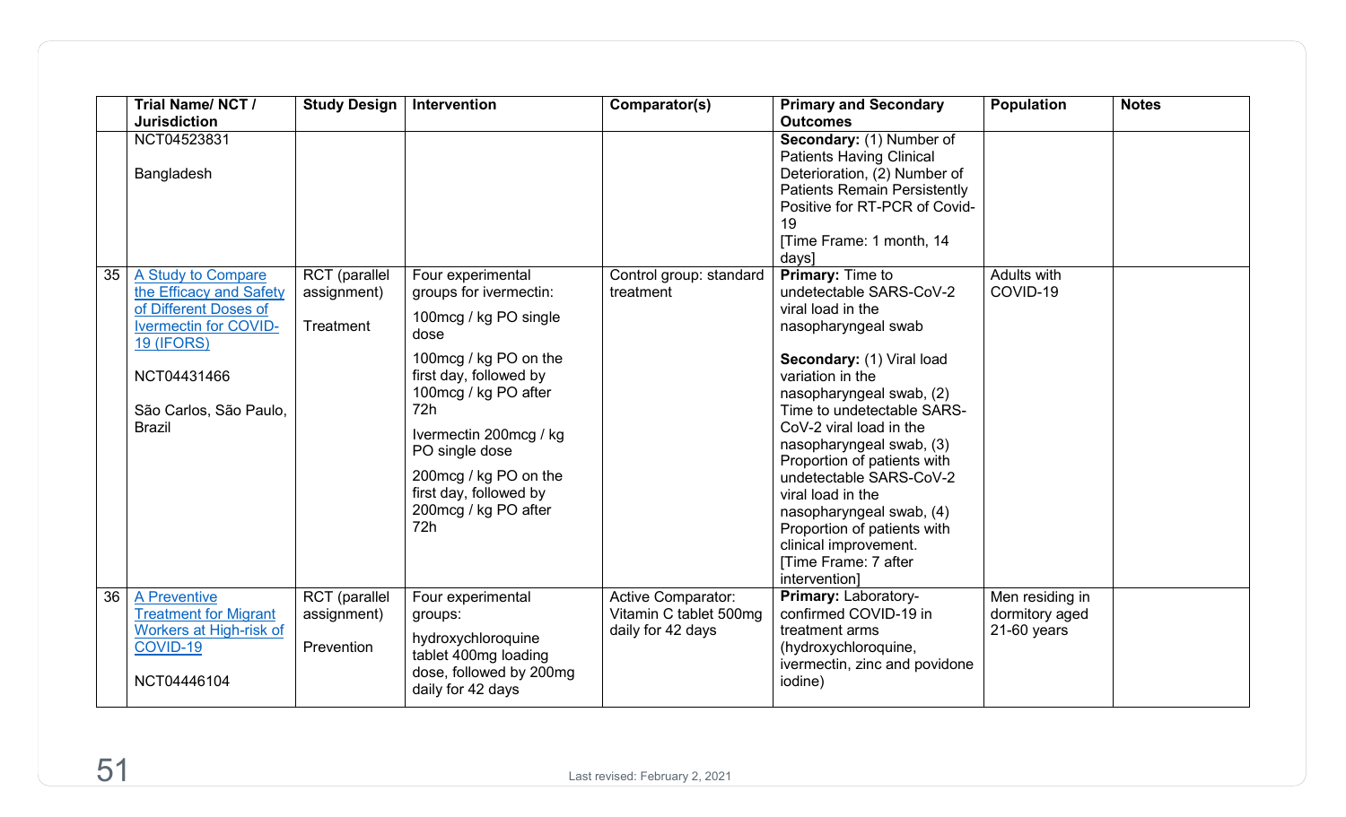| | Trial Name/ NCT / Jurisdiction | Study Design | Intervention | Comparator(s) | Primary and Secondary Outcomes | Population | Notes |
|---|---|---|---|---|---|---|---|
| | NCT04523831<br><br>Bangladesh | | | | **Secondary:** (1) Number of Patients Having Clinical Deterioration, (2) Number of Patients Remain Persistently Positive for RT-PCR of Covid-19<br>[Time Frame: 1 month, 14 days] | | |
| 35 | A Study to Compare the Efficacy and Safety of Different Doses of Ivermectin for COVID-19 (IFORS)<br><br>NCT04431466<br><br>São Carlos, São Paulo, Brazil | RCT (parallel assignment)<br><br>Treatment | Four experimental groups for ivermectin:<br><br>100mcg / kg PO single dose<br><br>100mcg / kg PO on the first day, followed by 100mcg / kg PO after 72h<br><br>Ivermectin 200mcg / kg PO single dose<br><br>200mcg / kg PO on the first day, followed by 200mcg / kg PO after 72h | Control group: standard treatment | **Primary:** Time to undetectable SARS-CoV-2 viral load in the nasopharyngeal swab<br><br>**Secondary:** (1) Viral load variation in the nasopharyngeal swab, (2) Time to undetectable SARS-CoV-2 viral load in the nasopharyngeal swab, (3) Proportion of patients with undetectable SARS-CoV-2 viral load in the nasopharyngeal swab, (4) Proportion of patients with clinical improvement.<br>[Time Frame: 7 after intervention] | Adults with COVID-19 | |
| 36 | A Preventive Treatment for Migrant Workers at High-risk of COVID-19<br><br>NCT04446104 | RCT (parallel assignment)<br><br>Prevention | Four experimental groups:<br><br>hydroxychloroquine tablet 400mg loading dose, followed by 200mg daily for 42 days | Active Comparator: Vitamin C tablet 500mg daily for 42 days | **Primary:** Laboratory-confirmed COVID-19 in treatment arms (hydroxychloroquine, ivermectin, zinc and povidone iodine) | Men residing in dormitory aged 21-60 years | |

Last revised: February 2, 2021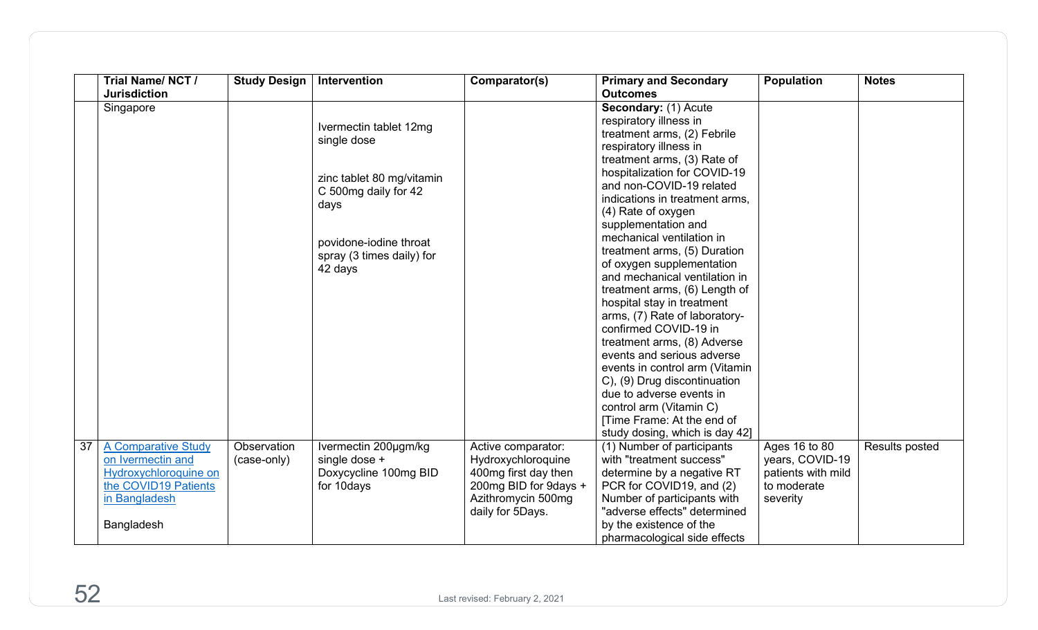| | Trial Name/ NCT / Jurisdiction | Study Design | Intervention | Comparator(s) | Primary and Secondary Outcomes | Population | Notes |
|---|---|---|---|---|---|---|---|
| | Singapore | | Ivermectin tablet 12mg single dose<br><br>zinc tablet 80 mg/vitamin C 500mg daily for 42 days<br><br>povidone-iodine throat spray (3 times daily) for 42 days | | **Secondary:** (1) Acute respiratory illness in treatment arms, (2) Febrile respiratory illness in treatment arms, (3) Rate of hospitalization for COVID-19 and non-COVID-19 related indications in treatment arms, (4) Rate of oxygen supplementation and mechanical ventilation in treatment arms, (5) Duration of oxygen supplementation and mechanical ventilation in treatment arms, (6) Length of hospital stay in treatment arms, (7) Rate of laboratory-confirmed COVID-19 in treatment arms, (8) Adverse events and serious adverse events in control arm (Vitamin C), (9) Drug discontinuation due to adverse events in control arm (Vitamin C) [Time Frame: At the end of study dosing, which is day 42] | | |
| 37 | A Comparative Study on Ivermectin and Hydroxychloroquine on the COVID19 Patients in Bangladesh<br><br>Bangladesh | Observation (case-only) | Ivermectin 200µgm/kg single dose + Doxycycline 100mg BID for 10days | Active comparator: Hydroxychloroquine 400mg first day then 200mg BID for 9days + Azithromycin 500mg daily for 5Days. | (1) Number of participants with "treatment success" determine by a negative RT PCR for COVID19, and (2) Number of participants with "adverse effects" determined by the existence of the pharmacological side effects | Ages 16 to 80 years, COVID-19 patients with mild to moderate severity | Results posted |

Last revised: February 2, 2021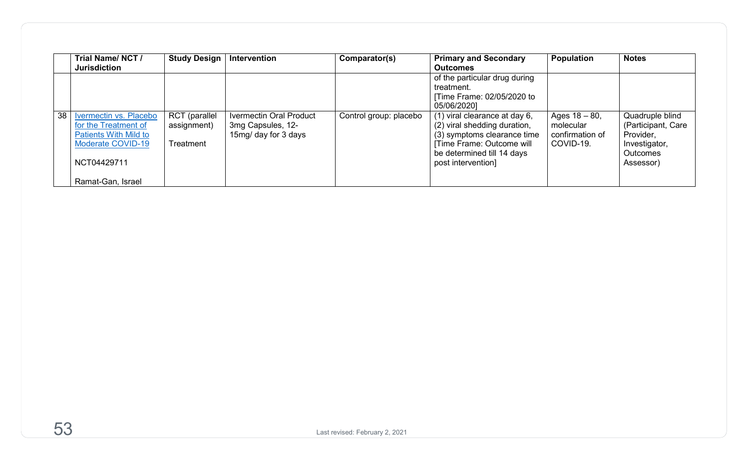| | Trial Name/ NCT / Jurisdiction | Study Design | Intervention | Comparator(s) | Primary and Secondary Outcomes | Population | Notes |
|---|---|---|---|---|---|---|---|
| | | | | | of the particular drug during treatment. [Time Frame: 02/05/2020 to 05/06/2020] | | |
| 38 | Ivermectin vs. Placebo for the Treatment of Patients With Mild to Moderate COVID-19<br><br>NCT04429711<br><br>Ramat-Gan, Israel | RCT (parallel assignment)<br><br>Treatment | Ivermectin Oral Product 3mg Capsules, 12-15mg/ day for 3 days | Control group: placebo | (1) viral clearance at day 6, (2) viral shedding duration, (3) symptoms clearance time [Time Frame: Outcome will be determined till 14 days post intervention] | Ages 18 – 80, molecular confirmation of COVID-19. | Quadruple blind (Participant, Care Provider, Investigator, Outcomes Assessor) |

Last revised: February 2, 2021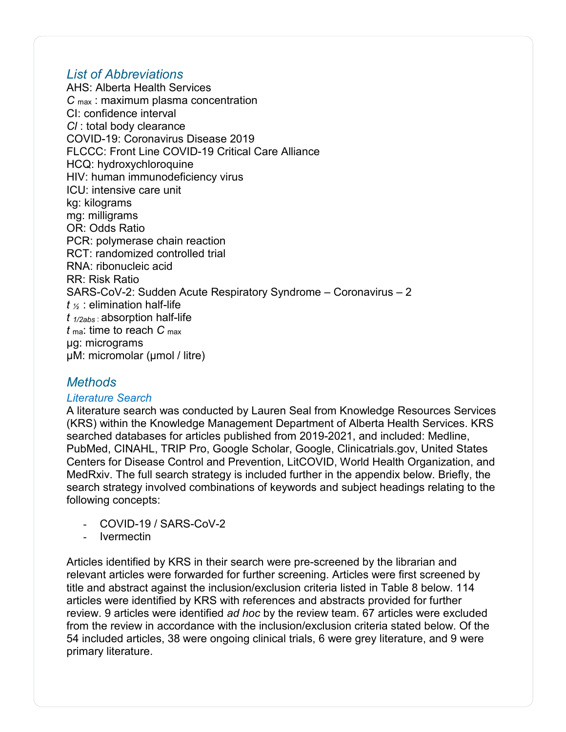## *List of Abbreviations*

AHS: Alberta Health Services
$C_{max}$ : maximum plasma concentration
CI: confidence interval
*Cl* : total body clearance
COVID-19: Coronavirus Disease 2019
FLCCC: Front Line COVID-19 Critical Care Alliance
HCQ: hydroxychloroquine
HIV: human immunodeficiency virus
ICU: intensive care unit
kg: kilograms
mg: milligrams
OR: Odds Ratio
PCR: polymerase chain reaction
RCT: randomized controlled trial
RNA: ribonucleic acid
RR: Risk Ratio
SARS-CoV-2: Sudden Acute Respiratory Syndrome – Coronavirus – 2
$t_{½}$ : elimination half-life
$t_{1/2abs}$ : absorption half-life
$t_{ma}$: time to reach $C_{max}$
µg: micrograms
µM: micromolar (µmol / litre)

## *Methods*

### *Literature Search*

A literature search was conducted by Lauren Seal from Knowledge Resources Services (KRS) within the Knowledge Management Department of Alberta Health Services. KRS searched databases for articles published from 2019-2021, and included: Medline, PubMed, CINAHL, TRIP Pro, Google Scholar, Google, Clinicatrials.gov, United States Centers for Disease Control and Prevention, LitCOVID, World Health Organization, and MedRxiv. The full search strategy is included further in the appendix below. Briefly, the search strategy involved combinations of keywords and subject headings relating to the following concepts:

- COVID-19 / SARS-CoV-2
- Ivermectin

Articles identified by KRS in their search were pre-screened by the librarian and relevant articles were forwarded for further screening. Articles were first screened by title and abstract against the inclusion/exclusion criteria listed in Table 8 below. 114 articles were identified by KRS with references and abstracts provided for further review. 9 articles were identified *ad hoc* by the review team. 67 articles were excluded from the review in accordance with the inclusion/exclusion criteria stated below. Of the 54 included articles, 38 were ongoing clinical trials, 6 were grey literature, and 9 were primary literature.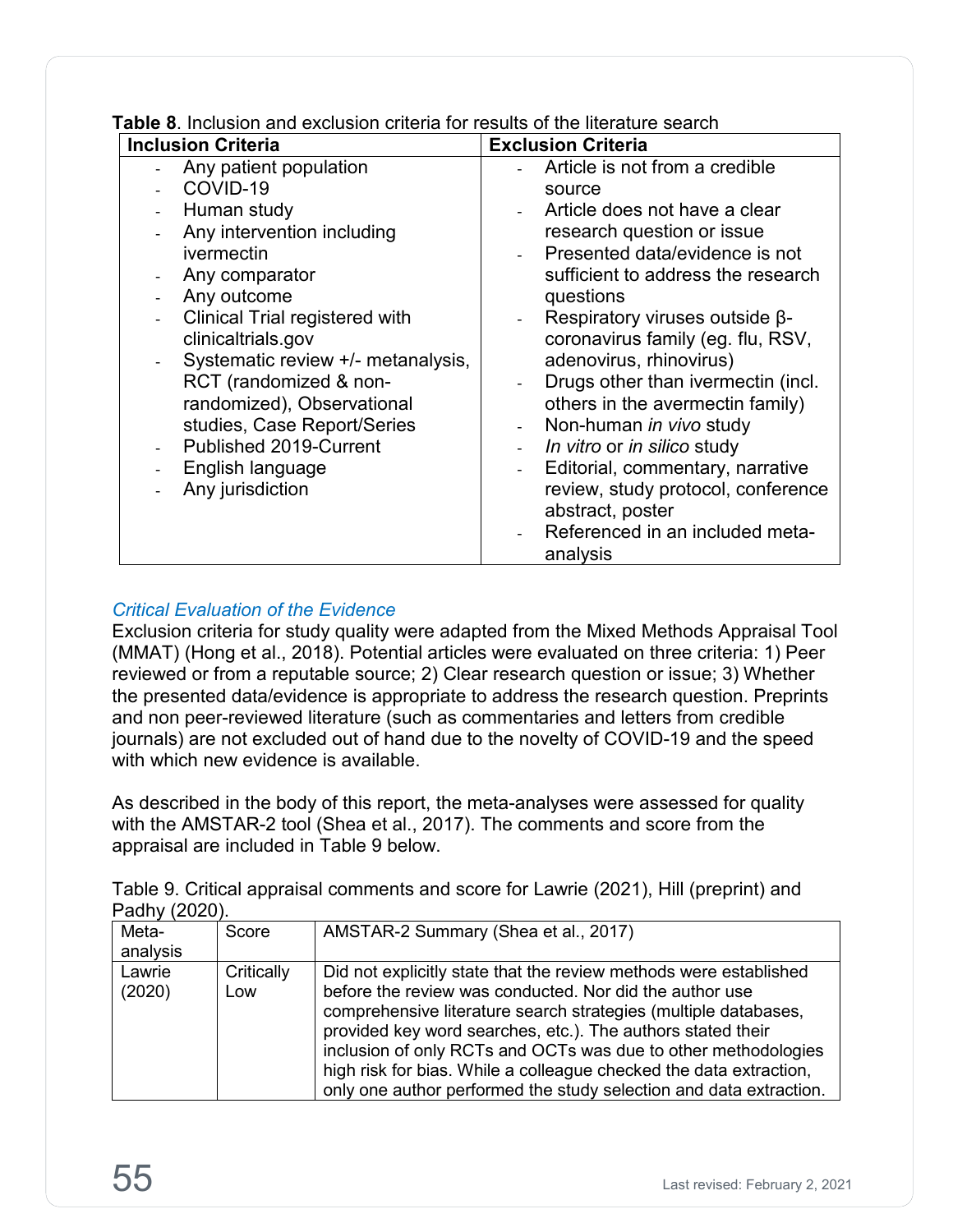**Table 8**. Inclusion and exclusion criteria for results of the literature search

| Inclusion Criteria | Exclusion Criteria |
|---|---|
| - Any patient population<br>- COVID-19<br>- Human study<br>- Any intervention including ivermectin<br>- Any comparator<br>- Any outcome<br>- Clinical Trial registered with clinicaltrials.gov<br>- Systematic review +/- metanalysis, RCT (randomized & non-randomized), Observational studies, Case Report/Series<br>- Published 2019-Current<br>- English language<br>- Any jurisdiction | - Article is not from a credible source<br>- Article does not have a clear research question or issue<br>- Presented data/evidence is not sufficient to address the research questions<br>- Respiratory viruses outside β-coronavirus family (eg. flu, RSV, adenovirus, rhinovirus)<br>- Drugs other than ivermectin (incl. others in the avermectin family)<br>- Non-human *in vivo* study<br>- *In vitro* or *in silico* study<br>- Editorial, commentary, narrative review, study protocol, conference abstract, poster<br>- Referenced in an included meta-analysis |

### *Critical Evaluation of the Evidence*

Exclusion criteria for study quality were adapted from the Mixed Methods Appraisal Tool (MMAT) (Hong et al., 2018). Potential articles were evaluated on three criteria: 1) Peer reviewed or from a reputable source; 2) Clear research question or issue; 3) Whether the presented data/evidence is appropriate to address the research question. Preprints and non peer-reviewed literature (such as commentaries and letters from credible journals) are not excluded out of hand due to the novelty of COVID-19 and the speed with which new evidence is available.

As described in the body of this report, the meta-analyses were assessed for quality with the AMSTAR-2 tool (Shea et al., 2017). The comments and score from the appraisal are included in Table 9 below.

Table 9. Critical appraisal comments and score for Lawrie (2021), Hill (preprint) and Padhy (2020).

| Meta-analysis | Score | AMSTAR-2 Summary (Shea et al., 2017) |
|---|---|---|
| Lawrie (2020) | Critically Low | Did not explicitly state that the review methods were established before the review was conducted. Nor did the author use comprehensive literature search strategies (multiple databases, provided key word searches, etc.). The authors stated their inclusion of only RCTs and OCTs was due to other methodologies high risk for bias. While a colleague checked the data extraction, only one author performed the study selection and data extraction. |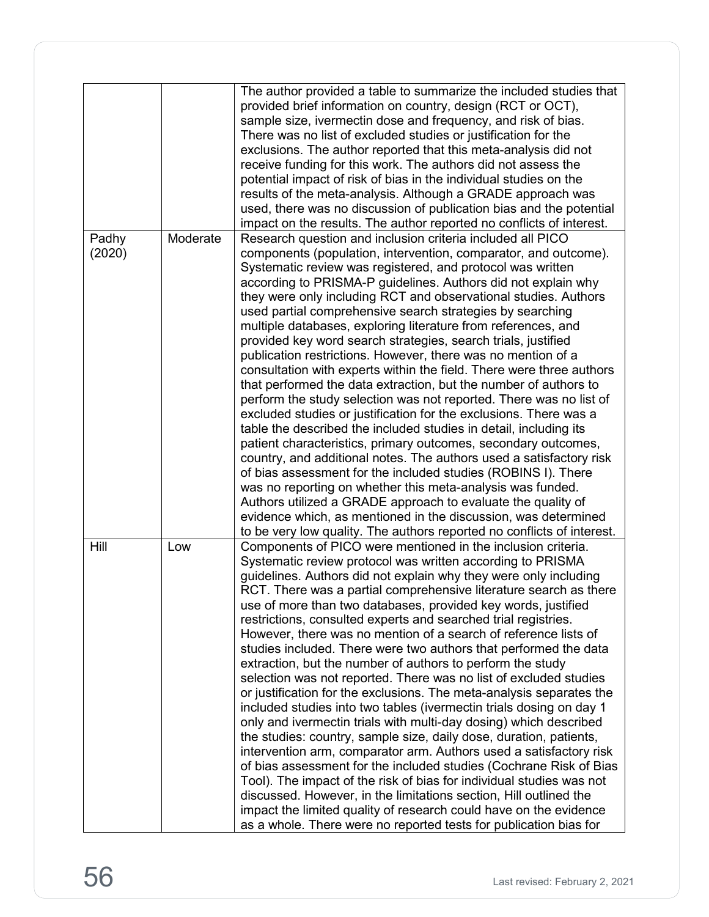| | | |
|---|---|---|
| | | The author provided a table to summarize the included studies that provided brief information on country, design (RCT or OCT), sample size, ivermectin dose and frequency, and risk of bias. There was no list of excluded studies or justification for the exclusions. The author reported that this meta-analysis did not receive funding for this work. The authors did not assess the potential impact of risk of bias in the individual studies on the results of the meta-analysis. Although a GRADE approach was used, there was no discussion of publication bias and the potential impact on the results. The author reported no conflicts of interest. |
| Padhy (2020) | Moderate | Research question and inclusion criteria included all PICO components (population, intervention, comparator, and outcome). Systematic review was registered, and protocol was written according to PRISMA-P guidelines. Authors did not explain why they were only including RCT and observational studies. Authors used partial comprehensive search strategies by searching multiple databases, exploring literature from references, and provided key word search strategies, search trials, justified publication restrictions. However, there was no mention of a consultation with experts within the field. There were three authors that performed the data extraction, but the number of authors to perform the study selection was not reported. There was no list of excluded studies or justification for the exclusions. There was a table the described the included studies in detail, including its patient characteristics, primary outcomes, secondary outcomes, country, and additional notes. The authors used a satisfactory risk of bias assessment for the included studies (ROBINS I). There was no reporting on whether this meta-analysis was funded. Authors utilized a GRADE approach to evaluate the quality of evidence which, as mentioned in the discussion, was determined to be very low quality. The authors reported no conflicts of interest. |
| Hill | Low | Components of PICO were mentioned in the inclusion criteria. Systematic review protocol was written according to PRISMA guidelines. Authors did not explain why they were only including RCT. There was a partial comprehensive literature search as there use of more than two databases, provided key words, justified restrictions, consulted experts and searched trial registries. However, there was no mention of a search of reference lists of studies included. There were two authors that performed the data extraction, but the number of authors to perform the study selection was not reported. There was no list of excluded studies or justification for the exclusions. The meta-analysis separates the included studies into two tables (ivermectin trials dosing on day 1 only and ivermectin trials with multi-day dosing) which described the studies: country, sample size, daily dose, duration, patients, intervention arm, comparator arm. Authors used a satisfactory risk of bias assessment for the included studies (Cochrane Risk of Bias Tool). The impact of the risk of bias for individual studies was not discussed. However, in the limitations section, Hill outlined the impact the limited quality of research could have on the evidence as a whole. There were no reported tests for publication bias for |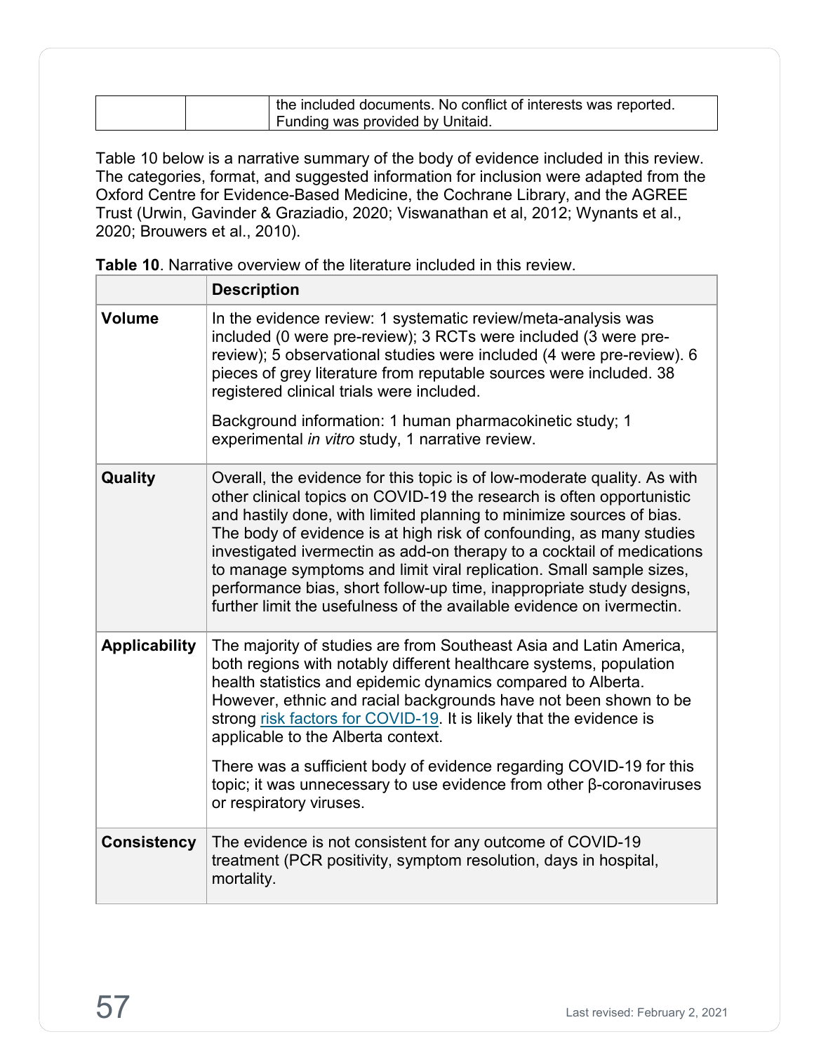| | | the included documents. No conflict of interests was reported. Funding was provided by Unitaid. |
|---|---|---|

Table 10 below is a narrative summary of the body of evidence included in this review. The categories, format, and suggested information for inclusion were adapted from the Oxford Centre for Evidence-Based Medicine, the Cochrane Library, and the AGREE Trust (Urwin, Gavinder & Graziadio, 2020; Viswanathan et al, 2012; Wynants et al., 2020; Brouwers et al., 2010).

**Table 10**. Narrative overview of the literature included in this review.

| | Description |
|---|---|
| **Volume** | In the evidence review: 1 systematic review/meta-analysis was included (0 were pre-review); 3 RCTs were included (3 were pre-review); 5 observational studies were included (4 were pre-review). 6 pieces of grey literature from reputable sources were included. 38 registered clinical trials were included.<br><br>Background information: 1 human pharmacokinetic study; 1 experimental *in vitro* study, 1 narrative review. |
| **Quality** | Overall, the evidence for this topic is of low-moderate quality. As with other clinical topics on COVID-19 the research is often opportunistic and hastily done, with limited planning to minimize sources of bias. The body of evidence is at high risk of confounding, as many studies investigated ivermectin as add-on therapy to a cocktail of medications to manage symptoms and limit viral replication. Small sample sizes, performance bias, short follow-up time, inappropriate study designs, further limit the usefulness of the available evidence on ivermectin. |
| **Applicability** | The majority of studies are from Southeast Asia and Latin America, both regions with notably different healthcare systems, population health statistics and epidemic dynamics compared to Alberta. However, ethnic and racial backgrounds have not been shown to be strong risk factors for COVID-19. It is likely that the evidence is applicable to the Alberta context.<br><br>There was a sufficient body of evidence regarding COVID-19 for this topic; it was unnecessary to use evidence from other β-coronaviruses or respiratory viruses. |
| **Consistency** | The evidence is not consistent for any outcome of COVID-19 treatment (PCR positivity, symptom resolution, days in hospital, mortality. |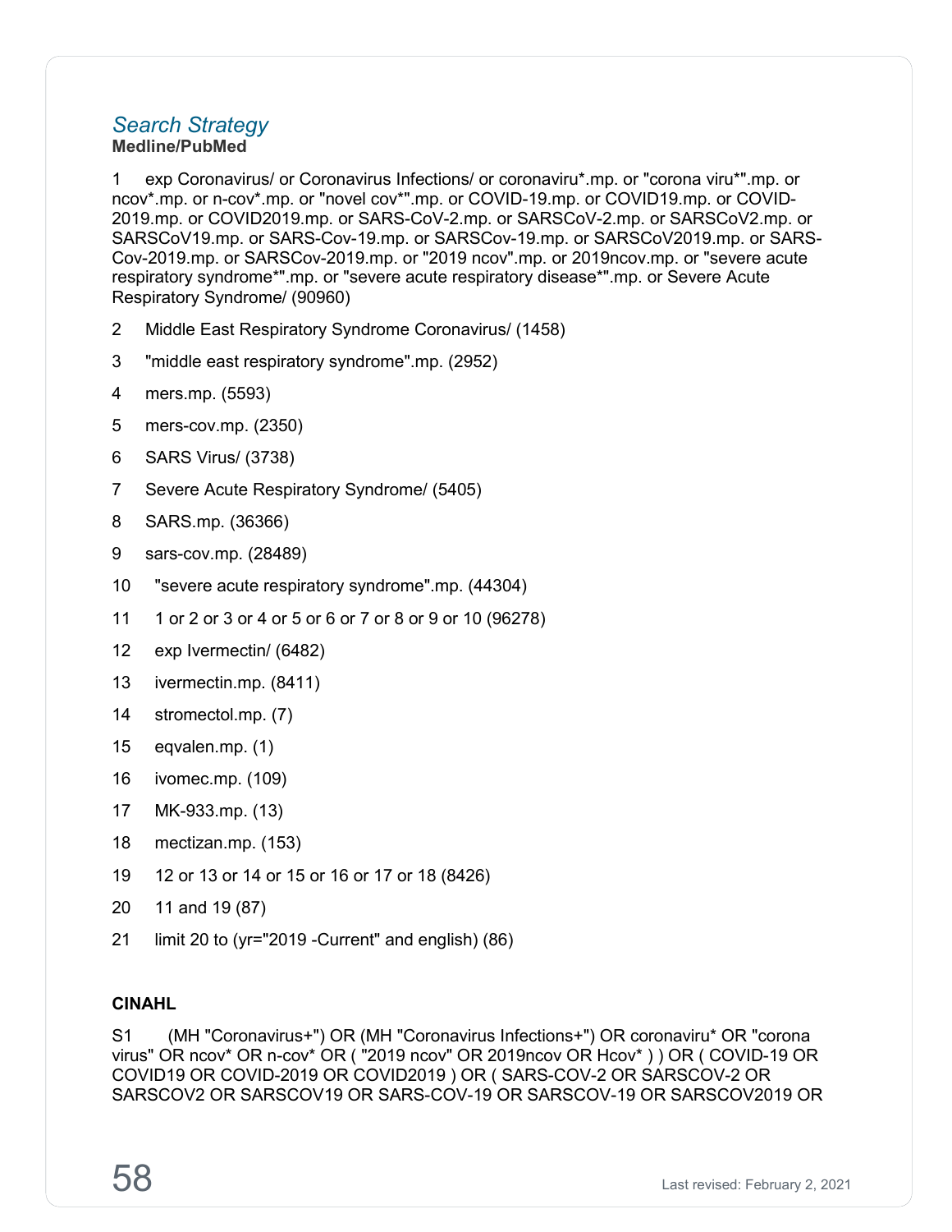## *Search Strategy*

**Medline/PubMed**

1 exp Coronavirus/ or Coronavirus Infections/ or coronaviru*.mp. or "corona viru*".mp. or ncov*.mp. or n-cov*.mp. or "novel cov*".mp. or COVID-19.mp. or COVID19.mp. or COVID-2019.mp. or COVID2019.mp. or SARS-CoV-2.mp. or SARSCoV-2.mp. or SARSCoV2.mp. or SARSCoV19.mp. or SARS-Cov-19.mp. or SARSCov-19.mp. or SARSCoV2019.mp. or SARS-Cov-2019.mp. or SARSCov-2019.mp. or "2019 ncov".mp. or 2019ncov.mp. or "severe acute respiratory syndrome*".mp. or "severe acute respiratory disease*".mp. or Severe Acute Respiratory Syndrome/ (90960)

2 Middle East Respiratory Syndrome Coronavirus/ (1458)

3 "middle east respiratory syndrome".mp. (2952)

4 mers.mp. (5593)

5 mers-cov.mp. (2350)

6 SARS Virus/ (3738)

7 Severe Acute Respiratory Syndrome/ (5405)

8 SARS.mp. (36366)

9 sars-cov.mp. (28489)

10 "severe acute respiratory syndrome".mp. (44304)

11 1 or 2 or 3 or 4 or 5 or 6 or 7 or 8 or 9 or 10 (96278)

12 exp Ivermectin/ (6482)

13 ivermectin.mp. (8411)

14 stromectol.mp. (7)

15 eqvalen.mp. (1)

16 ivomec.mp. (109)

17 MK-933.mp. (13)

18 mectizan.mp. (153)

19 12 or 13 or 14 or 15 or 16 or 17 or 18 (8426)

20 11 and 19 (87)

21 limit 20 to (yr="2019 -Current" and english) (86)

**CINAHL**

S1 (MH "Coronavirus+") OR (MH "Coronavirus Infections+") OR coronaviru* OR "corona virus" OR ncov* OR n-cov* OR ( "2019 ncov" OR 2019ncov OR Hcov* ) ) OR ( COVID-19 OR COVID19 OR COVID-2019 OR COVID2019 ) OR ( SARS-COV-2 OR SARSCOV-2 OR SARSCOV2 OR SARSCOV19 OR SARS-COV-19 OR SARSCOV-19 OR SARSCOV2019 OR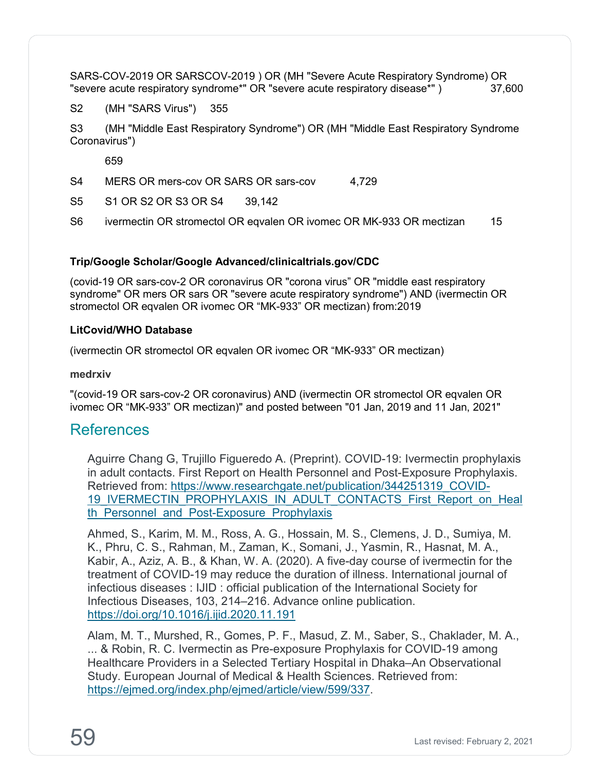SARS-COV-2019 OR SARSCOV-2019 ) OR (MH "Severe Acute Respiratory Syndrome) OR "severe acute respiratory syndrome*" OR "severe acute respiratory disease*" ) 37,600

S2 (MH "SARS Virus") 355

S3 (MH "Middle East Respiratory Syndrome") OR (MH "Middle East Respiratory Syndrome Coronavirus")

659

S4 MERS OR mers-cov OR SARS OR sars-cov 4,729

S5 S1 OR S2 OR S3 OR S4 39,142

S6 ivermectin OR stromectol OR eqvalen OR ivomec OR MK-933 OR mectizan 15

**Trip/Google Scholar/Google Advanced/clinicaltrials.gov/CDC**

(covid-19 OR sars-cov-2 OR coronavirus OR "corona virus" OR "middle east respiratory syndrome" OR mers OR sars OR "severe acute respiratory syndrome") AND (ivermectin OR stromectol OR eqvalen OR ivomec OR "MK-933" OR mectizan) from:2019

**LitCovid/WHO Database**

(ivermectin OR stromectol OR eqvalen OR ivomec OR "MK-933" OR mectizan)

**medrxiv**

"(covid-19 OR sars-cov-2 OR coronavirus) AND (ivermectin OR stromectol OR eqvalen OR ivomec OR "MK-933" OR mectizan)" and posted between "01 Jan, 2019 and 11 Jan, 2021"

## References

Aguirre Chang G, Trujillo Figueredo A. (Preprint). COVID-19: Ivermectin prophylaxis in adult contacts. First Report on Health Personnel and Post-Exposure Prophylaxis. Retrieved from: https://www.researchgate.net/publication/344251319_COVID-19_IVERMECTIN_PROPHYLAXIS_IN_ADULT_CONTACTS_First_Report_on_Health_Personnel_and_Post-Exposure_Prophylaxis

Ahmed, S., Karim, M. M., Ross, A. G., Hossain, M. S., Clemens, J. D., Sumiya, M. K., Phru, C. S., Rahman, M., Zaman, K., Somani, J., Yasmin, R., Hasnat, M. A., Kabir, A., Aziz, A. B., & Khan, W. A. (2020). A five-day course of ivermectin for the treatment of COVID-19 may reduce the duration of illness. International journal of infectious diseases : IJID : official publication of the International Society for Infectious Diseases, 103, 214–216. Advance online publication. https://doi.org/10.1016/j.ijid.2020.11.191

Alam, M. T., Murshed, R., Gomes, P. F., Masud, Z. M., Saber, S., Chaklader, M. A., ... & Robin, R. C. Ivermectin as Pre-exposure Prophylaxis for COVID-19 among Healthcare Providers in a Selected Tertiary Hospital in Dhaka–An Observational Study. European Journal of Medical & Health Sciences. Retrieved from: https://ejmed.org/index.php/ejmed/article/view/599/337.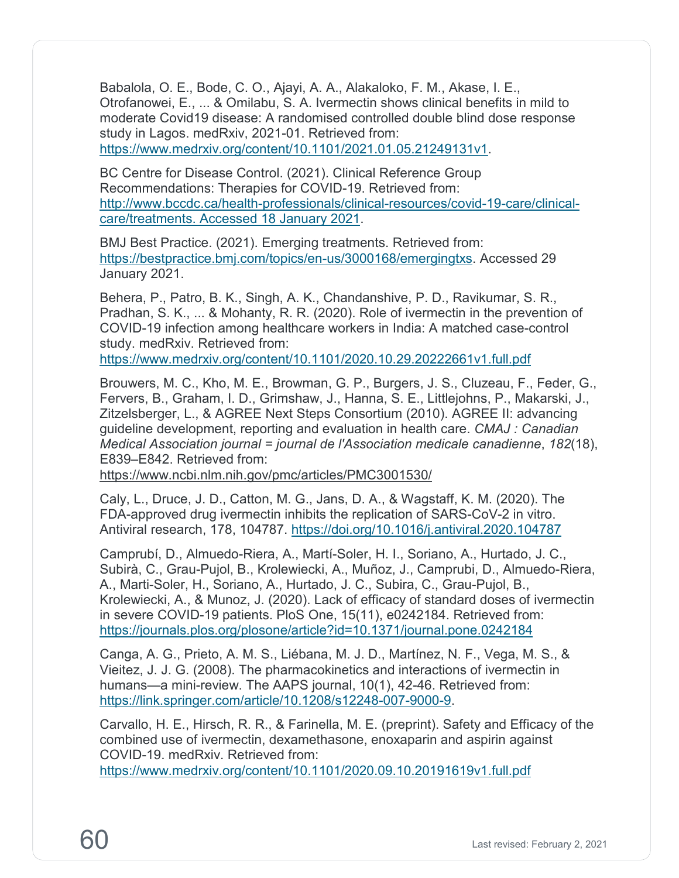Babalola, O. E., Bode, C. O., Ajayi, A. A., Alakaloko, F. M., Akase, I. E., Otrofanowei, E., ... & Omilabu, S. A. Ivermectin shows clinical benefits in mild to moderate Covid19 disease: A randomised controlled double blind dose response study in Lagos. medRxiv, 2021-01. Retrieved from: https://www.medrxiv.org/content/10.1101/2021.01.05.21249131v1.

BC Centre for Disease Control. (2021). Clinical Reference Group Recommendations: Therapies for COVID-19. Retrieved from: http://www.bccdc.ca/health-professionals/clinical-resources/covid-19-care/clinical-care/treatments. Accessed 18 January 2021.

BMJ Best Practice. (2021). Emerging treatments. Retrieved from: https://bestpractice.bmj.com/topics/en-us/3000168/emergingtxs. Accessed 29 January 2021.

Behera, P., Patro, B. K., Singh, A. K., Chandanshive, P. D., Ravikumar, S. R., Pradhan, S. K., ... & Mohanty, R. R. (2020). Role of ivermectin in the prevention of COVID-19 infection among healthcare workers in India: A matched case-control study. medRxiv. Retrieved from: https://www.medrxiv.org/content/10.1101/2020.10.29.20222661v1.full.pdf

Brouwers, M. C., Kho, M. E., Browman, G. P., Burgers, J. S., Cluzeau, F., Feder, G., Fervers, B., Graham, I. D., Grimshaw, J., Hanna, S. E., Littlejohns, P., Makarski, J., Zitzelsberger, L., & AGREE Next Steps Consortium (2010). AGREE II: advancing guideline development, reporting and evaluation in health care. *CMAJ : Canadian Medical Association journal = journal de l'Association medicale canadienne*, *182*(18), E839–E842. Retrieved from: https://www.ncbi.nlm.nih.gov/pmc/articles/PMC3001530/

Caly, L., Druce, J. D., Catton, M. G., Jans, D. A., & Wagstaff, K. M. (2020). The FDA-approved drug ivermectin inhibits the replication of SARS-CoV-2 in vitro. Antiviral research, 178, 104787. https://doi.org/10.1016/j.antiviral.2020.104787

Camprubí, D., Almuedo-Riera, A., Martí-Soler, H. I., Soriano, A., Hurtado, J. C., Subirà, C., Grau-Pujol, B., Krolewiecki, A., Muñoz, J., Camprubi, D., Almuedo-Riera, A., Marti-Soler, H., Soriano, A., Hurtado, J. C., Subira, C., Grau-Pujol, B., Krolewiecki, A., & Munoz, J. (2020). Lack of efficacy of standard doses of ivermectin in severe COVID-19 patients. PloS One, 15(11), e0242184. Retrieved from: https://journals.plos.org/plosone/article?id=10.1371/journal.pone.0242184

Canga, A. G., Prieto, A. M. S., Liébana, M. J. D., Martínez, N. F., Vega, M. S., & Vieitez, J. J. G. (2008). The pharmacokinetics and interactions of ivermectin in humans—a mini-review. The AAPS journal, 10(1), 42-46. Retrieved from: https://link.springer.com/article/10.1208/s12248-007-9000-9.

Carvallo, H. E., Hirsch, R. R., & Farinella, M. E. (preprint). Safety and Efficacy of the combined use of ivermectin, dexamethasone, enoxaparin and aspirin against COVID-19. medRxiv. Retrieved from: https://www.medrxiv.org/content/10.1101/2020.09.10.20191619v1.full.pdf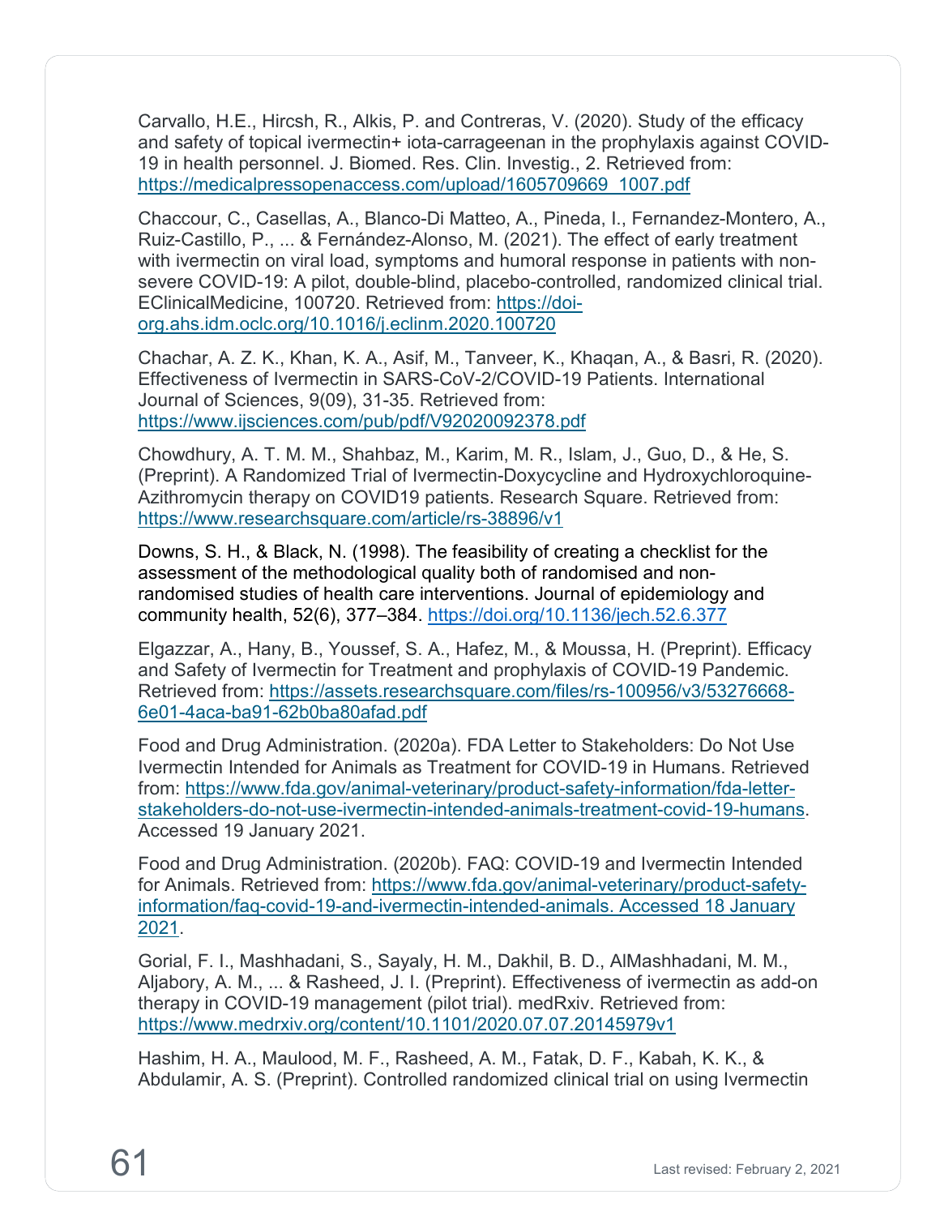Carvallo, H.E., Hircsh, R., Alkis, P. and Contreras, V. (2020). Study of the efficacy and safety of topical ivermectin+ iota-carrageenan in the prophylaxis against COVID-19 in health personnel. J. Biomed. Res. Clin. Investig., 2. Retrieved from: https://medicalpressopenaccess.com/upload/1605709669_1007.pdf

Chaccour, C., Casellas, A., Blanco-Di Matteo, A., Pineda, I., Fernandez-Montero, A., Ruiz-Castillo, P., ... & Fernández-Alonso, M. (2021). The effect of early treatment with ivermectin on viral load, symptoms and humoral response in patients with non-severe COVID-19: A pilot, double-blind, placebo-controlled, randomized clinical trial. EClinicalMedicine, 100720. Retrieved from: https://doi-org.ahs.idm.oclc.org/10.1016/j.eclinm.2020.100720

Chachar, A. Z. K., Khan, K. A., Asif, M., Tanveer, K., Khaqan, A., & Basri, R. (2020). Effectiveness of Ivermectin in SARS-CoV-2/COVID-19 Patients. International Journal of Sciences, 9(09), 31-35. Retrieved from: https://www.ijsciences.com/pub/pdf/V92020092378.pdf

Chowdhury, A. T. M. M., Shahbaz, M., Karim, M. R., Islam, J., Guo, D., & He, S. (Preprint). A Randomized Trial of Ivermectin-Doxycycline and Hydroxychloroquine-Azithromycin therapy on COVID19 patients. Research Square. Retrieved from: https://www.researchsquare.com/article/rs-38896/v1

Downs, S. H., & Black, N. (1998). The feasibility of creating a checklist for the assessment of the methodological quality both of randomised and non-randomised studies of health care interventions. Journal of epidemiology and community health, 52(6), 377–384. https://doi.org/10.1136/jech.52.6.377

Elgazzar, A., Hany, B., Youssef, S. A., Hafez, M., & Moussa, H. (Preprint). Efficacy and Safety of Ivermectin for Treatment and prophylaxis of COVID-19 Pandemic. Retrieved from: https://assets.researchsquare.com/files/rs-100956/v3/53276668-6e01-4aca-ba91-62b0ba80afad.pdf

Food and Drug Administration. (2020a). FDA Letter to Stakeholders: Do Not Use Ivermectin Intended for Animals as Treatment for COVID-19 in Humans. Retrieved from: https://www.fda.gov/animal-veterinary/product-safety-information/fda-letter-stakeholders-do-not-use-ivermectin-intended-animals-treatment-covid-19-humans. Accessed 19 January 2021.

Food and Drug Administration. (2020b). FAQ: COVID-19 and Ivermectin Intended for Animals. Retrieved from: https://www.fda.gov/animal-veterinary/product-safety-information/faq-covid-19-and-ivermectin-intended-animals. Accessed 18 January 2021.

Gorial, F. I., Mashhadani, S., Sayaly, H. M., Dakhil, B. D., AlMashhadani, M. M., Aljabory, A. M., ... & Rasheed, J. I. (Preprint). Effectiveness of ivermectin as add-on therapy in COVID-19 management (pilot trial). medRxiv. Retrieved from: https://www.medrxiv.org/content/10.1101/2020.07.07.20145979v1

Hashim, H. A., Maulood, M. F., Rasheed, A. M., Fatak, D. F., Kabah, K. K., & Abdulamir, A. S. (Preprint). Controlled randomized clinical trial on using Ivermectin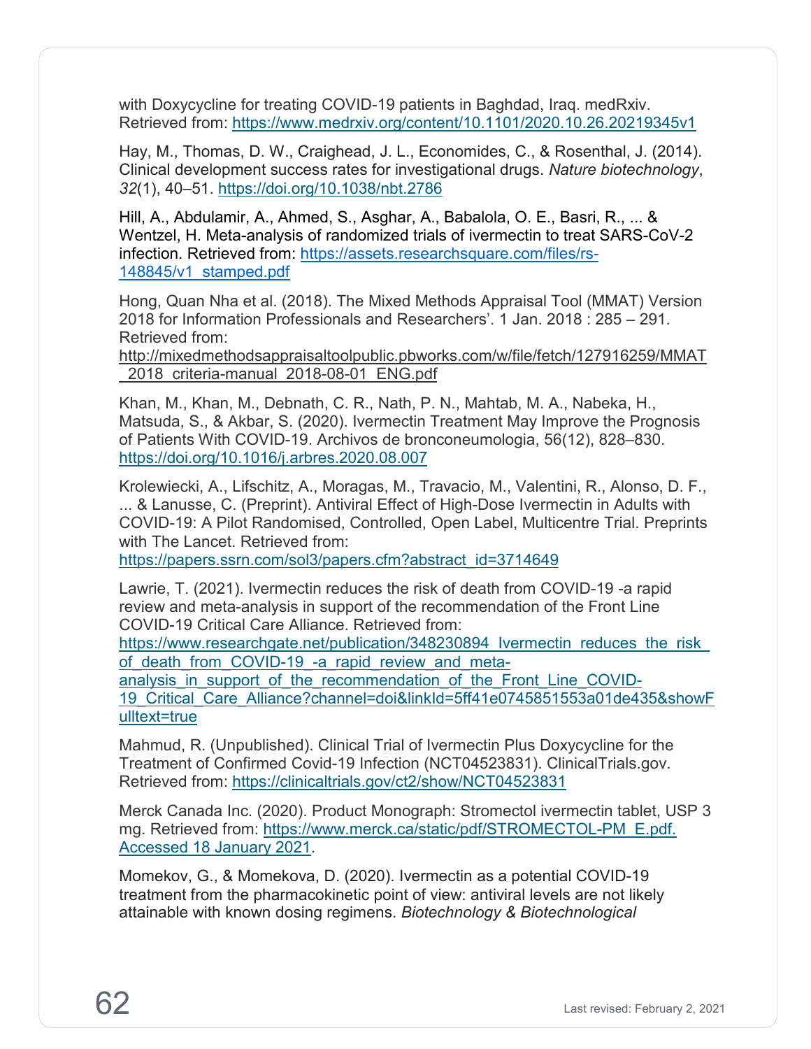with Doxycycline for treating COVID-19 patients in Baghdad, Iraq. medRxiv. Retrieved from: https://www.medrxiv.org/content/10.1101/2020.10.26.20219345v1

Hay, M., Thomas, D. W., Craighead, J. L., Economides, C., & Rosenthal, J. (2014). Clinical development success rates for investigational drugs. *Nature biotechnology*, *32*(1), 40–51. https://doi.org/10.1038/nbt.2786

Hill, A., Abdulamir, A., Ahmed, S., Asghar, A., Babalola, O. E., Basri, R., ... & Wentzel, H. Meta-analysis of randomized trials of ivermectin to treat SARS-CoV-2 infection. Retrieved from: https://assets.researchsquare.com/files/rs-148845/v1_stamped.pdf

Hong, Quan Nha et al. (2018). The Mixed Methods Appraisal Tool (MMAT) Version 2018 for Information Professionals and Researchers'. 1 Jan. 2018 : 285 – 291. Retrieved from: http://mixedmethodsappraisaltoolpublic.pbworks.com/w/file/fetch/127916259/MMAT_2018_criteria-manual_2018-08-01_ENG.pdf

Khan, M., Khan, M., Debnath, C. R., Nath, P. N., Mahtab, M. A., Nabeka, H., Matsuda, S., & Akbar, S. (2020). Ivermectin Treatment May Improve the Prognosis of Patients With COVID-19. Archivos de bronconeumologia, 56(12), 828–830. https://doi.org/10.1016/j.arbres.2020.08.007

Krolewiecki, A., Lifschitz, A., Moragas, M., Travacio, M., Valentini, R., Alonso, D. F., ... & Lanusse, C. (Preprint). Antiviral Effect of High-Dose Ivermectin in Adults with COVID-19: A Pilot Randomised, Controlled, Open Label, Multicentre Trial. Preprints with The Lancet. Retrieved from: https://papers.ssrn.com/sol3/papers.cfm?abstract_id=3714649

Lawrie, T. (2021). Ivermectin reduces the risk of death from COVID-19 -a rapid review and meta-analysis in support of the recommendation of the Front Line COVID-19 Critical Care Alliance. Retrieved from: https://www.researchgate.net/publication/348230894_Ivermectin_reduces_the_risk_of_death_from_COVID-19_-a_rapid_review_and_meta-analysis_in_support_of_the_recommendation_of_the_Front_Line_COVID-19_Critical_Care_Alliance?channel=doi&linkId=5ff41e0745851553a01de435&showFulltext=true

Mahmud, R. (Unpublished). Clinical Trial of Ivermectin Plus Doxycycline for the Treatment of Confirmed Covid-19 Infection (NCT04523831). ClinicalTrials.gov. Retrieved from: https://clinicaltrials.gov/ct2/show/NCT04523831

Merck Canada Inc. (2020). Product Monograph: Stromectol ivermectin tablet, USP 3 mg. Retrieved from: https://www.merck.ca/static/pdf/STROMECTOL-PM_E.pdf. Accessed 18 January 2021.

Momekov, G., & Momekova, D. (2020). Ivermectin as a potential COVID-19 treatment from the pharmacokinetic point of view: antiviral levels are not likely attainable with known dosing regimens. *Biotechnology & Biotechnological*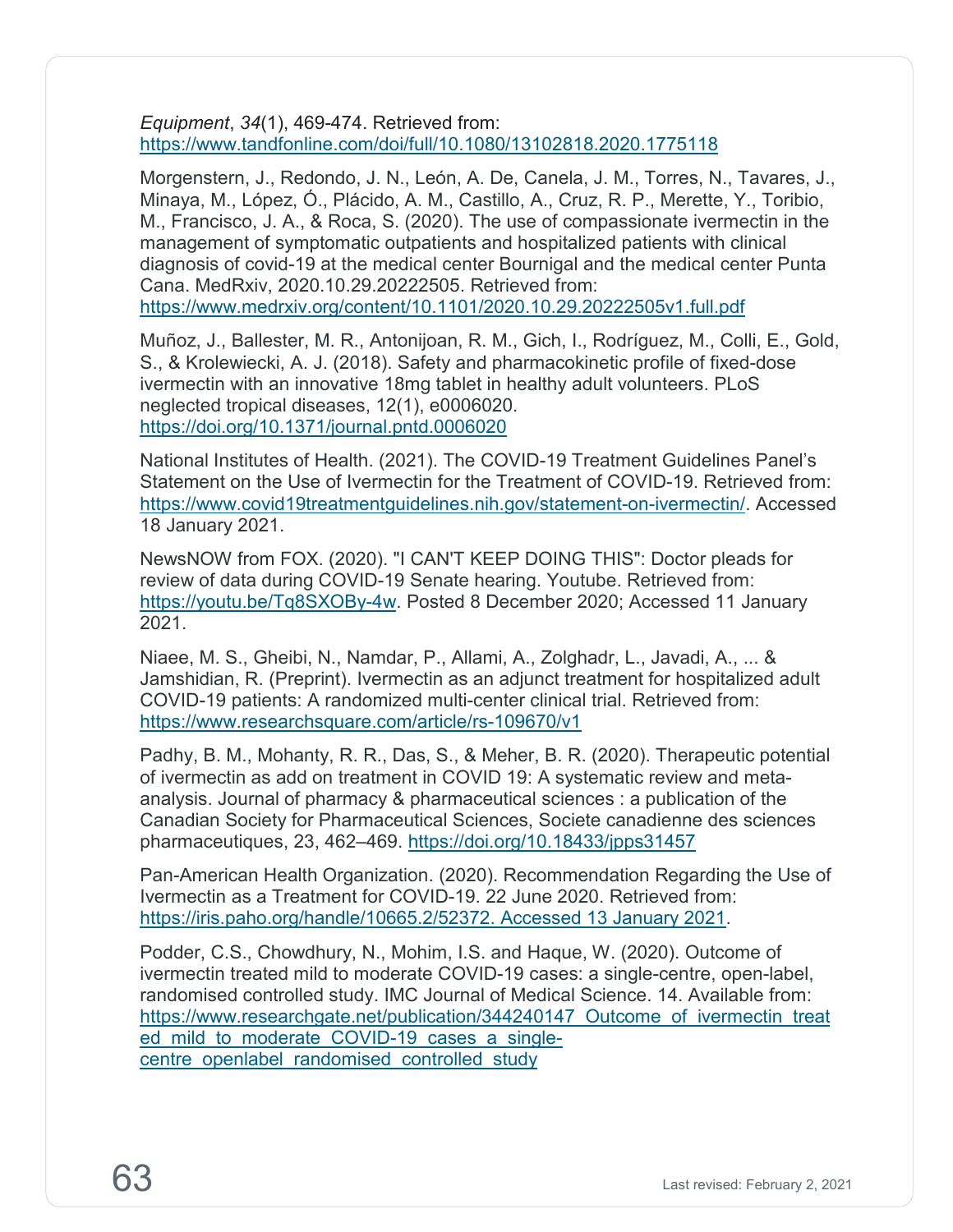*Equipment*, *34*(1), 469-474. Retrieved from: https://www.tandfonline.com/doi/full/10.1080/13102818.2020.1775118

Morgenstern, J., Redondo, J. N., León, A. De, Canela, J. M., Torres, N., Tavares, J., Minaya, M., López, Ó., Plácido, A. M., Castillo, A., Cruz, R. P., Merette, Y., Toribio, M., Francisco, J. A., & Roca, S. (2020). The use of compassionate ivermectin in the management of symptomatic outpatients and hospitalized patients with clinical diagnosis of covid-19 at the medical center Bournigal and the medical center Punta Cana. MedRxiv, 2020.10.29.20222505. Retrieved from: https://www.medrxiv.org/content/10.1101/2020.10.29.20222505v1.full.pdf

Muñoz, J., Ballester, M. R., Antonijoan, R. M., Gich, I., Rodríguez, M., Colli, E., Gold, S., & Krolewiecki, A. J. (2018). Safety and pharmacokinetic profile of fixed-dose ivermectin with an innovative 18mg tablet in healthy adult volunteers. PLoS neglected tropical diseases, 12(1), e0006020. https://doi.org/10.1371/journal.pntd.0006020

National Institutes of Health. (2021). The COVID-19 Treatment Guidelines Panel's Statement on the Use of Ivermectin for the Treatment of COVID-19. Retrieved from: https://www.covid19treatmentguidelines.nih.gov/statement-on-ivermectin/. Accessed 18 January 2021.

NewsNOW from FOX. (2020). "I CAN'T KEEP DOING THIS": Doctor pleads for review of data during COVID-19 Senate hearing. Youtube. Retrieved from: https://youtu.be/Tq8SXOBy-4w. Posted 8 December 2020; Accessed 11 January 2021.

Niaee, M. S., Gheibi, N., Namdar, P., Allami, A., Zolghadr, L., Javadi, A., ... & Jamshidian, R. (Preprint). Ivermectin as an adjunct treatment for hospitalized adult COVID-19 patients: A randomized multi-center clinical trial. Retrieved from: https://www.researchsquare.com/article/rs-109670/v1

Padhy, B. M., Mohanty, R. R., Das, S., & Meher, B. R. (2020). Therapeutic potential of ivermectin as add on treatment in COVID 19: A systematic review and meta-analysis. Journal of pharmacy & pharmaceutical sciences : a publication of the Canadian Society for Pharmaceutical Sciences, Societe canadienne des sciences pharmaceutiques, 23, 462–469. https://doi.org/10.18433/jpps31457

Pan-American Health Organization. (2020). Recommendation Regarding the Use of Ivermectin as a Treatment for COVID-19. 22 June 2020. Retrieved from: https://iris.paho.org/handle/10665.2/52372. Accessed 13 January 2021.

Podder, C.S., Chowdhury, N., Mohim, I.S. and Haque, W. (2020). Outcome of ivermectin treated mild to moderate COVID-19 cases: a single-centre, open-label, randomised controlled study. IMC Journal of Medical Science. 14. Available from: https://www.researchgate.net/publication/344240147_Outcome_of_ivermectin_treated_mild_to_moderate_COVID-19_cases_a_single-centre_openlabel_randomised_controlled_study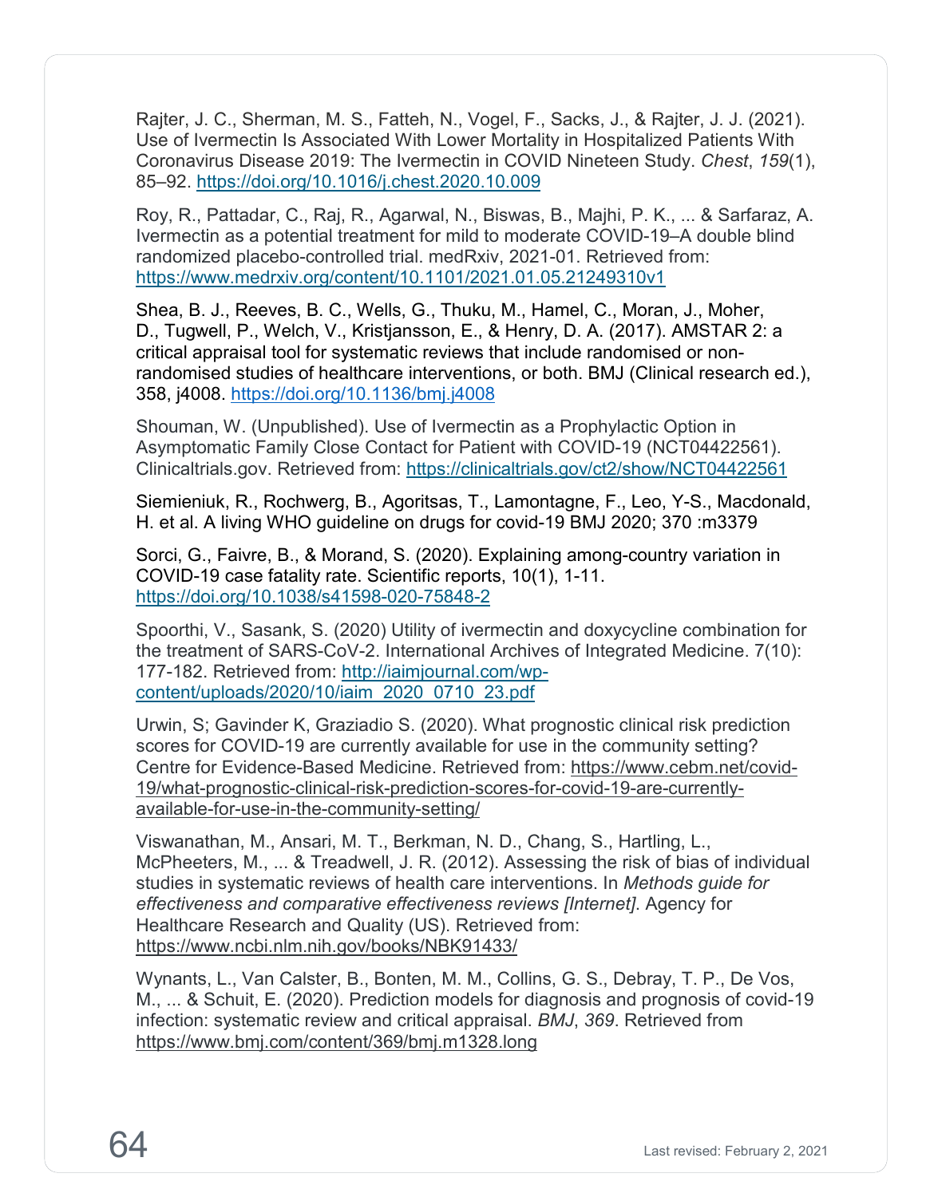Rajter, J. C., Sherman, M. S., Fatteh, N., Vogel, F., Sacks, J., & Rajter, J. J. (2021). Use of Ivermectin Is Associated With Lower Mortality in Hospitalized Patients With Coronavirus Disease 2019: The Ivermectin in COVID Nineteen Study. *Chest*, *159*(1), 85–92. https://doi.org/10.1016/j.chest.2020.10.009

Roy, R., Pattadar, C., Raj, R., Agarwal, N., Biswas, B., Majhi, P. K., ... & Sarfaraz, A. Ivermectin as a potential treatment for mild to moderate COVID-19–A double blind randomized placebo-controlled trial. medRxiv, 2021-01. Retrieved from: https://www.medrxiv.org/content/10.1101/2021.01.05.21249310v1

Shea, B. J., Reeves, B. C., Wells, G., Thuku, M., Hamel, C., Moran, J., Moher, D., Tugwell, P., Welch, V., Kristjansson, E., & Henry, D. A. (2017). AMSTAR 2: a critical appraisal tool for systematic reviews that include randomised or non-randomised studies of healthcare interventions, or both. BMJ (Clinical research ed.), 358, j4008. https://doi.org/10.1136/bmj.j4008

Shouman, W. (Unpublished). Use of Ivermectin as a Prophylactic Option in Asymptomatic Family Close Contact for Patient with COVID-19 (NCT04422561). Clinicaltrials.gov. Retrieved from: https://clinicaltrials.gov/ct2/show/NCT04422561

Siemieniuk, R., Rochwerg, B., Agoritsas, T., Lamontagne, F., Leo, Y-S., Macdonald, H. et al. A living WHO guideline on drugs for covid-19 BMJ 2020; 370 :m3379

Sorci, G., Faivre, B., & Morand, S. (2020). Explaining among-country variation in COVID-19 case fatality rate. Scientific reports, 10(1), 1-11. https://doi.org/10.1038/s41598-020-75848-2

Spoorthi, V., Sasank, S. (2020) Utility of ivermectin and doxycycline combination for the treatment of SARS-CoV-2. International Archives of Integrated Medicine. 7(10): 177-182. Retrieved from: http://iaimjournal.com/wp-content/uploads/2020/10/iaim_2020_0710_23.pdf

Urwin, S; Gavinder K, Graziadio S. (2020). What prognostic clinical risk prediction scores for COVID-19 are currently available for use in the community setting? Centre for Evidence-Based Medicine. Retrieved from: https://www.cebm.net/covid-19/what-prognostic-clinical-risk-prediction-scores-for-covid-19-are-currently-available-for-use-in-the-community-setting/

Viswanathan, M., Ansari, M. T., Berkman, N. D., Chang, S., Hartling, L., McPheeters, M., ... & Treadwell, J. R. (2012). Assessing the risk of bias of individual studies in systematic reviews of health care interventions. In *Methods guide for effectiveness and comparative effectiveness reviews [Internet]*. Agency for Healthcare Research and Quality (US). Retrieved from: https://www.ncbi.nlm.nih.gov/books/NBK91433/

Wynants, L., Van Calster, B., Bonten, M. M., Collins, G. S., Debray, T. P., De Vos, M., ... & Schuit, E. (2020). Prediction models for diagnosis and prognosis of covid-19 infection: systematic review and critical appraisal. *BMJ*, *369*. Retrieved from https://www.bmj.com/content/369/bmj.m1328.long